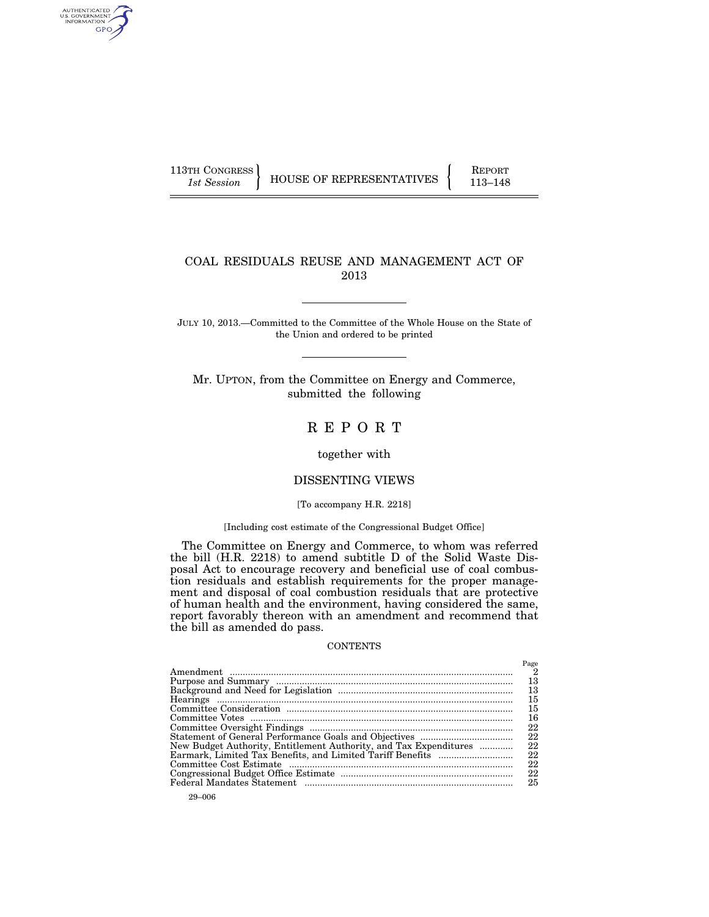113TH CONGRESS
*1st Session*

HOUSE OF REPRESENTATIVES

REPORT
113–148

# COAL RESIDUALS REUSE AND MANAGEMENT ACT OF 2013

JULY 10, 2013.—Committed to the Committee of the Whole House on the State of the Union and ordered to be printed

Mr. UPTON, from the Committee on Energy and Commerce, submitted the following

# R E P O R T

together with

## DISSENTING VIEWS

[To accompany H.R. 2218]

[Including cost estimate of the Congressional Budget Office]

The Committee on Energy and Commerce, to whom was referred the bill (H.R. 2218) to amend subtitle D of the Solid Waste Disposal Act to encourage recovery and beneficial use of coal combustion residuals and establish requirements for the proper management and disposal of coal combustion residuals that are protective of human health and the environment, having considered the same, report favorably thereon with an amendment and recommend that the bill as amended do pass.

CONTENTS

| | Page |
|---|---|
| Amendment | 2 |
| Purpose and Summary | 13 |
| Background and Need for Legislation | 13 |
| Hearings | 15 |
| Committee Consideration | 15 |
| Committee Votes | 16 |
| Committee Oversight Findings | 22 |
| Statement of General Performance Goals and Objectives | 22 |
| New Budget Authority, Entitlement Authority, and Tax Expenditures | 22 |
| Earmark, Limited Tax Benefits, and Limited Tariff Benefits | 22 |
| Committee Cost Estimate | 22 |
| Congressional Budget Office Estimate | 22 |
| Federal Mandates Statement | 25 |

29–006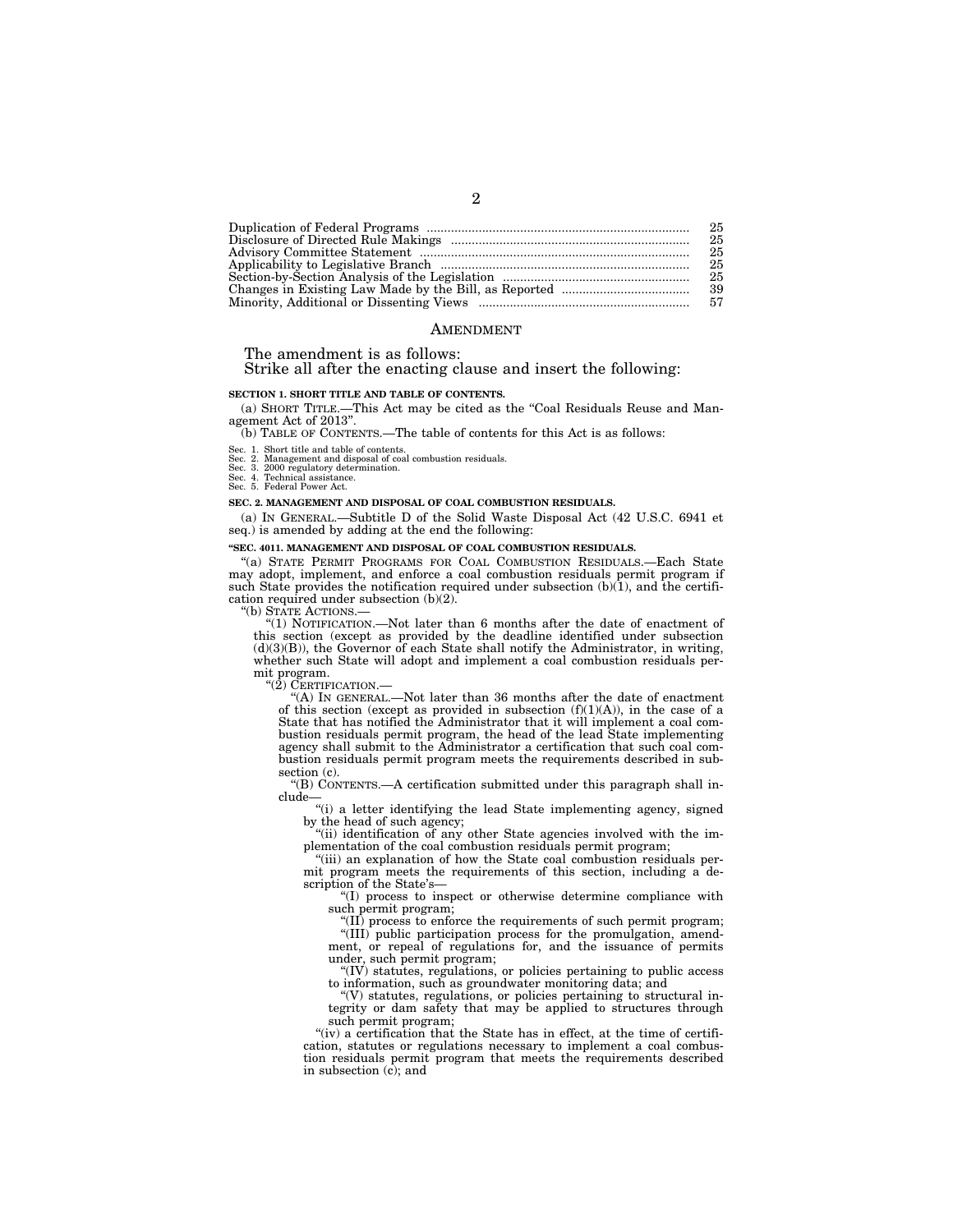| | |
|---|---|
| Duplication of Federal Programs | 25 |
| Disclosure of Directed Rule Makings | 25 |
| Advisory Committee Statement | 25 |
| Applicability to Legislative Branch | 25 |
| Section-by-Section Analysis of the Legislation | 25 |
| Changes in Existing Law Made by the Bill, as Reported | 39 |
| Minority, Additional or Dissenting Views | 57 |

## AMENDMENT

The amendment is as follows:

Strike all after the enacting clause and insert the following:

**SECTION 1. SHORT TITLE AND TABLE OF CONTENTS.**

(a) SHORT TITLE.—This Act may be cited as the "Coal Residuals Reuse and Management Act of 2013".

(b) TABLE OF CONTENTS.—The table of contents for this Act is as follows:

Sec. 1. Short title and table of contents.
Sec. 2. Management and disposal of coal combustion residuals.
Sec. 3. 2000 regulatory determination.
Sec. 4. Technical assistance.
Sec. 5. Federal Power Act.

**SEC. 2. MANAGEMENT AND DISPOSAL OF COAL COMBUSTION RESIDUALS.**

(a) IN GENERAL.—Subtitle D of the Solid Waste Disposal Act (42 U.S.C. 6941 et seq.) is amended by adding at the end the following:

**"SEC. 4011. MANAGEMENT AND DISPOSAL OF COAL COMBUSTION RESIDUALS.**

"(a) STATE PERMIT PROGRAMS FOR COAL COMBUSTION RESIDUALS.—Each State may adopt, implement, and enforce a coal combustion residuals permit program if such State provides the notification required under subsection (b)(1), and the certification required under subsection (b)(2).

"(b) STATE ACTIONS.—

"(1) NOTIFICATION.—Not later than 6 months after the date of enactment of this section (except as provided by the deadline identified under subsection (d)(3)(B)), the Governor of each State shall notify the Administrator, in writing, whether such State will adopt and implement a coal combustion residuals permit program.

"(2) CERTIFICATION.—

"(A) IN GENERAL.—Not later than 36 months after the date of enactment of this section (except as provided in subsection (f)(1)(A)), in the case of a State that has notified the Administrator that it will implement a coal combustion residuals permit program, the head of the lead State implementing agency shall submit to the Administrator a certification that such coal combustion residuals permit program meets the requirements described in subsection (c).

"(B) CONTENTS.—A certification submitted under this paragraph shall include—

"(i) a letter identifying the lead State implementing agency, signed by the head of such agency;

"(ii) identification of any other State agencies involved with the implementation of the coal combustion residuals permit program;

"(iii) an explanation of how the State coal combustion residuals permit program meets the requirements of this section, including a description of the State's—

"(I) process to inspect or otherwise determine compliance with such permit program;

"(II) process to enforce the requirements of such permit program;

"(III) public participation process for the promulgation, amendment, or repeal of regulations for, and the issuance of permits under, such permit program;

"(IV) statutes, regulations, or policies pertaining to public access to information, such as groundwater monitoring data; and

"(V) statutes, regulations, or policies pertaining to structural integrity or dam safety that may be applied to structures through such permit program;

"(iv) a certification that the State has in effect, at the time of certification, statutes or regulations necessary to implement a coal combustion residuals permit program that meets the requirements described in subsection (c); and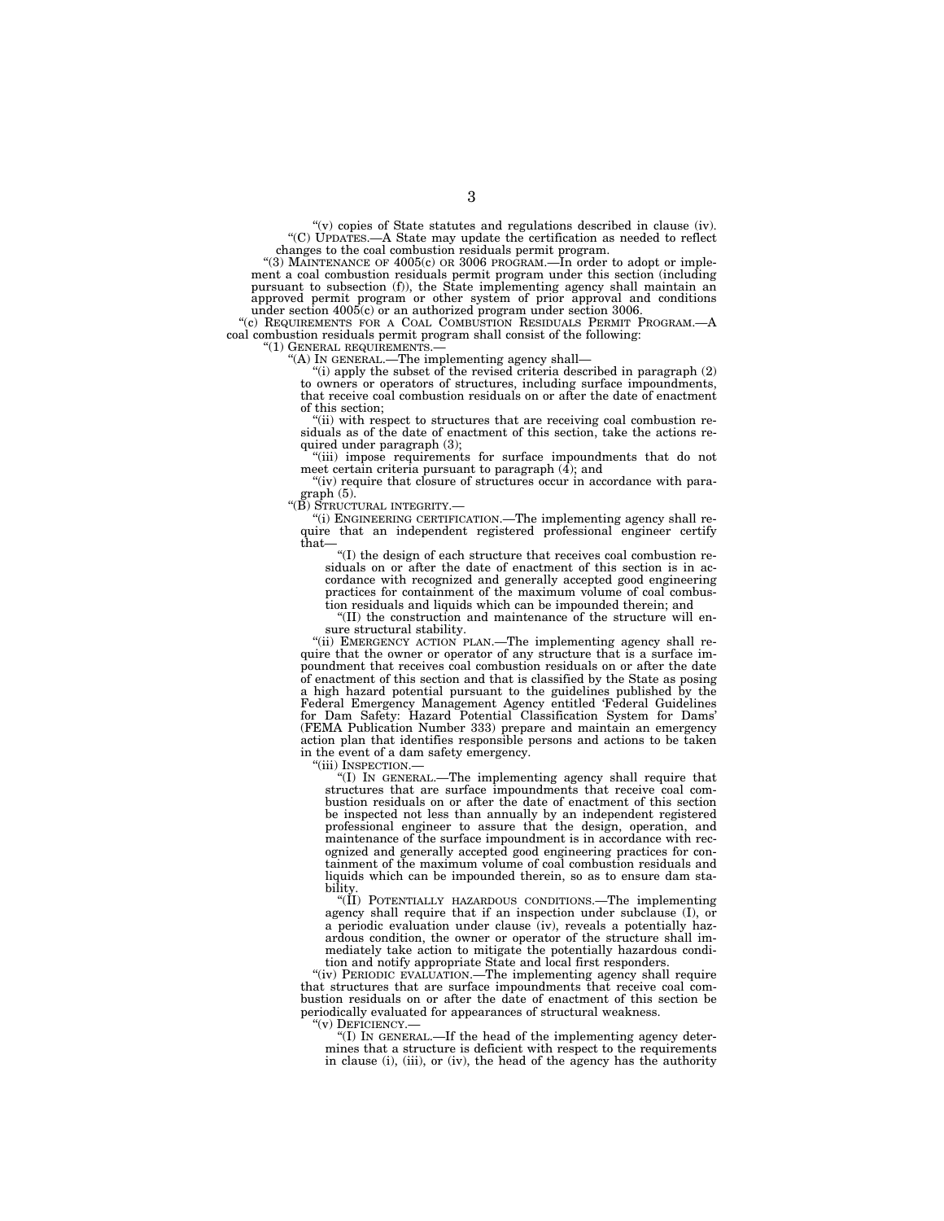"(v) copies of State statutes and regulations described in clause (iv).

"(C) UPDATES.—A State may update the certification as needed to reflect changes to the coal combustion residuals permit program.

"(3) MAINTENANCE OF 4005(c) OR 3006 PROGRAM.—In order to adopt or implement a coal combustion residuals permit program under this section (including pursuant to subsection (f)), the State implementing agency shall maintain an approved permit program or other system of prior approval and conditions under section 4005(c) or an authorized program under section 3006.

"(c) REQUIREMENTS FOR A COAL COMBUSTION RESIDUALS PERMIT PROGRAM.—A coal combustion residuals permit program shall consist of the following:

"(1) GENERAL REQUIREMENTS.—

"(A) IN GENERAL.—The implementing agency shall—

"(i) apply the subset of the revised criteria described in paragraph (2) to owners or operators of structures, including surface impoundments, that receive coal combustion residuals on or after the date of enactment of this section;

"(ii) with respect to structures that are receiving coal combustion residuals as of the date of enactment of this section, take the actions required under paragraph (3);

"(iii) impose requirements for surface impoundments that do not meet certain criteria pursuant to paragraph (4); and

"(iv) require that closure of structures occur in accordance with paragraph (5).

"(B) STRUCTURAL INTEGRITY.—

"(i) ENGINEERING CERTIFICATION.—The implementing agency shall require that an independent registered professional engineer certify that—

"(I) the design of each structure that receives coal combustion residuals on or after the date of enactment of this section is in accordance with recognized and generally accepted good engineering practices for containment of the maximum volume of coal combustion residuals and liquids which can be impounded therein; and

"(II) the construction and maintenance of the structure will ensure structural stability.

"(ii) EMERGENCY ACTION PLAN.—The implementing agency shall require that the owner or operator of any structure that is a surface impoundment that receives coal combustion residuals on or after the date of enactment of this section and that is classified by the State as posing a high hazard potential pursuant to the guidelines published by the Federal Emergency Management Agency entitled 'Federal Guidelines for Dam Safety: Hazard Potential Classification System for Dams' (FEMA Publication Number 333) prepare and maintain an emergency action plan that identifies responsible persons and actions to be taken in the event of a dam safety emergency.

"(iii) INSPECTION.—

"(I) IN GENERAL.—The implementing agency shall require that structures that are surface impoundments that receive coal combustion residuals on or after the date of enactment of this section be inspected not less than annually by an independent registered professional engineer to assure that the design, operation, and maintenance of the surface impoundment is in accordance with recognized and generally accepted good engineering practices for containment of the maximum volume of coal combustion residuals and liquids which can be impounded therein, so as to ensure dam stability.

"(II) POTENTIALLY HAZARDOUS CONDITIONS.—The implementing agency shall require that if an inspection under subclause (I), or a periodic evaluation under clause (iv), reveals a potentially hazardous condition, the owner or operator of the structure shall immediately take action to mitigate the potentially hazardous condition and notify appropriate State and local first responders.

"(iv) PERIODIC EVALUATION.—The implementing agency shall require that structures that are surface impoundments that receive coal combustion residuals on or after the date of enactment of this section be periodically evaluated for appearances of structural weakness.

"(v) DEFICIENCY.—

"(I) IN GENERAL.—If the head of the implementing agency determines that a structure is deficient with respect to the requirements in clause (i), (iii), or (iv), the head of the agency has the authority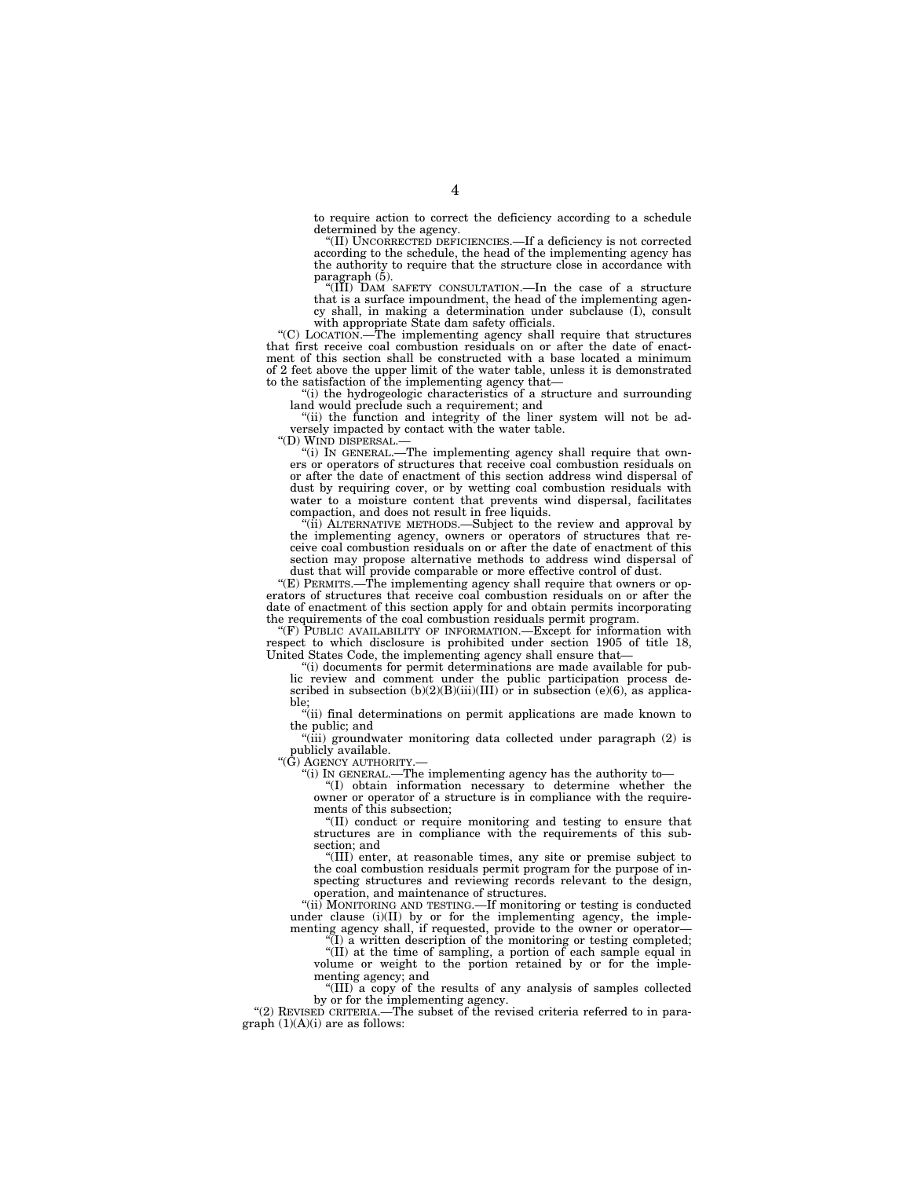to require action to correct the deficiency according to a schedule determined by the agency.

"(II) UNCORRECTED DEFICIENCIES.—If a deficiency is not corrected according to the schedule, the head of the implementing agency has the authority to require that the structure close in accordance with paragraph (5).

"(III) DAM SAFETY CONSULTATION.—In the case of a structure that is a surface impoundment, the head of the implementing agency shall, in making a determination under subclause (I), consult with appropriate State dam safety officials.

"(C) LOCATION.—The implementing agency shall require that structures that first receive coal combustion residuals on or after the date of enactment of this section shall be constructed with a base located a minimum of 2 feet above the upper limit of the water table, unless it is demonstrated to the satisfaction of the implementing agency that—

"(i) the hydrogeologic characteristics of a structure and surrounding land would preclude such a requirement; and

"(ii) the function and integrity of the liner system will not be adversely impacted by contact with the water table.

"(D) WIND DISPERSAL.—

"(i) IN GENERAL.—The implementing agency shall require that owners or operators of structures that receive coal combustion residuals on or after the date of enactment of this section address wind dispersal of dust by requiring cover, or by wetting coal combustion residuals with water to a moisture content that prevents wind dispersal, facilitates compaction, and does not result in free liquids.

"(ii) ALTERNATIVE METHODS.—Subject to the review and approval by the implementing agency, owners or operators of structures that receive coal combustion residuals on or after the date of enactment of this section may propose alternative methods to address wind dispersal of dust that will provide comparable or more effective control of dust.

"(E) PERMITS.—The implementing agency shall require that owners or operators of structures that receive coal combustion residuals on or after the date of enactment of this section apply for and obtain permits incorporating the requirements of the coal combustion residuals permit program.

"(F) PUBLIC AVAILABILITY OF INFORMATION.—Except for information with respect to which disclosure is prohibited under section 1905 of title 18, United States Code, the implementing agency shall ensure that—

"(i) documents for permit determinations are made available for public review and comment under the public participation process described in subsection (b)(2)(B)(iii)(III) or in subsection (e)(6), as applicable;

"(ii) final determinations on permit applications are made known to the public; and

"(iii) groundwater monitoring data collected under paragraph (2) is publicly available.

"(G) AGENCY AUTHORITY.—

"(i) IN GENERAL.—The implementing agency has the authority to—

"(I) obtain information necessary to determine whether the owner or operator of a structure is in compliance with the requirements of this subsection;

"(II) conduct or require monitoring and testing to ensure that structures are in compliance with the requirements of this subsection; and

"(III) enter, at reasonable times, any site or premise subject to the coal combustion residuals permit program for the purpose of inspecting structures and reviewing records relevant to the design, operation, and maintenance of structures.

"(ii) MONITORING AND TESTING.—If monitoring or testing is conducted under clause (i)(II) by or for the implementing agency, the implementing agency shall, if requested, provide to the owner or operator—

"(I) a written description of the monitoring or testing completed;

"(II) at the time of sampling, a portion of each sample equal in volume or weight to the portion retained by or for the implementing agency; and

"(III) a copy of the results of any analysis of samples collected by or for the implementing agency.

"(2) REVISED CRITERIA.—The subset of the revised criteria referred to in paragraph (1)(A)(i) are as follows: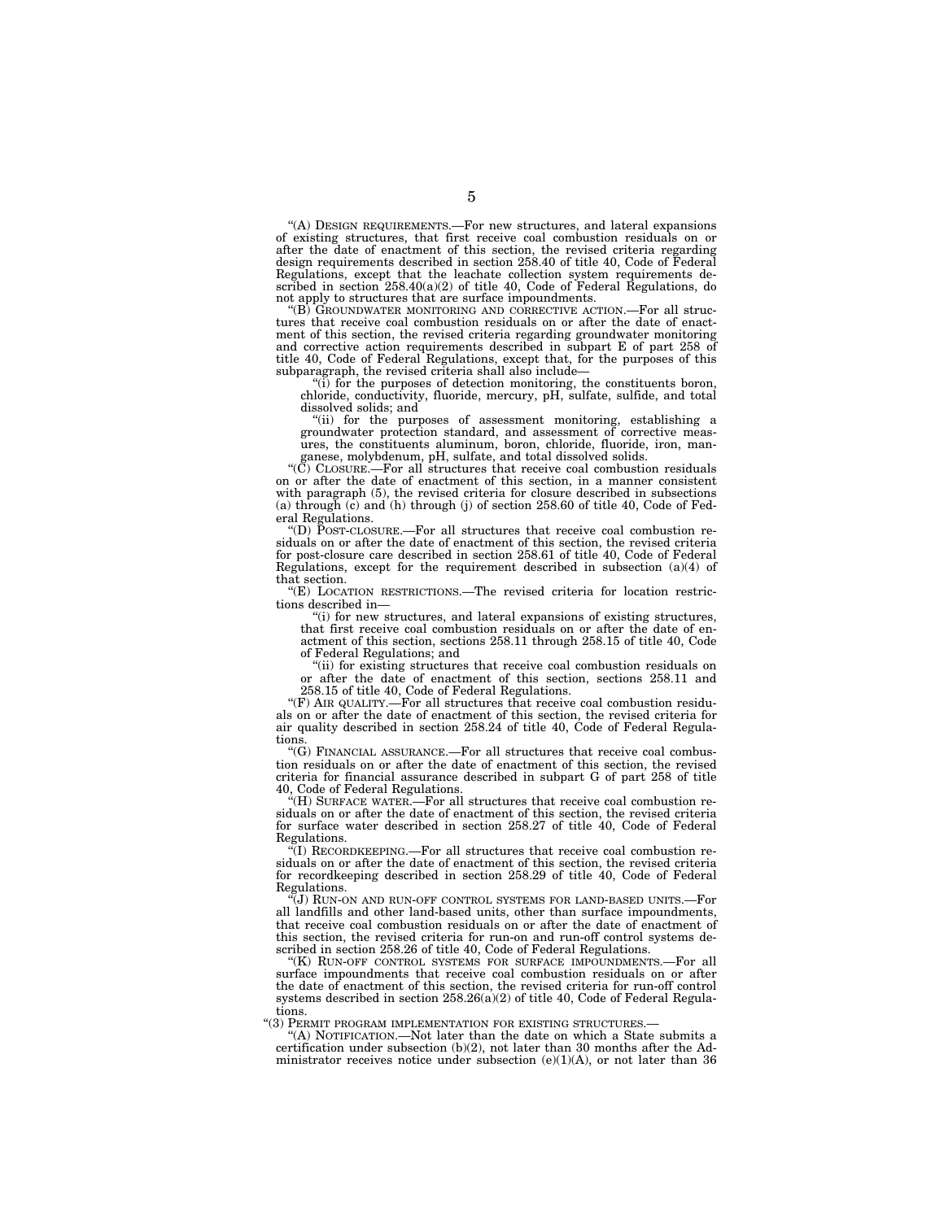"(A) DESIGN REQUIREMENTS.—For new structures, and lateral expansions of existing structures, that first receive coal combustion residuals on or after the date of enactment of this section, the revised criteria regarding design requirements described in section 258.40 of title 40, Code of Federal Regulations, except that the leachate collection system requirements described in section 258.40(a)(2) of title 40, Code of Federal Regulations, do not apply to structures that are surface impoundments.

"(B) GROUNDWATER MONITORING AND CORRECTIVE ACTION.—For all structures that receive coal combustion residuals on or after the date of enactment of this section, the revised criteria regarding groundwater monitoring and corrective action requirements described in subpart E of part 258 of title 40, Code of Federal Regulations, except that, for the purposes of this subparagraph, the revised criteria shall also include—

"(i) for the purposes of detection monitoring, the constituents boron, chloride, conductivity, fluoride, mercury, pH, sulfate, sulfide, and total dissolved solids; and

"(ii) for the purposes of assessment monitoring, establishing a groundwater protection standard, and assessment of corrective measures, the constituents aluminum, boron, chloride, fluoride, iron, manganese, molybdenum, pH, sulfate, and total dissolved solids.

"(C) CLOSURE.—For all structures that receive coal combustion residuals on or after the date of enactment of this section, in a manner consistent with paragraph (5), the revised criteria for closure described in subsections (a) through (c) and (h) through (j) of section 258.60 of title 40, Code of Federal Regulations.

"(D) POST-CLOSURE.—For all structures that receive coal combustion residuals on or after the date of enactment of this section, the revised criteria for post-closure care described in section 258.61 of title 40, Code of Federal Regulations, except for the requirement described in subsection (a)(4) of that section.

"(E) LOCATION RESTRICTIONS.—The revised criteria for location restrictions described in—

"(i) for new structures, and lateral expansions of existing structures, that first receive coal combustion residuals on or after the date of enactment of this section, sections 258.11 through 258.15 of title 40, Code of Federal Regulations; and

"(ii) for existing structures that receive coal combustion residuals on or after the date of enactment of this section, sections 258.11 and 258.15 of title 40, Code of Federal Regulations.

"(F) AIR QUALITY.—For all structures that receive coal combustion residuals on or after the date of enactment of this section, the revised criteria for air quality described in section 258.24 of title 40, Code of Federal Regulations.

"(G) FINANCIAL ASSURANCE.—For all structures that receive coal combustion residuals on or after the date of enactment of this section, the revised criteria for financial assurance described in subpart G of part 258 of title 40, Code of Federal Regulations.

"(H) SURFACE WATER.—For all structures that receive coal combustion residuals on or after the date of enactment of this section, the revised criteria for surface water described in section 258.27 of title 40, Code of Federal Regulations.

"(I) RECORDKEEPING.—For all structures that receive coal combustion residuals on or after the date of enactment of this section, the revised criteria for recordkeeping described in section 258.29 of title 40, Code of Federal Regulations.

"(J) RUN-ON AND RUN-OFF CONTROL SYSTEMS FOR LAND-BASED UNITS.—For all landfills and other land-based units, other than surface impoundments, that receive coal combustion residuals on or after the date of enactment of this section, the revised criteria for run-on and run-off control systems described in section 258.26 of title 40, Code of Federal Regulations.

"(K) RUN-OFF CONTROL SYSTEMS FOR SURFACE IMPOUNDMENTS.—For all surface impoundments that receive coal combustion residuals on or after the date of enactment of this section, the revised criteria for run-off control systems described in section 258.26(a)(2) of title 40, Code of Federal Regulations.

"(3) PERMIT PROGRAM IMPLEMENTATION FOR EXISTING STRUCTURES.—

"(A) NOTIFICATION.—Not later than the date on which a State submits a certification under subsection (b)(2), not later than 30 months after the Administrator receives notice under subsection (e)(1)(A), or not later than 36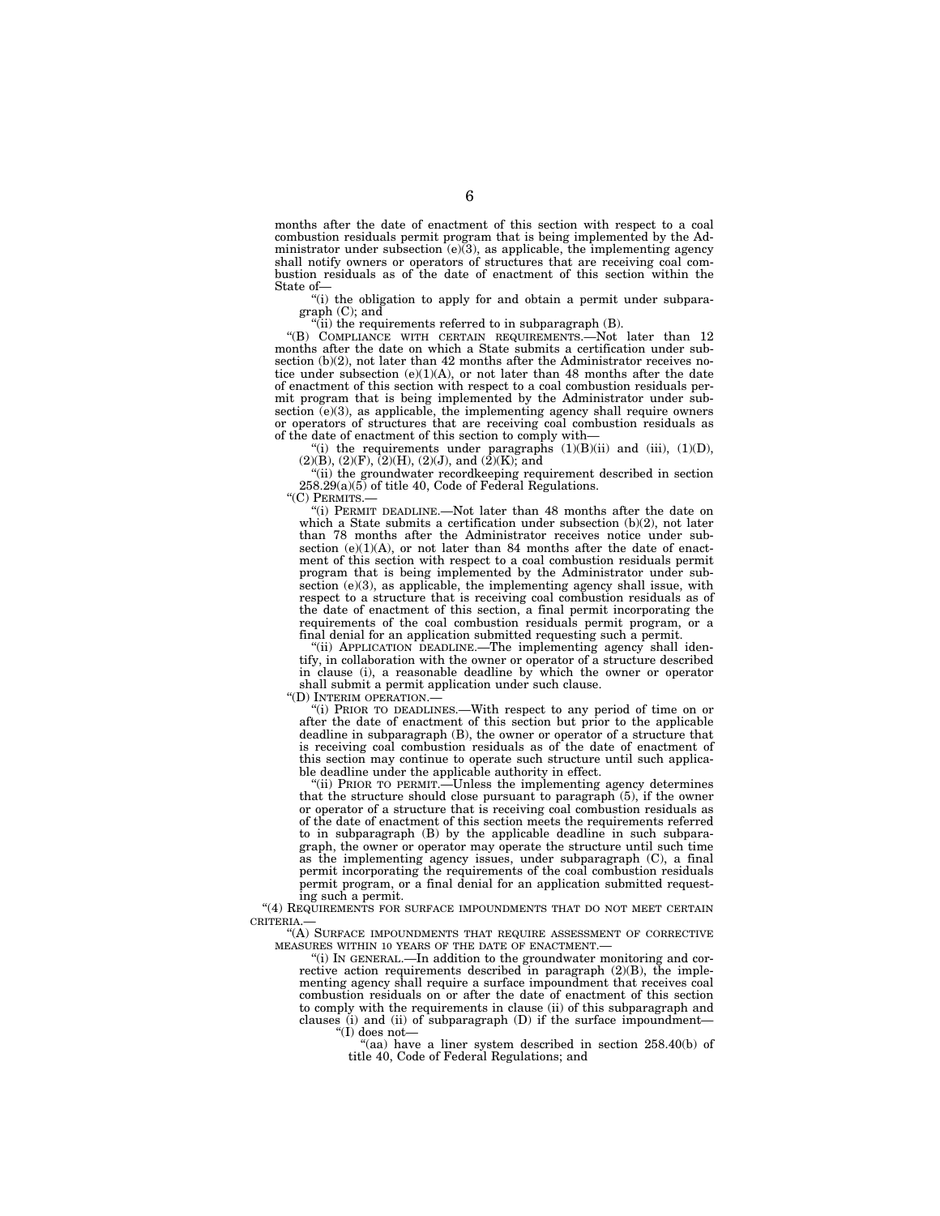months after the date of enactment of this section with respect to a coal combustion residuals permit program that is being implemented by the Administrator under subsection (e)(3), as applicable, the implementing agency shall notify owners or operators of structures that are receiving coal combustion residuals as of the date of enactment of this section within the State of—

"(i) the obligation to apply for and obtain a permit under subparagraph (C); and

"(ii) the requirements referred to in subparagraph (B).

"(B) COMPLIANCE WITH CERTAIN REQUIREMENTS.—Not later than 12 months after the date on which a State submits a certification under subsection (b)(2), not later than 42 months after the Administrator receives notice under subsection (e)(1)(A), or not later than 48 months after the date of enactment of this section with respect to a coal combustion residuals permit program that is being implemented by the Administrator under subsection (e)(3), as applicable, the implementing agency shall require owners or operators of structures that are receiving coal combustion residuals as of the date of enactment of this section to comply with—

"(i) the requirements under paragraphs (1)(B)(ii) and (iii), (1)(D), (2)(B), (2)(F), (2)(H), (2)(J), and (2)(K); and

"(ii) the groundwater recordkeeping requirement described in section 258.29(a)(5) of title 40, Code of Federal Regulations.

"(C) PERMITS.—

"(i) PERMIT DEADLINE.—Not later than 48 months after the date on which a State submits a certification under subsection (b)(2), not later than 78 months after the Administrator receives notice under subsection (e)(1)(A), or not later than 84 months after the date of enactment of this section with respect to a coal combustion residuals permit program that is being implemented by the Administrator under subsection (e)(3), as applicable, the implementing agency shall issue, with respect to a structure that is receiving coal combustion residuals as of the date of enactment of this section, a final permit incorporating the requirements of the coal combustion residuals permit program, or a final denial for an application submitted requesting such a permit.

"(ii) APPLICATION DEADLINE.—The implementing agency shall identify, in collaboration with the owner or operator of a structure described in clause (i), a reasonable deadline by which the owner or operator shall submit a permit application under such clause.

"(D) INTERIM OPERATION.—

"(i) PRIOR TO DEADLINES.—With respect to any period of time on or after the date of enactment of this section but prior to the applicable deadline in subparagraph (B), the owner or operator of a structure that is receiving coal combustion residuals as of the date of enactment of this section may continue to operate such structure until such applicable deadline under the applicable authority in effect.

"(ii) PRIOR TO PERMIT.—Unless the implementing agency determines that the structure should close pursuant to paragraph (5), if the owner or operator of a structure that is receiving coal combustion residuals as of the date of enactment of this section meets the requirements referred to in subparagraph (B) by the applicable deadline in such subparagraph, the owner or operator may operate the structure until such time as the implementing agency issues, under subparagraph (C), a final permit incorporating the requirements of the coal combustion residuals permit program, or a final denial for an application submitted requesting such a permit.

"(4) REQUIREMENTS FOR SURFACE IMPOUNDMENTS THAT DO NOT MEET CERTAIN CRITERIA.—

"(A) SURFACE IMPOUNDMENTS THAT REQUIRE ASSESSMENT OF CORRECTIVE MEASURES WITHIN 10 YEARS OF THE DATE OF ENACTMENT.—

"(i) IN GENERAL.—In addition to the groundwater monitoring and corrective action requirements described in paragraph (2)(B), the implementing agency shall require a surface impoundment that receives coal combustion residuals on or after the date of enactment of this section to comply with the requirements in clause (ii) of this subparagraph and clauses (i) and (ii) of subparagraph (D) if the surface impoundment—

"(I) does not—

"(aa) have a liner system described in section 258.40(b) of title 40, Code of Federal Regulations; and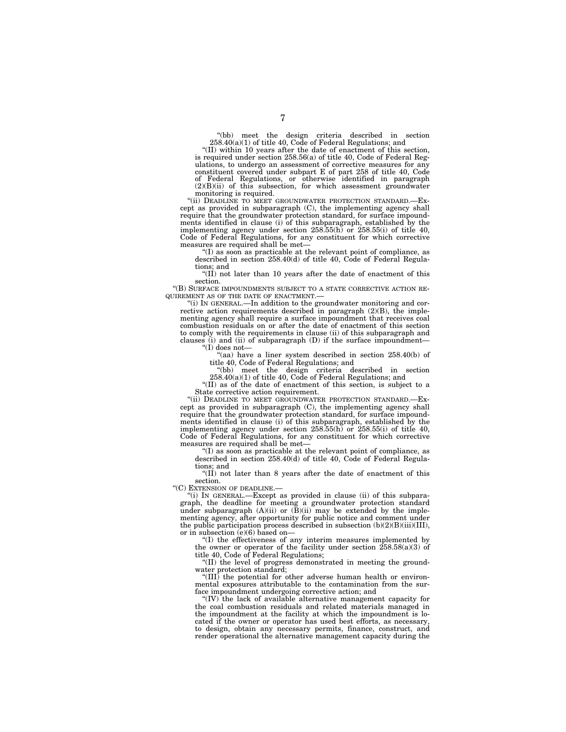"(bb) meet the design criteria described in section 258.40(a)(1) of title 40, Code of Federal Regulations; and

"(II) within 10 years after the date of enactment of this section, is required under section 258.56(a) of title 40, Code of Federal Regulations, to undergo an assessment of corrective measures for any constituent covered under subpart E of part 258 of title 40, Code of Federal Regulations, or otherwise identified in paragraph (2)(B)(ii) of this subsection, for which assessment groundwater monitoring is required.

"(ii) DEADLINE TO MEET GROUNDWATER PROTECTION STANDARD.—Except as provided in subparagraph (C), the implementing agency shall require that the groundwater protection standard, for surface impoundments identified in clause (i) of this subparagraph, established by the implementing agency under section 258.55(h) or 258.55(i) of title 40, Code of Federal Regulations, for any constituent for which corrective measures are required shall be met—

"(I) as soon as practicable at the relevant point of compliance, as described in section 258.40(d) of title 40, Code of Federal Regulations; and

"(II) not later than 10 years after the date of enactment of this section.

"(B) SURFACE IMPOUNDMENTS SUBJECT TO A STATE CORRECTIVE ACTION REQUIREMENT AS OF THE DATE OF ENACTMENT.—

"(i) IN GENERAL.—In addition to the groundwater monitoring and corrective action requirements described in paragraph (2)(B), the implementing agency shall require a surface impoundment that receives coal combustion residuals on or after the date of enactment of this section to comply with the requirements in clause (ii) of this subparagraph and clauses (i) and (ii) of subparagraph (D) if the surface impoundment—

"(I) does not—

"(aa) have a liner system described in section 258.40(b) of title 40, Code of Federal Regulations; and

"(bb) meet the design criteria described in section 258.40(a)(1) of title 40, Code of Federal Regulations; and

"(II) as of the date of enactment of this section, is subject to a State corrective action requirement.

"(ii) DEADLINE TO MEET GROUNDWATER PROTECTION STANDARD.—Except as provided in subparagraph (C), the implementing agency shall require that the groundwater protection standard, for surface impoundments identified in clause (i) of this subparagraph, established by the implementing agency under section 258.55(h) or 258.55(i) of title 40, Code of Federal Regulations, for any constituent for which corrective measures are required shall be met—

"(I) as soon as practicable at the relevant point of compliance, as described in section 258.40(d) of title 40, Code of Federal Regulations; and

"(II) not later than 8 years after the date of enactment of this section.

"(C) EXTENSION OF DEADLINE.—

"(i) IN GENERAL.—Except as provided in clause (ii) of this subparagraph, the deadline for meeting a groundwater protection standard under subparagraph (A)(ii) or (B)(ii) may be extended by the implementing agency, after opportunity for public notice and comment under the public participation process described in subsection (b)(2)(B)(iii)(III), or in subsection (e)(6) based on—

"(I) the effectiveness of any interim measures implemented by the owner or operator of the facility under section 258.58(a)(3) of title 40, Code of Federal Regulations;

"(II) the level of progress demonstrated in meeting the groundwater protection standard;

"(III) the potential for other adverse human health or environmental exposures attributable to the contamination from the surface impoundment undergoing corrective action; and

"(IV) the lack of available alternative management capacity for the coal combustion residuals and related materials managed in the impoundment at the facility at which the impoundment is located if the owner or operator has used best efforts, as necessary, to design, obtain any necessary permits, finance, construct, and render operational the alternative management capacity during the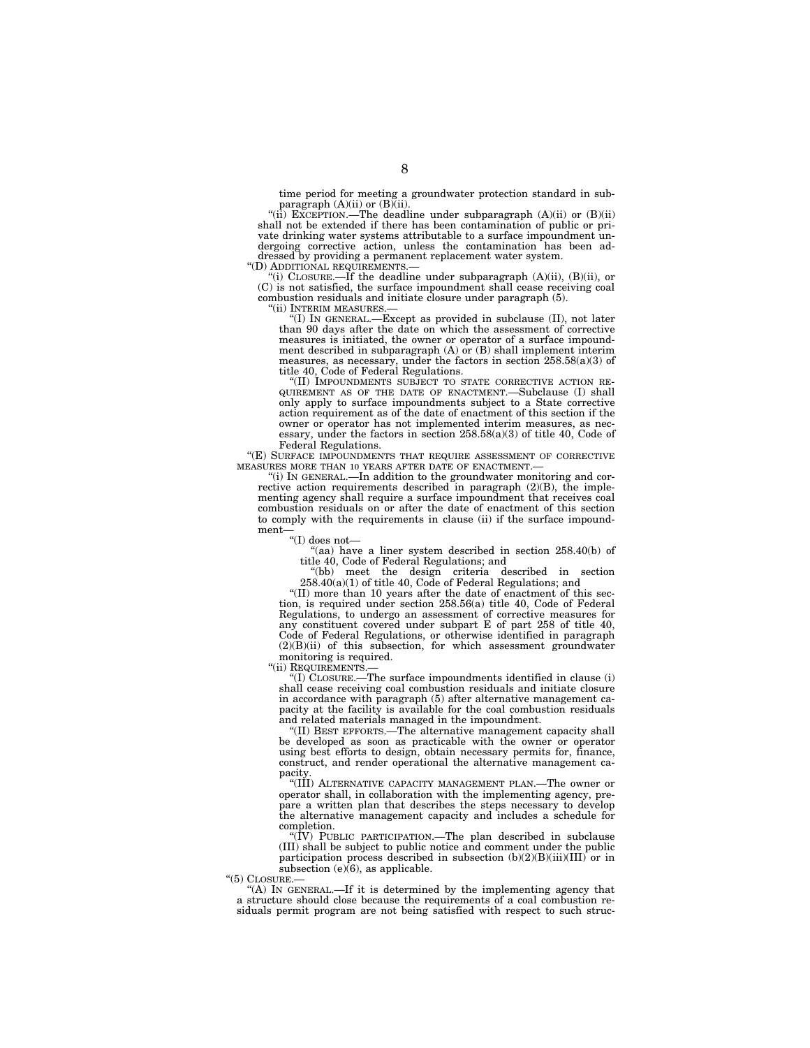time period for meeting a groundwater protection standard in subparagraph (A)(ii) or (B)(ii).

"(ii) EXCEPTION.—The deadline under subparagraph (A)(ii) or (B)(ii) shall not be extended if there has been contamination of public or private drinking water systems attributable to a surface impoundment undergoing corrective action, unless the contamination has been addressed by providing a permanent replacement water system.

"(D) ADDITIONAL REQUIREMENTS.—

"(i) CLOSURE.—If the deadline under subparagraph (A)(ii), (B)(ii), or (C) is not satisfied, the surface impoundment shall cease receiving coal combustion residuals and initiate closure under paragraph (5).

"(ii) INTERIM MEASURES.—

"(I) IN GENERAL.—Except as provided in subclause (II), not later than 90 days after the date on which the assessment of corrective measures is initiated, the owner or operator of a surface impoundment described in subparagraph (A) or (B) shall implement interim measures, as necessary, under the factors in section 258.58(a)(3) of title 40, Code of Federal Regulations.

"(II) IMPOUNDMENTS SUBJECT TO STATE CORRECTIVE ACTION REQUIREMENT AS OF THE DATE OF ENACTMENT.—Subclause (I) shall only apply to surface impoundments subject to a State corrective action requirement as of the date of enactment of this section if the owner or operator has not implemented interim measures, as necessary, under the factors in section 258.58(a)(3) of title 40, Code of Federal Regulations.

"(E) SURFACE IMPOUNDMENTS THAT REQUIRE ASSESSMENT OF CORRECTIVE MEASURES MORE THAN 10 YEARS AFTER DATE OF ENACTMENT.—

"(i) IN GENERAL.—In addition to the groundwater monitoring and corrective action requirements described in paragraph (2)(B), the implementing agency shall require a surface impoundment that receives coal combustion residuals on or after the date of enactment of this section to comply with the requirements in clause (ii) if the surface impoundment—

"(I) does not—

"(aa) have a liner system described in section 258.40(b) of title 40, Code of Federal Regulations; and

"(bb) meet the design criteria described in section 258.40(a)(1) of title 40, Code of Federal Regulations; and

"(II) more than 10 years after the date of enactment of this section, is required under section 258.56(a) title 40, Code of Federal Regulations, to undergo an assessment of corrective measures for any constituent covered under subpart E of part 258 of title 40, Code of Federal Regulations, or otherwise identified in paragraph (2)(B)(ii) of this subsection, for which assessment groundwater monitoring is required.

"(ii) REQUIREMENTS.—

"(I) CLOSURE.—The surface impoundments identified in clause (i) shall cease receiving coal combustion residuals and initiate closure in accordance with paragraph (5) after alternative management capacity at the facility is available for the coal combustion residuals and related materials managed in the impoundment.

"(II) BEST EFFORTS.—The alternative management capacity shall be developed as soon as practicable with the owner or operator using best efforts to design, obtain necessary permits for, finance, construct, and render operational the alternative management capacity.

"(III) ALTERNATIVE CAPACITY MANAGEMENT PLAN.—The owner or operator shall, in collaboration with the implementing agency, prepare a written plan that describes the steps necessary to develop the alternative management capacity and includes a schedule for completion.

"(IV) PUBLIC PARTICIPATION.—The plan described in subclause (III) shall be subject to public notice and comment under the public participation process described in subsection (b)(2)(B)(iii)(III) or in subsection (e)(6), as applicable.

"(5) CLOSURE.—

"(A) IN GENERAL.—If it is determined by the implementing agency that a structure should close because the requirements of a coal combustion residuals permit program are not being satisfied with respect to such struc-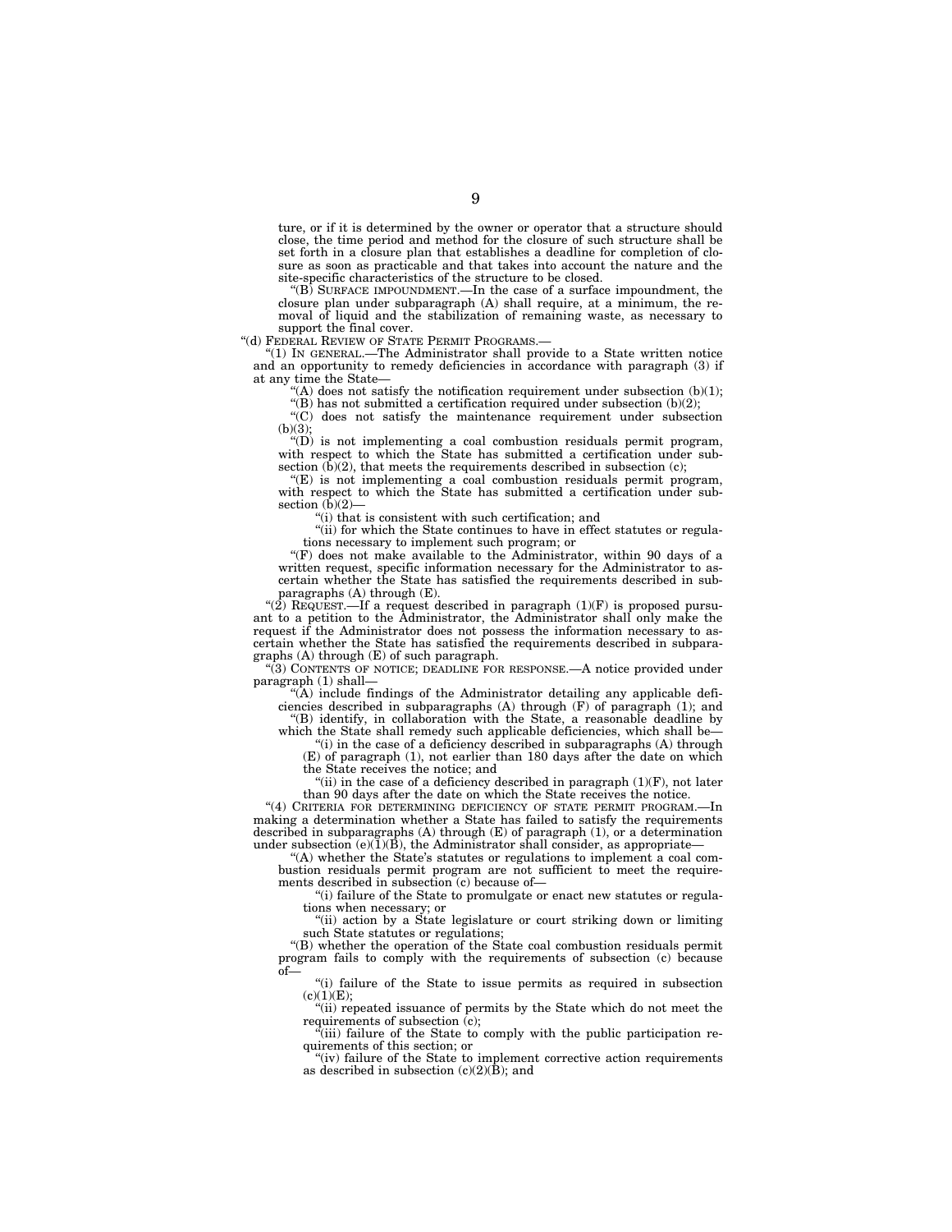ture, or if it is determined by the owner or operator that a structure should close, the time period and method for the closure of such structure shall be set forth in a closure plan that establishes a deadline for completion of closure as soon as practicable and that takes into account the nature and the site-specific characteristics of the structure to be closed.

"(B) SURFACE IMPOUNDMENT.—In the case of a surface impoundment, the closure plan under subparagraph (A) shall require, at a minimum, the removal of liquid and the stabilization of remaining waste, as necessary to support the final cover.

"(d) FEDERAL REVIEW OF STATE PERMIT PROGRAMS.—

"(1) IN GENERAL.—The Administrator shall provide to a State written notice and an opportunity to remedy deficiencies in accordance with paragraph (3) if at any time the State—

"(A) does not satisfy the notification requirement under subsection (b)(1);

"(B) has not submitted a certification required under subsection (b)(2);

"(C) does not satisfy the maintenance requirement under subsection (b)(3);

"(D) is not implementing a coal combustion residuals permit program, with respect to which the State has submitted a certification under subsection (b)(2), that meets the requirements described in subsection (c);

"(E) is not implementing a coal combustion residuals permit program, with respect to which the State has submitted a certification under subsection (b)(2)—

"(i) that is consistent with such certification; and

"(ii) for which the State continues to have in effect statutes or regulations necessary to implement such program; or

"(F) does not make available to the Administrator, within 90 days of a written request, specific information necessary for the Administrator to ascertain whether the State has satisfied the requirements described in subparagraphs (A) through (E).

"(2) REQUEST.—If a request described in paragraph (1)(F) is proposed pursuant to a petition to the Administrator, the Administrator shall only make the request if the Administrator does not possess the information necessary to ascertain whether the State has satisfied the requirements described in subparagraphs (A) through (E) of such paragraph.

"(3) CONTENTS OF NOTICE; DEADLINE FOR RESPONSE.—A notice provided under paragraph (1) shall—

"(A) include findings of the Administrator detailing any applicable deficiencies described in subparagraphs (A) through (F) of paragraph (1); and

"(B) identify, in collaboration with the State, a reasonable deadline by which the State shall remedy such applicable deficiencies, which shall be—

"(i) in the case of a deficiency described in subparagraphs (A) through (E) of paragraph (1), not earlier than 180 days after the date on which the State receives the notice; and

"(ii) in the case of a deficiency described in paragraph (1)(F), not later than 90 days after the date on which the State receives the notice.

"(4) CRITERIA FOR DETERMINING DEFICIENCY OF STATE PERMIT PROGRAM.—In making a determination whether a State has failed to satisfy the requirements described in subparagraphs (A) through (E) of paragraph (1), or a determination under subsection (e)(1)(B), the Administrator shall consider, as appropriate—

"(A) whether the State's statutes or regulations to implement a coal combustion residuals permit program are not sufficient to meet the requirements described in subsection (c) because of—

"(i) failure of the State to promulgate or enact new statutes or regulations when necessary; or

"(ii) action by a State legislature or court striking down or limiting such State statutes or regulations;

"(B) whether the operation of the State coal combustion residuals permit program fails to comply with the requirements of subsection (c) because of—

"(i) failure of the State to issue permits as required in subsection (c)(1)(E);

"(ii) repeated issuance of permits by the State which do not meet the requirements of subsection (c);

"(iii) failure of the State to comply with the public participation requirements of this section; or

"(iv) failure of the State to implement corrective action requirements as described in subsection (c)(2)(B); and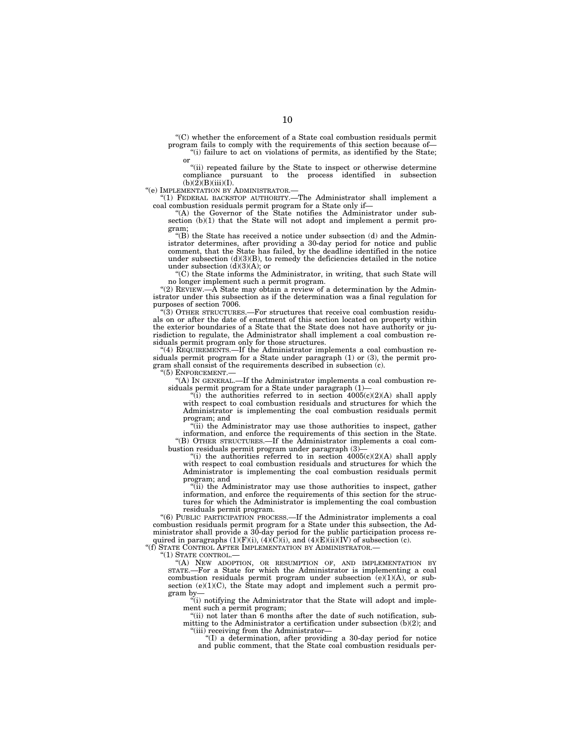"(C) whether the enforcement of a State coal combustion residuals permit program fails to comply with the requirements of this section because of—

"(i) failure to act on violations of permits, as identified by the State; or

"(ii) repeated failure by the State to inspect or otherwise determine compliance pursuant to the process identified in subsection (b)(2)(B)(iii)(I).

"(e) IMPLEMENTATION BY ADMINISTRATOR.—

"(1) FEDERAL BACKSTOP AUTHORITY.—The Administrator shall implement a coal combustion residuals permit program for a State only if—

"(A) the Governor of the State notifies the Administrator under subsection (b)(1) that the State will not adopt and implement a permit program;

"(B) the State has received a notice under subsection (d) and the Administrator determines, after providing a 30-day period for notice and public comment, that the State has failed, by the deadline identified in the notice under subsection (d)(3)(B), to remedy the deficiencies detailed in the notice under subsection (d)(3)(A); or

"(C) the State informs the Administrator, in writing, that such State will no longer implement such a permit program.

"(2) REVIEW.—A State may obtain a review of a determination by the Administrator under this subsection as if the determination was a final regulation for purposes of section 7006.

"(3) OTHER STRUCTURES.—For structures that receive coal combustion residuals on or after the date of enactment of this section located on property within the exterior boundaries of a State that the State does not have authority or jurisdiction to regulate, the Administrator shall implement a coal combustion residuals permit program only for those structures.

"(4) REQUIREMENTS.—If the Administrator implements a coal combustion residuals permit program for a State under paragraph (1) or (3), the permit program shall consist of the requirements described in subsection (c).

"(5) ENFORCEMENT.—

"(A) IN GENERAL.—If the Administrator implements a coal combustion residuals permit program for a State under paragraph (1)—

"(i) the authorities referred to in section 4005(c)(2)(A) shall apply with respect to coal combustion residuals and structures for which the Administrator is implementing the coal combustion residuals permit program; and

"(ii) the Administrator may use those authorities to inspect, gather information, and enforce the requirements of this section in the State.

"(B) OTHER STRUCTURES.—If the Administrator implements a coal combustion residuals permit program under paragraph (3)—

"(i) the authorities referred to in section 4005(c)(2)(A) shall apply with respect to coal combustion residuals and structures for which the Administrator is implementing the coal combustion residuals permit program; and

"(ii) the Administrator may use those authorities to inspect, gather information, and enforce the requirements of this section for the structures for which the Administrator is implementing the coal combustion residuals permit program.

"(6) PUBLIC PARTICIPATION PROCESS.—If the Administrator implements a coal combustion residuals permit program for a State under this subsection, the Administrator shall provide a 30-day period for the public participation process required in paragraphs (1)(F)(i), (4)(C)(i), and (4)(E)(ii)(IV) of subsection (c).

"(f) STATE CONTROL AFTER IMPLEMENTATION BY ADMINISTRATOR.—

"(1) STATE CONTROL.—

"(A) NEW ADOPTION, OR RESUMPTION OF, AND IMPLEMENTATION BY STATE.—For a State for which the Administrator is implementing a coal combustion residuals permit program under subsection (e)(1)(A), or subsection (e)(1)(C), the State may adopt and implement such a permit program by—

"(i) notifying the Administrator that the State will adopt and implement such a permit program;

"(ii) not later than 6 months after the date of such notification, submitting to the Administrator a certification under subsection (b)(2); and

"(iii) receiving from the Administrator—

"(I) a determination, after providing a 30-day period for notice and public comment, that the State coal combustion residuals per-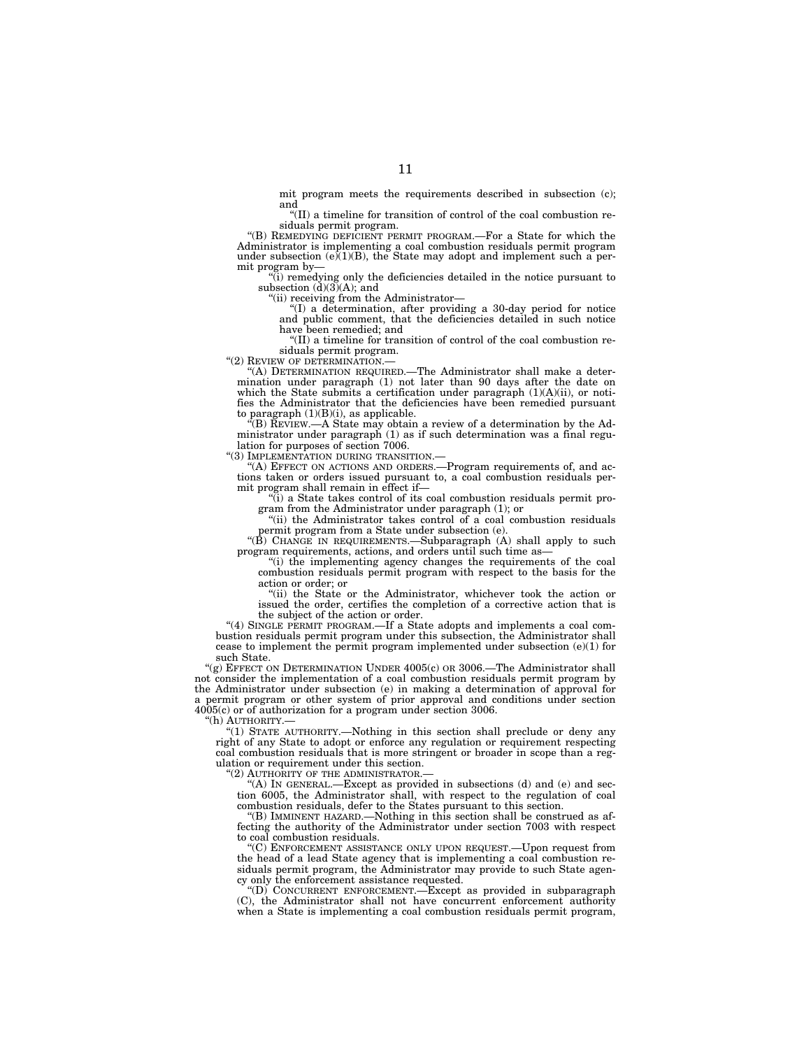mit program meets the requirements described in subsection (c); and

"(II) a timeline for transition of control of the coal combustion residuals permit program.

"(B) REMEDYING DEFICIENT PERMIT PROGRAM.—For a State for which the Administrator is implementing a coal combustion residuals permit program under subsection (e)(1)(B), the State may adopt and implement such a permit program by—

"(i) remedying only the deficiencies detailed in the notice pursuant to subsection (d)(3)(A); and

"(ii) receiving from the Administrator—

"(I) a determination, after providing a 30-day period for notice and public comment, that the deficiencies detailed in such notice have been remedied; and

"(II) a timeline for transition of control of the coal combustion residuals permit program.

"(2) REVIEW OF DETERMINATION.—

"(A) DETERMINATION REQUIRED.—The Administrator shall make a determination under paragraph (1) not later than 90 days after the date on which the State submits a certification under paragraph (1)(A)(ii), or notifies the Administrator that the deficiencies have been remedied pursuant to paragraph (1)(B)(i), as applicable.

"(B) REVIEW.—A State may obtain a review of a determination by the Administrator under paragraph (1) as if such determination was a final regulation for purposes of section 7006.

"(3) IMPLEMENTATION DURING TRANSITION.—

"(A) EFFECT ON ACTIONS AND ORDERS.—Program requirements of, and actions taken or orders issued pursuant to, a coal combustion residuals permit program shall remain in effect if—

"(i) a State takes control of its coal combustion residuals permit program from the Administrator under paragraph (1); or

"(ii) the Administrator takes control of a coal combustion residuals permit program from a State under subsection (e).

"(B) CHANGE IN REQUIREMENTS.—Subparagraph (A) shall apply to such program requirements, actions, and orders until such time as—

"(i) the implementing agency changes the requirements of the coal combustion residuals permit program with respect to the basis for the action or order; or

"(ii) the State or the Administrator, whichever took the action or issued the order, certifies the completion of a corrective action that is the subject of the action or order.

"(4) SINGLE PERMIT PROGRAM.—If a State adopts and implements a coal combustion residuals permit program under this subsection, the Administrator shall cease to implement the permit program implemented under subsection (e)(1) for such State.

"(g) EFFECT ON DETERMINATION UNDER 4005(c) OR 3006.—The Administrator shall not consider the implementation of a coal combustion residuals permit program by the Administrator under subsection (e) in making a determination of approval for a permit program or other system of prior approval and conditions under section 4005(c) or of authorization for a program under section 3006.

"(h) AUTHORITY.—

"(1) STATE AUTHORITY.—Nothing in this section shall preclude or deny any right of any State to adopt or enforce any regulation or requirement respecting coal combustion residuals that is more stringent or broader in scope than a regulation or requirement under this section.

"(2) AUTHORITY OF THE ADMINISTRATOR.—

"(A) IN GENERAL.—Except as provided in subsections (d) and (e) and section 6005, the Administrator shall, with respect to the regulation of coal combustion residuals, defer to the States pursuant to this section.

"(B) IMMINENT HAZARD.—Nothing in this section shall be construed as affecting the authority of the Administrator under section 7003 with respect to coal combustion residuals.

"(C) ENFORCEMENT ASSISTANCE ONLY UPON REQUEST.—Upon request from the head of a lead State agency that is implementing a coal combustion residuals permit program, the Administrator may provide to such State agency only the enforcement assistance requested.

"(D) CONCURRENT ENFORCEMENT.—Except as provided in subparagraph (C), the Administrator shall not have concurrent enforcement authority when a State is implementing a coal combustion residuals permit program,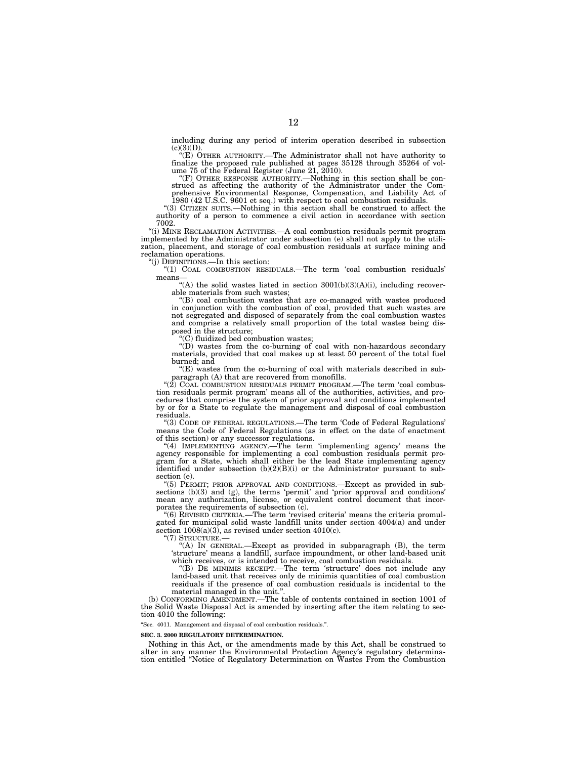including during any period of interim operation described in subsection (c)(3)(D).

"(E) OTHER AUTHORITY.—The Administrator shall not have authority to finalize the proposed rule published at pages 35128 through 35264 of volume 75 of the Federal Register (June 21, 2010).

"(F) OTHER RESPONSE AUTHORITY.—Nothing in this section shall be construed as affecting the authority of the Administrator under the Comprehensive Environmental Response, Compensation, and Liability Act of 1980 (42 U.S.C. 9601 et seq.) with respect to coal combustion residuals.

"(3) CITIZEN SUITS.—Nothing in this section shall be construed to affect the authority of a person to commence a civil action in accordance with section 7002.

"(i) MINE RECLAMATION ACTIVITIES.—A coal combustion residuals permit program implemented by the Administrator under subsection (e) shall not apply to the utilization, placement, and storage of coal combustion residuals at surface mining and reclamation operations.

"(j) DEFINITIONS.—In this section:

"(1) COAL COMBUSTION RESIDUALS.—The term 'coal combustion residuals' means—

"(A) the solid wastes listed in section 3001(b)(3)(A)(i), including recoverable materials from such wastes;

"(B) coal combustion wastes that are co-managed with wastes produced in conjunction with the combustion of coal, provided that such wastes are not segregated and disposed of separately from the coal combustion wastes and comprise a relatively small proportion of the total wastes being disposed in the structure;

"(C) fluidized bed combustion wastes;

"(D) wastes from the co-burning of coal with non-hazardous secondary materials, provided that coal makes up at least 50 percent of the total fuel burned; and

"(E) wastes from the co-burning of coal with materials described in subparagraph (A) that are recovered from monofills.

"(2) COAL COMBUSTION RESIDUALS PERMIT PROGRAM.—The term 'coal combustion residuals permit program' means all of the authorities, activities, and procedures that comprise the system of prior approval and conditions implemented by or for a State to regulate the management and disposal of coal combustion residuals.

"(3) CODE OF FEDERAL REGULATIONS.—The term 'Code of Federal Regulations' means the Code of Federal Regulations (as in effect on the date of enactment of this section) or any successor regulations.

"(4) IMPLEMENTING AGENCY.—The term 'implementing agency' means the agency responsible for implementing a coal combustion residuals permit program for a State, which shall either be the lead State implementing agency identified under subsection (b)(2)(B)(i) or the Administrator pursuant to subsection (e).

"(5) PERMIT; PRIOR APPROVAL AND CONDITIONS.—Except as provided in subsections (b)(3) and (g), the terms 'permit' and 'prior approval and conditions' mean any authorization, license, or equivalent control document that incorporates the requirements of subsection (c).

"(6) REVISED CRITERIA.—The term 'revised criteria' means the criteria promulgated for municipal solid waste landfill units under section 4004(a) and under section 1008(a)(3), as revised under section 4010(c).

"(7) STRUCTURE.—

"(A) IN GENERAL.—Except as provided in subparagraph (B), the term 'structure' means a landfill, surface impoundment, or other land-based unit which receives, or is intended to receive, coal combustion residuals.

"(B) DE MINIMIS RECEIPT.—The term 'structure' does not include any land-based unit that receives only de minimis quantities of coal combustion residuals if the presence of coal combustion residuals is incidental to the material managed in the unit.".

(b) CONFORMING AMENDMENT.—The table of contents contained in section 1001 of the Solid Waste Disposal Act is amended by inserting after the item relating to section 4010 the following:

"Sec. 4011. Management and disposal of coal combustion residuals.".

**SEC. 3. 2000 REGULATORY DETERMINATION.**

Nothing in this Act, or the amendments made by this Act, shall be construed to alter in any manner the Environmental Protection Agency's regulatory determination entitled "Notice of Regulatory Determination on Wastes From the Combustion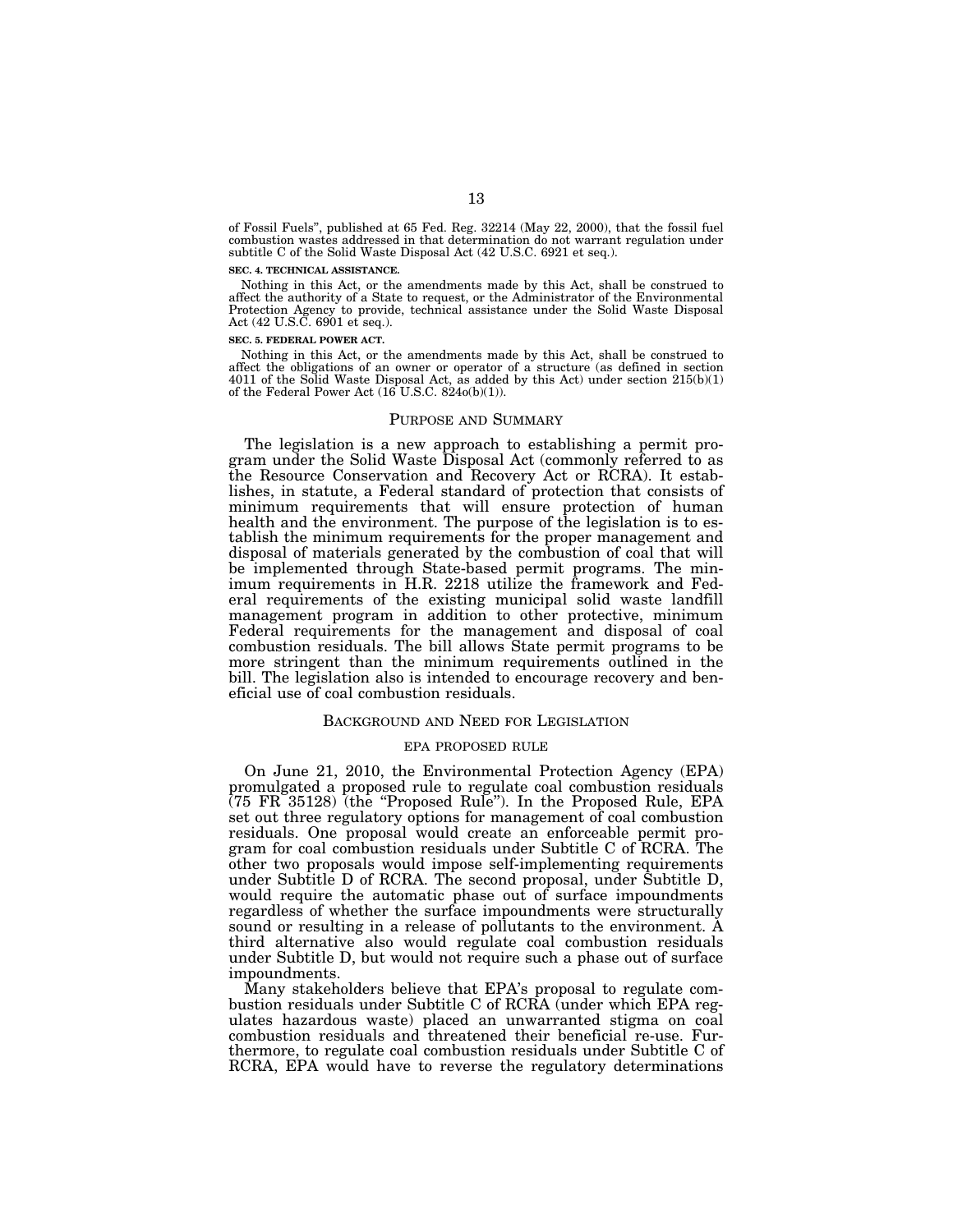of Fossil Fuels", published at 65 Fed. Reg. 32214 (May 22, 2000), that the fossil fuel combustion wastes addressed in that determination do not warrant regulation under subtitle C of the Solid Waste Disposal Act (42 U.S.C. 6921 et seq.).

**SEC. 4. TECHNICAL ASSISTANCE.**

Nothing in this Act, or the amendments made by this Act, shall be construed to affect the authority of a State to request, or the Administrator of the Environmental Protection Agency to provide, technical assistance under the Solid Waste Disposal Act (42 U.S.C. 6901 et seq.).

**SEC. 5. FEDERAL POWER ACT.**

Nothing in this Act, or the amendments made by this Act, shall be construed to affect the obligations of an owner or operator of a structure (as defined in section 4011 of the Solid Waste Disposal Act, as added by this Act) under section 215(b)(1) of the Federal Power Act (16 U.S.C. 824o(b)(1)).

## PURPOSE AND SUMMARY

The legislation is a new approach to establishing a permit program under the Solid Waste Disposal Act (commonly referred to as the Resource Conservation and Recovery Act or RCRA). It establishes, in statute, a Federal standard of protection that consists of minimum requirements that will ensure protection of human health and the environment. The purpose of the legislation is to establish the minimum requirements for the proper management and disposal of materials generated by the combustion of coal that will be implemented through State-based permit programs. The minimum requirements in H.R. 2218 utilize the framework and Federal requirements of the existing municipal solid waste landfill management program in addition to other protective, minimum Federal requirements for the management and disposal of coal combustion residuals. The bill allows State permit programs to be more stringent than the minimum requirements outlined in the bill. The legislation also is intended to encourage recovery and beneficial use of coal combustion residuals.

## BACKGROUND AND NEED FOR LEGISLATION

### EPA PROPOSED RULE

On June 21, 2010, the Environmental Protection Agency (EPA) promulgated a proposed rule to regulate coal combustion residuals (75 FR 35128) (the "Proposed Rule"). In the Proposed Rule, EPA set out three regulatory options for management of coal combustion residuals. One proposal would create an enforceable permit program for coal combustion residuals under Subtitle C of RCRA. The other two proposals would impose self-implementing requirements under Subtitle D of RCRA. The second proposal, under Subtitle D, would require the automatic phase out of surface impoundments regardless of whether the surface impoundments were structurally sound or resulting in a release of pollutants to the environment. A third alternative also would regulate coal combustion residuals under Subtitle D, but would not require such a phase out of surface impoundments.

Many stakeholders believe that EPA's proposal to regulate combustion residuals under Subtitle C of RCRA (under which EPA regulates hazardous waste) placed an unwarranted stigma on coal combustion residuals and threatened their beneficial re-use. Furthermore, to regulate coal combustion residuals under Subtitle C of RCRA, EPA would have to reverse the regulatory determinations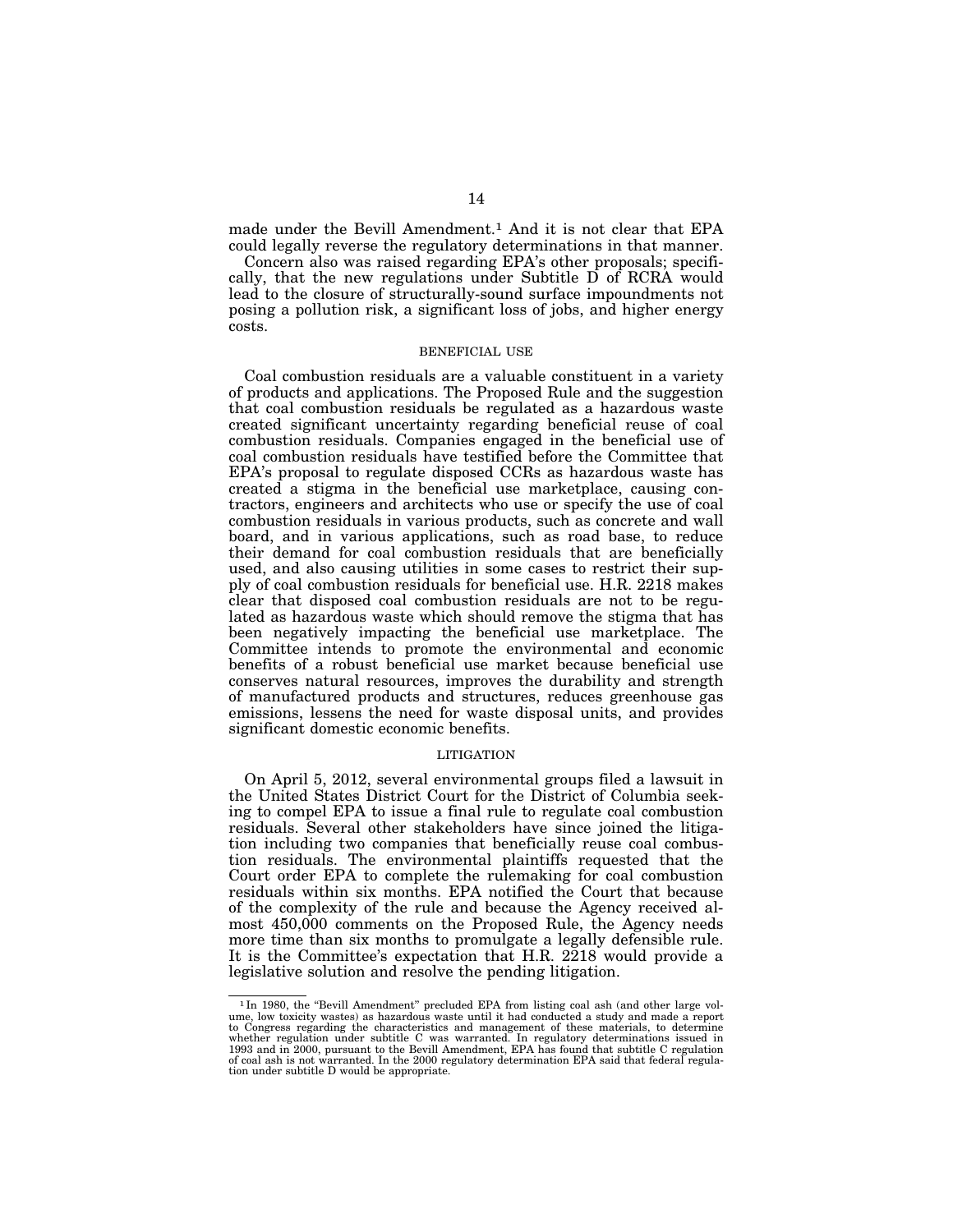made under the Bevill Amendment.[1] And it is not clear that EPA could legally reverse the regulatory determinations in that manner.

Concern also was raised regarding EPA's other proposals; specifically, that the new regulations under Subtitle D of RCRA would lead to the closure of structurally-sound surface impoundments not posing a pollution risk, a significant loss of jobs, and higher energy costs.

### BENEFICIAL USE

Coal combustion residuals are a valuable constituent in a variety of products and applications. The Proposed Rule and the suggestion that coal combustion residuals be regulated as a hazardous waste created significant uncertainty regarding beneficial reuse of coal combustion residuals. Companies engaged in the beneficial use of coal combustion residuals have testified before the Committee that EPA's proposal to regulate disposed CCRs as hazardous waste has created a stigma in the beneficial use marketplace, causing contractors, engineers and architects who use or specify the use of coal combustion residuals in various products, such as concrete and wall board, and in various applications, such as road base, to reduce their demand for coal combustion residuals that are beneficially used, and also causing utilities in some cases to restrict their supply of coal combustion residuals for beneficial use. H.R. 2218 makes clear that disposed coal combustion residuals are not to be regulated as hazardous waste which should remove the stigma that has been negatively impacting the beneficial use marketplace. The Committee intends to promote the environmental and economic benefits of a robust beneficial use market because beneficial use conserves natural resources, improves the durability and strength of manufactured products and structures, reduces greenhouse gas emissions, lessens the need for waste disposal units, and provides significant domestic economic benefits.

### LITIGATION

On April 5, 2012, several environmental groups filed a lawsuit in the United States District Court for the District of Columbia seeking to compel EPA to issue a final rule to regulate coal combustion residuals. Several other stakeholders have since joined the litigation including two companies that beneficially reuse coal combustion residuals. The environmental plaintiffs requested that the Court order EPA to complete the rulemaking for coal combustion residuals within six months. EPA notified the Court that because of the complexity of the rule and because the Agency received almost 450,000 comments on the Proposed Rule, the Agency needs more time than six months to promulgate a legally defensible rule. It is the Committee's expectation that H.R. 2218 would provide a legislative solution and resolve the pending litigation.

---

[1] In 1980, the "Bevill Amendment" precluded EPA from listing coal ash (and other large volume, low toxicity wastes) as hazardous waste until it had conducted a study and made a report to Congress regarding the characteristics and management of these materials, to determine whether regulation under subtitle C was warranted. In regulatory determinations issued in 1993 and in 2000, pursuant to the Bevill Amendment, EPA has found that subtitle C regulation of coal ash is not warranted. In the 2000 regulatory determination EPA said that federal regulation under subtitle D would be appropriate.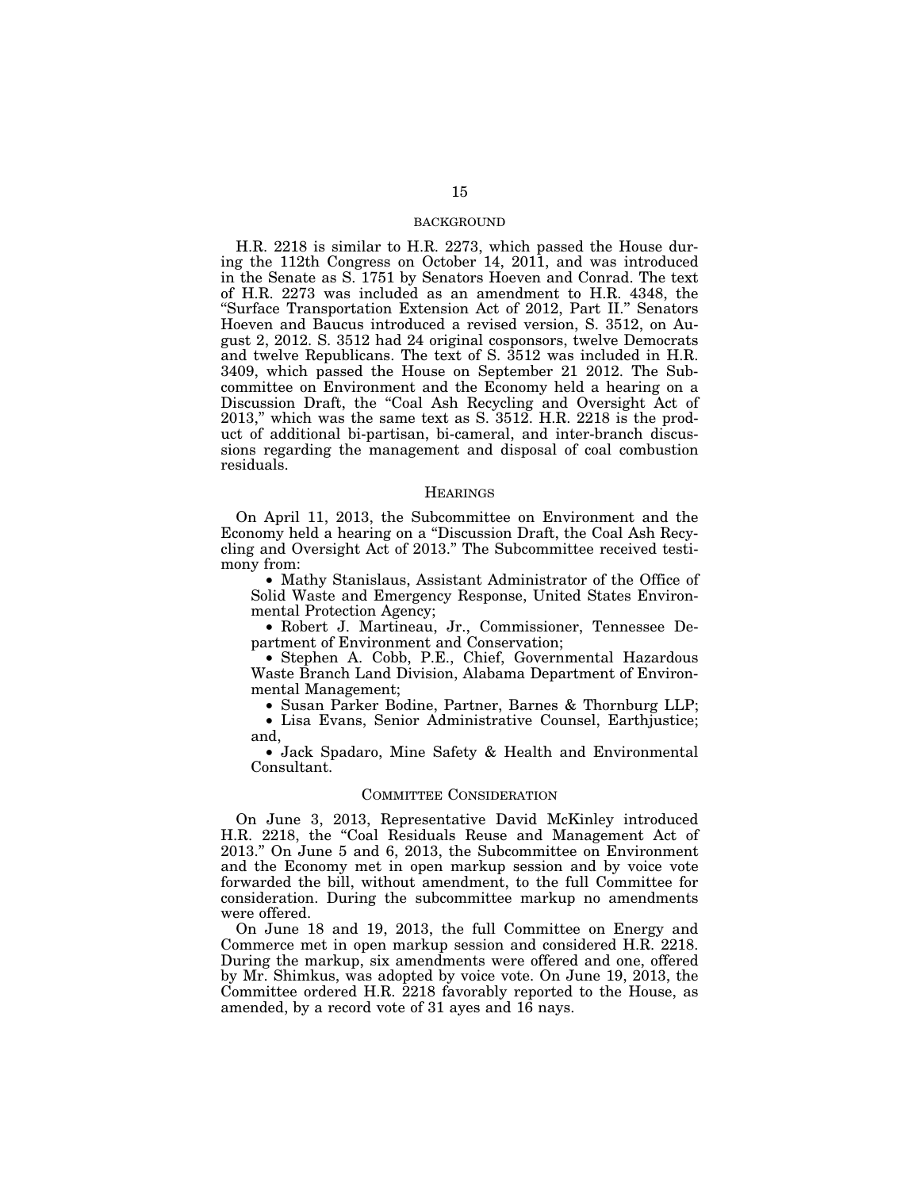## BACKGROUND

H.R. 2218 is similar to H.R. 2273, which passed the House during the 112th Congress on October 14, 2011, and was introduced in the Senate as S. 1751 by Senators Hoeven and Conrad. The text of H.R. 2273 was included as an amendment to H.R. 4348, the "Surface Transportation Extension Act of 2012, Part II." Senators Hoeven and Baucus introduced a revised version, S. 3512, on August 2, 2012. S. 3512 had 24 original cosponsors, twelve Democrats and twelve Republicans. The text of S. 3512 was included in H.R. 3409, which passed the House on September 21 2012. The Subcommittee on Environment and the Economy held a hearing on a Discussion Draft, the "Coal Ash Recycling and Oversight Act of 2013," which was the same text as S. 3512. H.R. 2218 is the product of additional bi-partisan, bi-cameral, and inter-branch discussions regarding the management and disposal of coal combustion residuals.

## HEARINGS

On April 11, 2013, the Subcommittee on Environment and the Economy held a hearing on a "Discussion Draft, the Coal Ash Recycling and Oversight Act of 2013." The Subcommittee received testimony from:

- Mathy Stanislaus, Assistant Administrator of the Office of Solid Waste and Emergency Response, United States Environmental Protection Agency;
- Robert J. Martineau, Jr., Commissioner, Tennessee Department of Environment and Conservation;
- Stephen A. Cobb, P.E., Chief, Governmental Hazardous Waste Branch Land Division, Alabama Department of Environmental Management;
- Susan Parker Bodine, Partner, Barnes & Thornburg LLP;
- Lisa Evans, Senior Administrative Counsel, Earthjustice; and,
- Jack Spadaro, Mine Safety & Health and Environmental Consultant.

## COMMITTEE CONSIDERATION

On June 3, 2013, Representative David McKinley introduced H.R. 2218, the "Coal Residuals Reuse and Management Act of 2013." On June 5 and 6, 2013, the Subcommittee on Environment and the Economy met in open markup session and by voice vote forwarded the bill, without amendment, to the full Committee for consideration. During the subcommittee markup no amendments were offered.

On June 18 and 19, 2013, the full Committee on Energy and Commerce met in open markup session and considered H.R. 2218. During the markup, six amendments were offered and one, offered by Mr. Shimkus, was adopted by voice vote. On June 19, 2013, the Committee ordered H.R. 2218 favorably reported to the House, as amended, by a record vote of 31 ayes and 16 nays.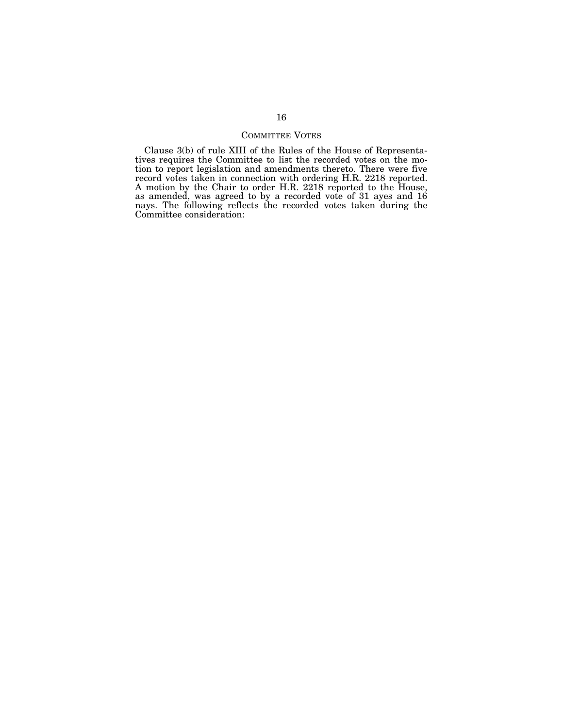## COMMITTEE VOTES

Clause 3(b) of rule XIII of the Rules of the House of Representatives requires the Committee to list the recorded votes on the motion to report legislation and amendments thereto. There were five record votes taken in connection with ordering H.R. 2218 reported. A motion by the Chair to order H.R. 2218 reported to the House, as amended, was agreed to by a recorded vote of 31 ayes and 16 nays. The following reflects the recorded votes taken during the Committee consideration: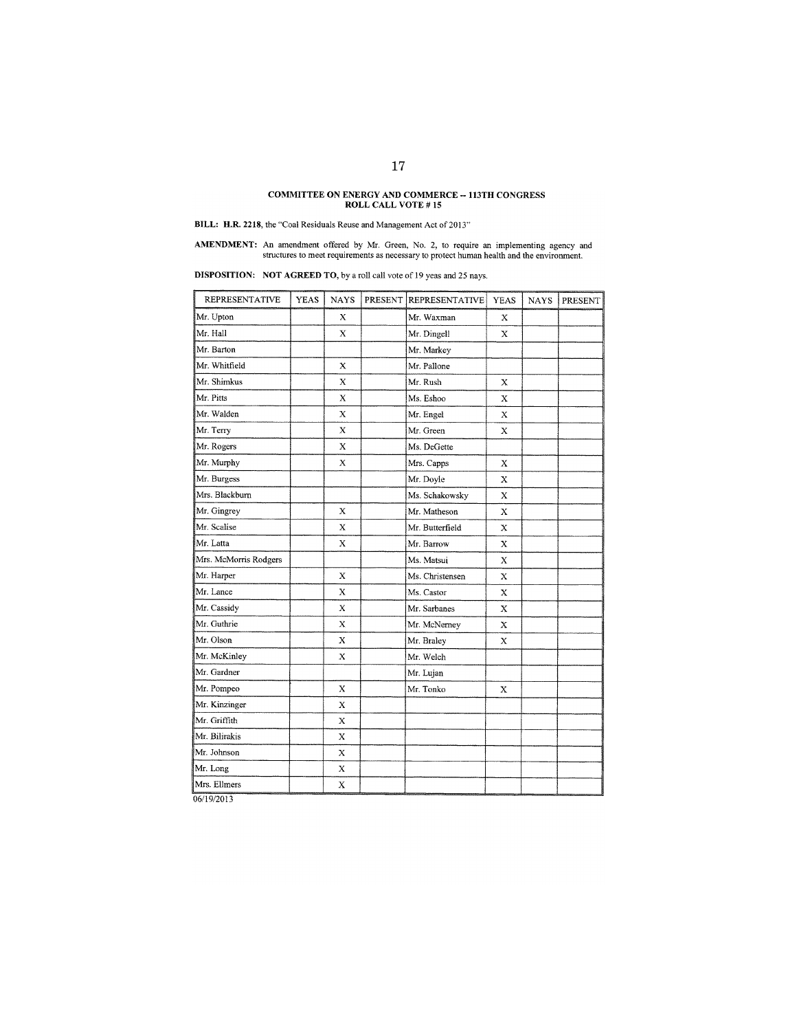**COMMITTEE ON ENERGY AND COMMERCE -- 113TH CONGRESS**
**ROLL CALL VOTE # 15**

**BILL:** **H.R. 2218**, the "Coal Residuals Reuse and Management Act of 2013"

**AMENDMENT:** An amendment offered by Mr. Green, No. 2, to require an implementing agency and structures to meet requirements as necessary to protect human health and the environment.

**DISPOSITION:** **NOT AGREED TO,** by a roll call vote of 19 yeas and 25 nays.

| REPRESENTATIVE | YEAS | NAYS | PRESENT | REPRESENTATIVE | YEAS | NAYS | PRESENT |
|---|---|---|---|---|---|---|---|
| Mr. Upton | | X | | Mr. Waxman | X | | |
| Mr. Hall | | X | | Mr. Dingell | X | | |
| Mr. Barton | | | | Mr. Markey | | | |
| Mr. Whitfield | | X | | Mr. Pallone | | | |
| Mr. Shimkus | | X | | Mr. Rush | X | | |
| Mr. Pitts | | X | | Ms. Eshoo | X | | |
| Mr. Walden | | X | | Mr. Engel | X | | |
| Mr. Terry | | X | | Mr. Green | X | | |
| Mr. Rogers | | X | | Ms. DeGette | | | |
| Mr. Murphy | | X | | Mrs. Capps | X | | |
| Mr. Burgess | | | | Mr. Doyle | X | | |
| Mrs. Blackburn | | | | Ms. Schakowsky | X | | |
| Mr. Gingrey | | X | | Mr. Matheson | X | | |
| Mr. Scalise | | X | | Mr. Butterfield | X | | |
| Mr. Latta | | X | | Mr. Barrow | X | | |
| Mrs. McMorris Rodgers | | | | Ms. Matsui | X | | |
| Mr. Harper | | X | | Ms. Christensen | X | | |
| Mr. Lance | | X | | Ms. Castor | X | | |
| Mr. Cassidy | | X | | Mr. Sarbanes | X | | |
| Mr. Guthrie | | X | | Mr. McNerney | X | | |
| Mr. Olson | | X | | Mr. Braley | X | | |
| Mr. McKinley | | X | | Mr. Welch | | | |
| Mr. Gardner | | | | Mr. Lujan | | | |
| Mr. Pompeo | | X | | Mr. Tonko | X | | |
| Mr. Kinzinger | | X | | | | | |
| Mr. Griffith | | X | | | | | |
| Mr. Bilirakis | | X | | | | | |
| Mr. Johnson | | X | | | | | |
| Mr. Long | | X | | | | | |
| Mrs. Ellmers | | X | | | | | |

06/19/2013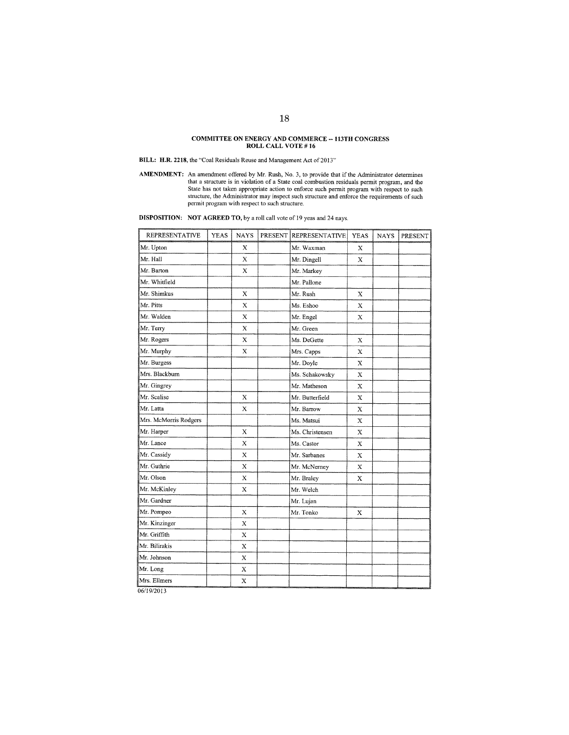**COMMITTEE ON ENERGY AND COMMERCE -- 113TH CONGRESS**
**ROLL CALL VOTE # 16**

**BILL:** **H.R. 2218**, the "Coal Residuals Reuse and Management Act of 2013"

**AMENDMENT:** An amendment offered by Mr. Rush, No. 3, to provide that if the Administrator determines that a structure is in violation of a State coal combustion residuals permit program, and the State has not taken appropriate action to enforce such permit program with respect to such structure, the Administrator may inspect such structure and enforce the requirements of such permit program with respect to such structure.

**DISPOSITION:** **NOT AGREED TO,** by a roll call vote of 19 yeas and 24 nays.

| REPRESENTATIVE | YEAS | NAYS | PRESENT | REPRESENTATIVE | YEAS | NAYS | PRESENT |
|---|---|---|---|---|---|---|---|
| Mr. Upton | | X | | Mr. Waxman | X | | |
| Mr. Hall | | X | | Mr. Dingell | X | | |
| Mr. Barton | | X | | Mr. Markey | | | |
| Mr. Whitfield | | | | Mr. Pallone | | | |
| Mr. Shimkus | | X | | Mr. Rush | X | | |
| Mr. Pitts | | X | | Ms. Eshoo | X | | |
| Mr. Walden | | X | | Mr. Engel | X | | |
| Mr. Terry | | X | | Mr. Green | | | |
| Mr. Rogers | | X | | Ms. DeGette | X | | |
| Mr. Murphy | | X | | Mrs. Capps | X | | |
| Mr. Burgess | | | | Mr. Doyle | X | | |
| Mrs. Blackburn | | | | Ms. Schakowsky | X | | |
| Mr. Gingrey | | | | Mr. Matheson | X | | |
| Mr. Scalise | | X | | Mr. Butterfield | X | | |
| Mr. Latta | | X | | Mr. Barrow | X | | |
| Mrs. McMorris Rodgers | | | | Ms. Matsui | X | | |
| Mr. Harper | | X | | Ms. Christensen | X | | |
| Mr. Lance | | X | | Ms. Castor | X | | |
| Mr. Cassidy | | X | | Mr. Sarbanes | X | | |
| Mr. Guthrie | | X | | Mr. McNerney | X | | |
| Mr. Olson | | X | | Mr. Braley | X | | |
| Mr. McKinley | | X | | Mr. Welch | | | |
| Mr. Gardner | | | | Mr. Lujan | | | |
| Mr. Pompeo | | X | | Mr. Tonko | X | | |
| Mr. Kinzinger | | X | | | | | |
| Mr. Griffith | | X | | | | | |
| Mr. Bilirakis | | X | | | | | |
| Mr. Johnson | | X | | | | | |
| Mr. Long | | X | | | | | |
| Mrs. Ellmers | | X | | | | | |

06/19/2013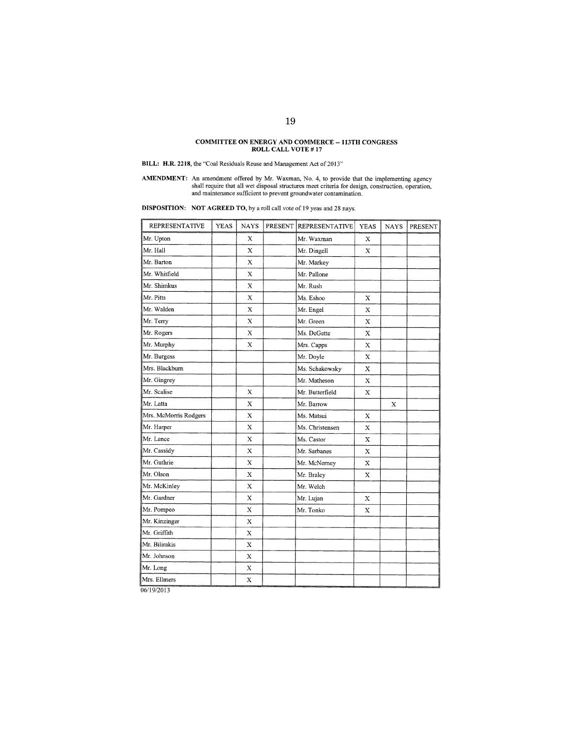**COMMITTEE ON ENERGY AND COMMERCE -- 113TH CONGRESS**
**ROLL CALL VOTE # 17**

**BILL:** **H.R. 2218**, the "Coal Residuals Reuse and Management Act of 2013"

**AMENDMENT:** An amendment offered by Mr. Waxman, No. 4, to provide that the implementing agency shall require that all wet disposal structures meet criteria for design, construction, operation, and maintenance sufficient to prevent groundwater contamination.

**DISPOSITION:** **NOT AGREED TO,** by a roll call vote of 19 yeas and 28 nays.

| REPRESENTATIVE | YEAS | NAYS | PRESENT | REPRESENTATIVE | YEAS | NAYS | PRESENT |
|---|---|---|---|---|---|---|---|
| Mr. Upton | | X | | Mr. Waxman | X | | |
| Mr. Hall | | X | | Mr. Dingell | X | | |
| Mr. Barton | | X | | Mr. Markey | | | |
| Mr. Whitfield | | X | | Mr. Pallone | | | |
| Mr. Shimkus | | X | | Mr. Rush | | | |
| Mr. Pitts | | X | | Ms. Eshoo | X | | |
| Mr. Walden | | X | | Mr. Engel | X | | |
| Mr. Terry | | X | | Mr. Green | X | | |
| Mr. Rogers | | X | | Ms. DeGette | X | | |
| Mr. Murphy | | X | | Mrs. Capps | X | | |
| Mr. Burgess | | | | Mr. Doyle | X | | |
| Mrs. Blackburn | | | | Ms. Schakowsky | X | | |
| Mr. Gingrey | | | | Mr. Matheson | X | | |
| Mr. Scalise | | X | | Mr. Butterfield | X | | |
| Mr. Latta | | X | | Mr. Barrow | | X | |
| Mrs. McMorris Rodgers | | X | | Ms. Matsui | X | | |
| Mr. Harper | | X | | Ms. Christensen | X | | |
| Mr. Lance | | X | | Ms. Castor | X | | |
| Mr. Cassidy | | X | | Mr. Sarbanes | X | | |
| Mr. Guthrie | | X | | Mr. McNerney | X | | |
| Mr. Olson | | X | | Mr. Braley | X | | |
| Mr. McKinley | | X | | Mr. Welch | | | |
| Mr. Gardner | | X | | Mr. Lujan | X | | |
| Mr. Pompeo | | X | | Mr. Tonko | X | | |
| Mr. Kinzinger | | X | | | | | |
| Mr. Griffith | | X | | | | | |
| Mr. Bilirakis | | X | | | | | |
| Mr. Johnson | | X | | | | | |
| Mr. Long | | X | | | | | |
| Mrs. Ellmers | | X | | | | | |

06/19/2013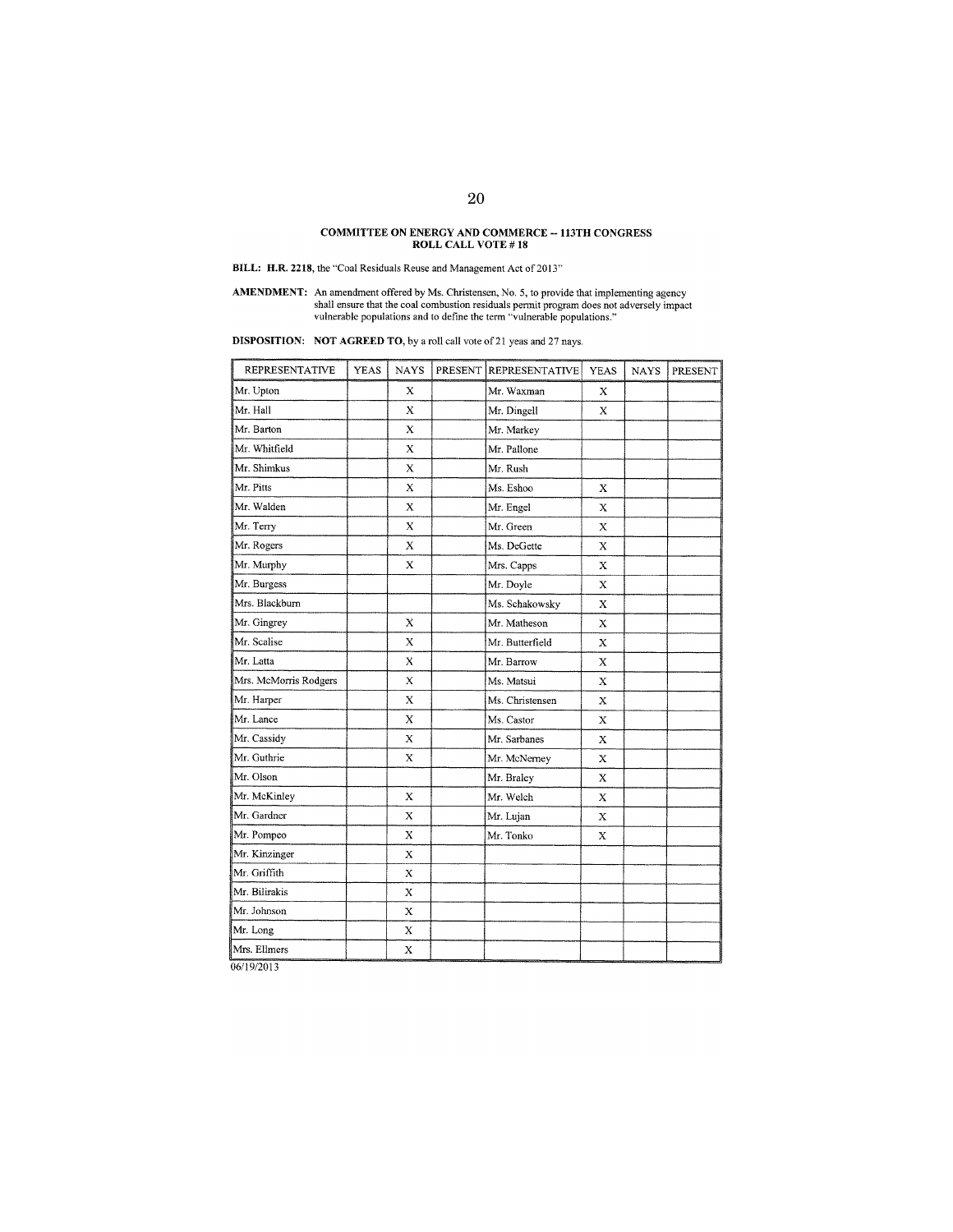**COMMITTEE ON ENERGY AND COMMERCE -- 113TH CONGRESS**
**ROLL CALL VOTE # 18**

**BILL:** **H.R. 2218**, the "Coal Residuals Reuse and Management Act of 2013"

**AMENDMENT:** An amendment offered by Ms. Christensen, No. 5, to provide that implementing agency shall ensure that the coal combustion residuals permit program does not adversely impact vulnerable populations and to define the term "vulnerable populations."

**DISPOSITION:** **NOT AGREED TO**, by a roll call vote of 21 yeas and 27 nays.

| REPRESENTATIVE | YEAS | NAYS | PRESENT | REPRESENTATIVE | YEAS | NAYS | PRESENT |
|---|---|---|---|---|---|---|---|
| Mr. Upton | | X | | Mr. Waxman | X | | |
| Mr. Hall | | X | | Mr. Dingell | X | | |
| Mr. Barton | | X | | Mr. Markey | | | |
| Mr. Whitfield | | X | | Mr. Pallone | | | |
| Mr. Shimkus | | X | | Mr. Rush | | | |
| Mr. Pitts | | X | | Ms. Eshoo | X | | |
| Mr. Walden | | X | | Mr. Engel | X | | |
| Mr. Terry | | X | | Mr. Green | X | | |
| Mr. Rogers | | X | | Ms. DeGette | X | | |
| Mr. Murphy | | X | | Mrs. Capps | X | | |
| Mr. Burgess | | | | Mr. Doyle | X | | |
| Mrs. Blackburn | | | | Ms. Schakowsky | X | | |
| Mr. Gingrey | | X | | Mr. Matheson | X | | |
| Mr. Scalise | | X | | Mr. Butterfield | X | | |
| Mr. Latta | | X | | Mr. Barrow | X | | |
| Mrs. McMorris Rodgers | | X | | Ms. Matsui | X | | |
| Mr. Harper | | X | | Ms. Christensen | X | | |
| Mr. Lance | | X | | Ms. Castor | X | | |
| Mr. Cassidy | | X | | Mr. Sarbanes | X | | |
| Mr. Guthrie | | X | | Mr. McNerney | X | | |
| Mr. Olson | | | | Mr. Braley | X | | |
| Mr. McKinley | | X | | Mr. Welch | X | | |
| Mr. Gardner | | X | | Mr. Lujan | X | | |
| Mr. Pompeo | | X | | Mr. Tonko | X | | |
| Mr. Kinzinger | | X | | | | | |
| Mr. Griffith | | X | | | | | |
| Mr. Bilirakis | | X | | | | | |
| Mr. Johnson | | X | | | | | |
| Mr. Long | | X | | | | | |
| Mrs. Ellmers | | X | | | | | |

06/19/2013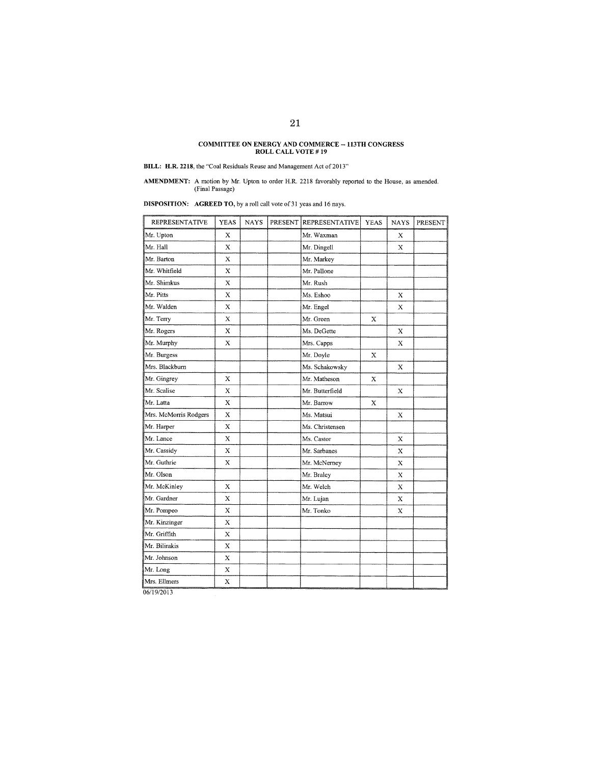**COMMITTEE ON ENERGY AND COMMERCE -- 113TH CONGRESS**
**ROLL CALL VOTE # 19**

**BILL: H.R. 2218**, the "Coal Residuals Reuse and Management Act of 2013"

**AMENDMENT:** A motion by Mr. Upton to order H.R. 2218 favorably reported to the House, as amended. (Final Passage)

**DISPOSITION: AGREED TO,** by a roll call vote of 31 yeas and 16 nays.

| REPRESENTATIVE | YEAS | NAYS | PRESENT | REPRESENTATIVE | YEAS | NAYS | PRESENT |
|---|---|---|---|---|---|---|---|
| Mr. Upton | X | | | Mr. Waxman | | X | |
| Mr. Hall | X | | | Mr. Dingell | | X | |
| Mr. Barton | X | | | Mr. Markey | | | |
| Mr. Whitfield | X | | | Mr. Pallone | | | |
| Mr. Shimkus | X | | | Mr. Rush | | | |
| Mr. Pitts | X | | | Ms. Eshoo | | X | |
| Mr. Walden | X | | | Mr. Engel | | X | |
| Mr. Terry | X | | | Mr. Green | X | | |
| Mr. Rogers | X | | | Ms. DeGette | | X | |
| Mr. Murphy | X | | | Mrs. Capps | | X | |
| Mr. Burgess | | | | Mr. Doyle | X | | |
| Mrs. Blackburn | | | | Ms. Schakowsky | | X | |
| Mr. Gingrey | X | | | Mr. Matheson | X | | |
| Mr. Scalise | X | | | Mr. Butterfield | | X | |
| Mr. Latta | X | | | Mr. Barrow | X | | |
| Mrs. McMorris Rodgers | X | | | Ms. Matsui | | X | |
| Mr. Harper | X | | | Ms. Christensen | | | |
| Mr. Lance | X | | | Ms. Castor | | X | |
| Mr. Cassidy | X | | | Mr. Sarbanes | | X | |
| Mr. Guthrie | X | | | Mr. McNerney | | X | |
| Mr. Olson | | | | Mr. Braley | | X | |
| Mr. McKinley | X | | | Mr. Welch | | X | |
| Mr. Gardner | X | | | Mr. Lujan | | X | |
| Mr. Pompeo | X | | | Mr. Tonko | | X | |
| Mr. Kinzinger | X | | | | | | |
| Mr. Griffith | X | | | | | | |
| Mr. Bilirakis | X | | | | | | |
| Mr. Johnson | X | | | | | | |
| Mr. Long | X | | | | | | |
| Mrs. Ellmers | X | | | | | | |

06/19/2013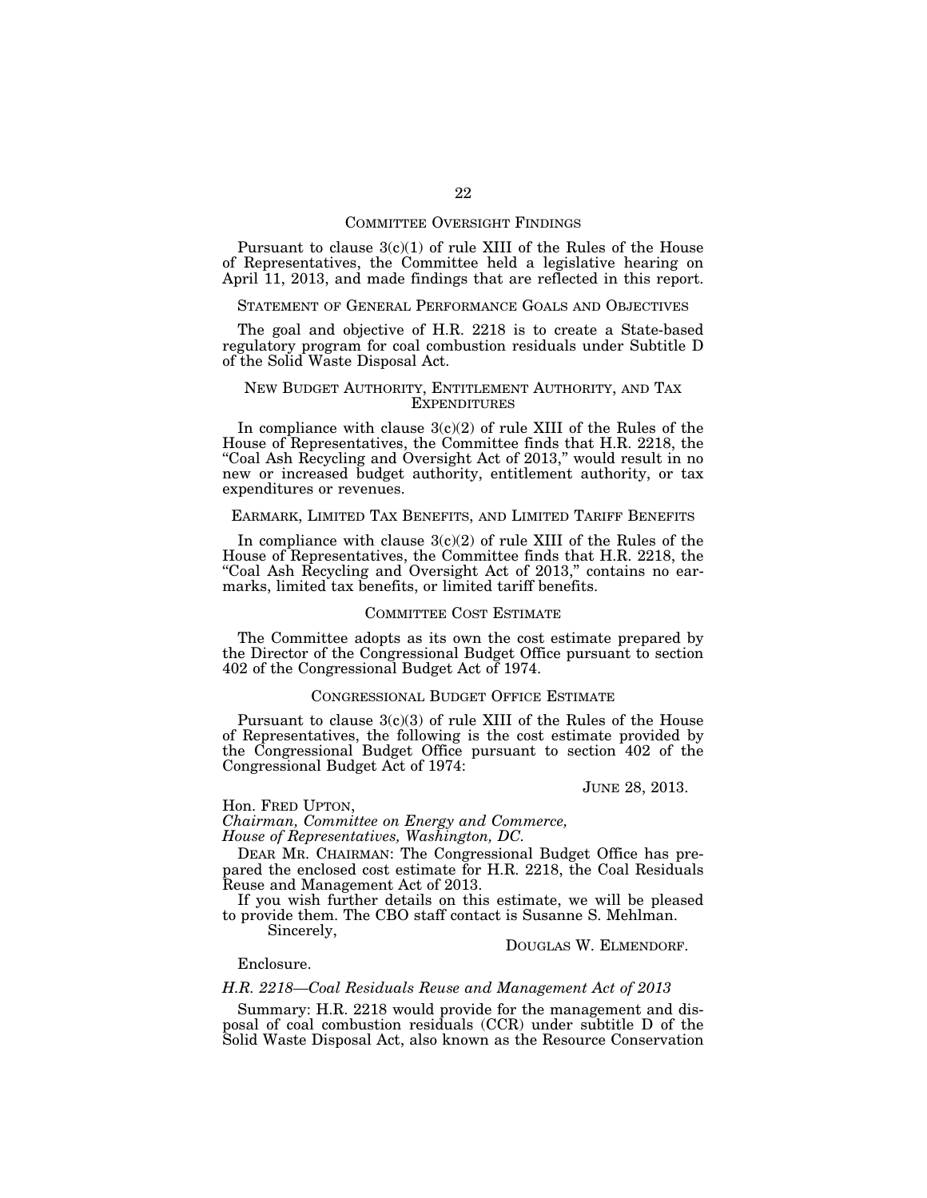## COMMITTEE OVERSIGHT FINDINGS

Pursuant to clause 3(c)(1) of rule XIII of the Rules of the House of Representatives, the Committee held a legislative hearing on April 11, 2013, and made findings that are reflected in this report.

## STATEMENT OF GENERAL PERFORMANCE GOALS AND OBJECTIVES

The goal and objective of H.R. 2218 is to create a State-based regulatory program for coal combustion residuals under Subtitle D of the Solid Waste Disposal Act.

## NEW BUDGET AUTHORITY, ENTITLEMENT AUTHORITY, AND TAX EXPENDITURES

In compliance with clause 3(c)(2) of rule XIII of the Rules of the House of Representatives, the Committee finds that H.R. 2218, the "Coal Ash Recycling and Oversight Act of 2013," would result in no new or increased budget authority, entitlement authority, or tax expenditures or revenues.

## EARMARK, LIMITED TAX BENEFITS, AND LIMITED TARIFF BENEFITS

In compliance with clause 3(c)(2) of rule XIII of the Rules of the House of Representatives, the Committee finds that H.R. 2218, the "Coal Ash Recycling and Oversight Act of 2013," contains no earmarks, limited tax benefits, or limited tariff benefits.

## COMMITTEE COST ESTIMATE

The Committee adopts as its own the cost estimate prepared by the Director of the Congressional Budget Office pursuant to section 402 of the Congressional Budget Act of 1974.

## CONGRESSIONAL BUDGET OFFICE ESTIMATE

Pursuant to clause 3(c)(3) of rule XIII of the Rules of the House of Representatives, the following is the cost estimate provided by the Congressional Budget Office pursuant to section 402 of the Congressional Budget Act of 1974:

JUNE 28, 2013.

Hon. FRED UPTON,
*Chairman, Committee on Energy and Commerce,*
*House of Representatives, Washington, DC.*

DEAR MR. CHAIRMAN: The Congressional Budget Office has prepared the enclosed cost estimate for H.R. 2218, the Coal Residuals Reuse and Management Act of 2013.

If you wish further details on this estimate, we will be pleased to provide them. The CBO staff contact is Susanne S. Mehlman.

Sincerely,

DOUGLAS W. ELMENDORF.

Enclosure.

*H.R. 2218—Coal Residuals Reuse and Management Act of 2013*

Summary: H.R. 2218 would provide for the management and disposal of coal combustion residuals (CCR) under subtitle D of the Solid Waste Disposal Act, also known as the Resource Conservation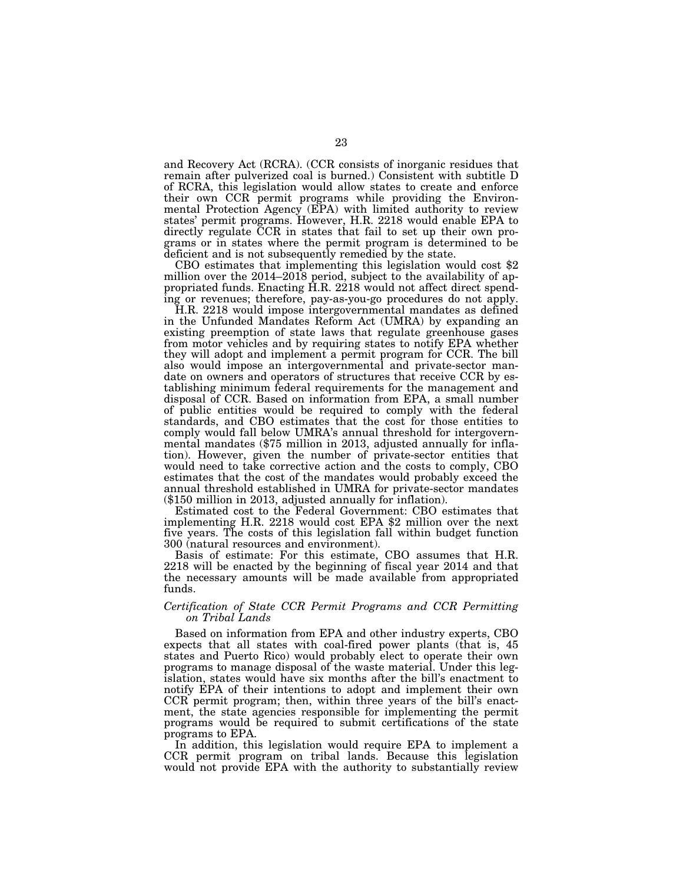and Recovery Act (RCRA). (CCR consists of inorganic residues that remain after pulverized coal is burned.) Consistent with subtitle D of RCRA, this legislation would allow states to create and enforce their own CCR permit programs while providing the Environmental Protection Agency (EPA) with limited authority to review states' permit programs. However, H.R. 2218 would enable EPA to directly regulate CCR in states that fail to set up their own programs or in states where the permit program is determined to be deficient and is not subsequently remedied by the state.

CBO estimates that implementing this legislation would cost $2 million over the 2014–2018 period, subject to the availability of appropriated funds. Enacting H.R. 2218 would not affect direct spending or revenues; therefore, pay-as-you-go procedures do not apply.

H.R. 2218 would impose intergovernmental mandates as defined in the Unfunded Mandates Reform Act (UMRA) by expanding an existing preemption of state laws that regulate greenhouse gases from motor vehicles and by requiring states to notify EPA whether they will adopt and implement a permit program for CCR. The bill also would impose an intergovernmental and private-sector mandate on owners and operators of structures that receive CCR by establishing minimum federal requirements for the management and disposal of CCR. Based on information from EPA, a small number of public entities would be required to comply with the federal standards, and CBO estimates that the cost for those entities to comply would fall below UMRA's annual threshold for intergovernmental mandates ($75 million in 2013, adjusted annually for inflation). However, given the number of private-sector entities that would need to take corrective action and the costs to comply, CBO estimates that the cost of the mandates would probably exceed the annual threshold established in UMRA for private-sector mandates ($150 million in 2013, adjusted annually for inflation).

Estimated cost to the Federal Government: CBO estimates that implementing H.R. 2218 would cost EPA $2 million over the next five years. The costs of this legislation fall within budget function 300 (natural resources and environment).

Basis of estimate: For this estimate, CBO assumes that H.R. 2218 will be enacted by the beginning of fiscal year 2014 and that the necessary amounts will be made available from appropriated funds.

*Certification of State CCR Permit Programs and CCR Permitting on Tribal Lands*

Based on information from EPA and other industry experts, CBO expects that all states with coal-fired power plants (that is, 45 states and Puerto Rico) would probably elect to operate their own programs to manage disposal of the waste material. Under this legislation, states would have six months after the bill's enactment to notify EPA of their intentions to adopt and implement their own CCR permit program; then, within three years of the bill's enactment, the state agencies responsible for implementing the permit programs would be required to submit certifications of the state programs to EPA.

In addition, this legislation would require EPA to implement a CCR permit program on tribal lands. Because this legislation would not provide EPA with the authority to substantially review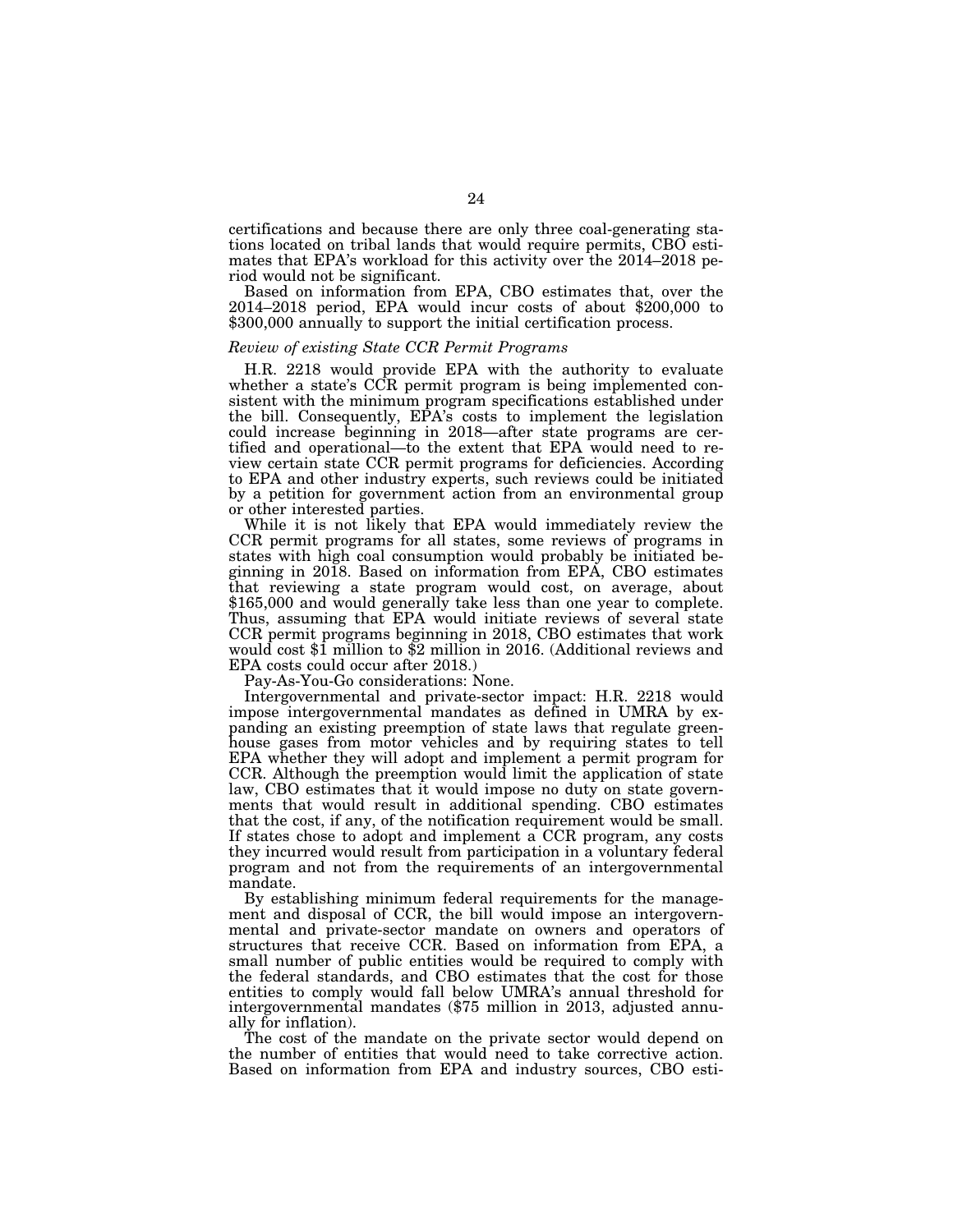certifications and because there are only three coal-generating stations located on tribal lands that would require permits, CBO estimates that EPA's workload for this activity over the 2014–2018 period would not be significant.

Based on information from EPA, CBO estimates that, over the 2014–2018 period, EPA would incur costs of about $200,000 to $300,000 annually to support the initial certification process.

*Review of existing State CCR Permit Programs*

H.R. 2218 would provide EPA with the authority to evaluate whether a state's CCR permit program is being implemented consistent with the minimum program specifications established under the bill. Consequently, EPA's costs to implement the legislation could increase beginning in 2018—after state programs are certified and operational—to the extent that EPA would need to review certain state CCR permit programs for deficiencies. According to EPA and other industry experts, such reviews could be initiated by a petition for government action from an environmental group or other interested parties.

While it is not likely that EPA would immediately review the CCR permit programs for all states, some reviews of programs in states with high coal consumption would probably be initiated beginning in 2018. Based on information from EPA, CBO estimates that reviewing a state program would cost, on average, about $165,000 and would generally take less than one year to complete. Thus, assuming that EPA would initiate reviews of several state CCR permit programs beginning in 2018, CBO estimates that work would cost $1 million to $2 million in 2016. (Additional reviews and EPA costs could occur after 2018.)

Pay-As-You-Go considerations: None.

Intergovernmental and private-sector impact: H.R. 2218 would impose intergovernmental mandates as defined in UMRA by expanding an existing preemption of state laws that regulate greenhouse gases from motor vehicles and by requiring states to tell EPA whether they will adopt and implement a permit program for CCR. Although the preemption would limit the application of state law, CBO estimates that it would impose no duty on state governments that would result in additional spending. CBO estimates that the cost, if any, of the notification requirement would be small. If states chose to adopt and implement a CCR program, any costs they incurred would result from participation in a voluntary federal program and not from the requirements of an intergovernmental mandate.

By establishing minimum federal requirements for the management and disposal of CCR, the bill would impose an intergovernmental and private-sector mandate on owners and operators of structures that receive CCR. Based on information from EPA, a small number of public entities would be required to comply with the federal standards, and CBO estimates that the cost for those entities to comply would fall below UMRA's annual threshold for intergovernmental mandates ($75 million in 2013, adjusted annually for inflation).

The cost of the mandate on the private sector would depend on the number of entities that would need to take corrective action. Based on information from EPA and industry sources, CBO esti-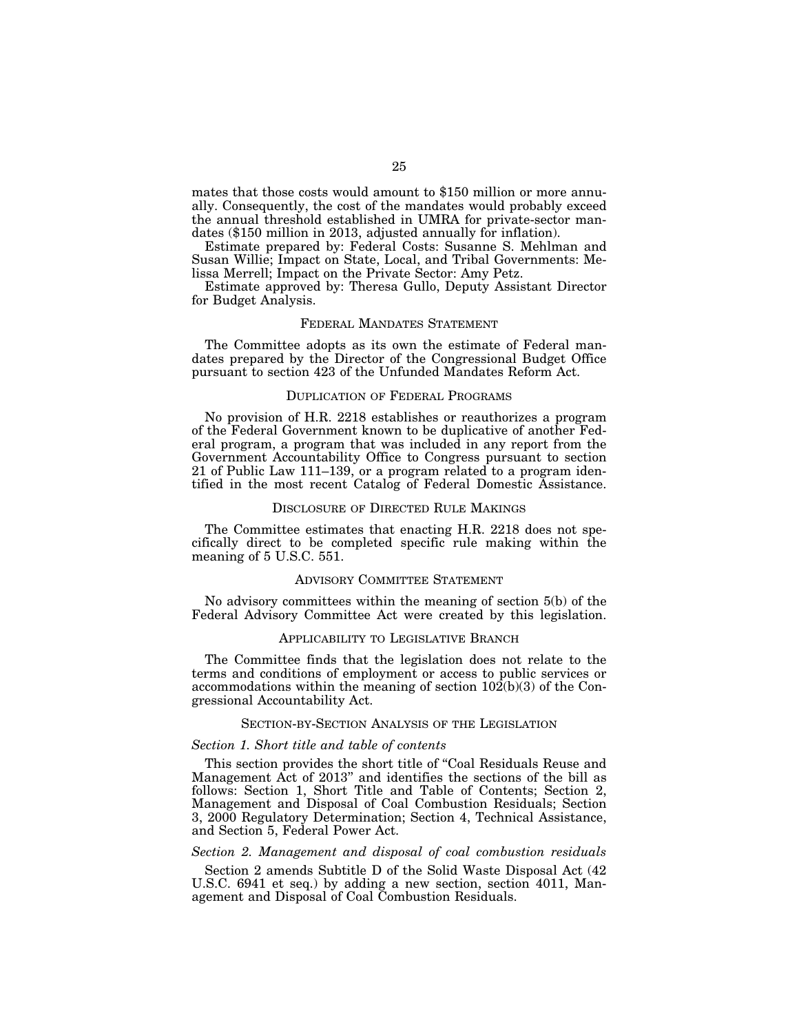mates that those costs would amount to $150 million or more annually. Consequently, the cost of the mandates would probably exceed the annual threshold established in UMRA for private-sector mandates ($150 million in 2013, adjusted annually for inflation).

Estimate prepared by: Federal Costs: Susanne S. Mehlman and Susan Willie; Impact on State, Local, and Tribal Governments: Melissa Merrell; Impact on the Private Sector: Amy Petz.

Estimate approved by: Theresa Gullo, Deputy Assistant Director for Budget Analysis.

## FEDERAL MANDATES STATEMENT

The Committee adopts as its own the estimate of Federal mandates prepared by the Director of the Congressional Budget Office pursuant to section 423 of the Unfunded Mandates Reform Act.

## DUPLICATION OF FEDERAL PROGRAMS

No provision of H.R. 2218 establishes or reauthorizes a program of the Federal Government known to be duplicative of another Federal program, a program that was included in any report from the Government Accountability Office to Congress pursuant to section 21 of Public Law 111–139, or a program related to a program identified in the most recent Catalog of Federal Domestic Assistance.

## DISCLOSURE OF DIRECTED RULE MAKINGS

The Committee estimates that enacting H.R. 2218 does not specifically direct to be completed specific rule making within the meaning of 5 U.S.C. 551.

## ADVISORY COMMITTEE STATEMENT

No advisory committees within the meaning of section 5(b) of the Federal Advisory Committee Act were created by this legislation.

## APPLICABILITY TO LEGISLATIVE BRANCH

The Committee finds that the legislation does not relate to the terms and conditions of employment or access to public services or accommodations within the meaning of section 102(b)(3) of the Congressional Accountability Act.

## SECTION-BY-SECTION ANALYSIS OF THE LEGISLATION

### *Section 1. Short title and table of contents*

This section provides the short title of "Coal Residuals Reuse and Management Act of 2013" and identifies the sections of the bill as follows: Section 1, Short Title and Table of Contents; Section 2, Management and Disposal of Coal Combustion Residuals; Section 3, 2000 Regulatory Determination; Section 4, Technical Assistance, and Section 5, Federal Power Act.

### *Section 2. Management and disposal of coal combustion residuals*

Section 2 amends Subtitle D of the Solid Waste Disposal Act (42 U.S.C. 6941 et seq.) by adding a new section, section 4011, Management and Disposal of Coal Combustion Residuals.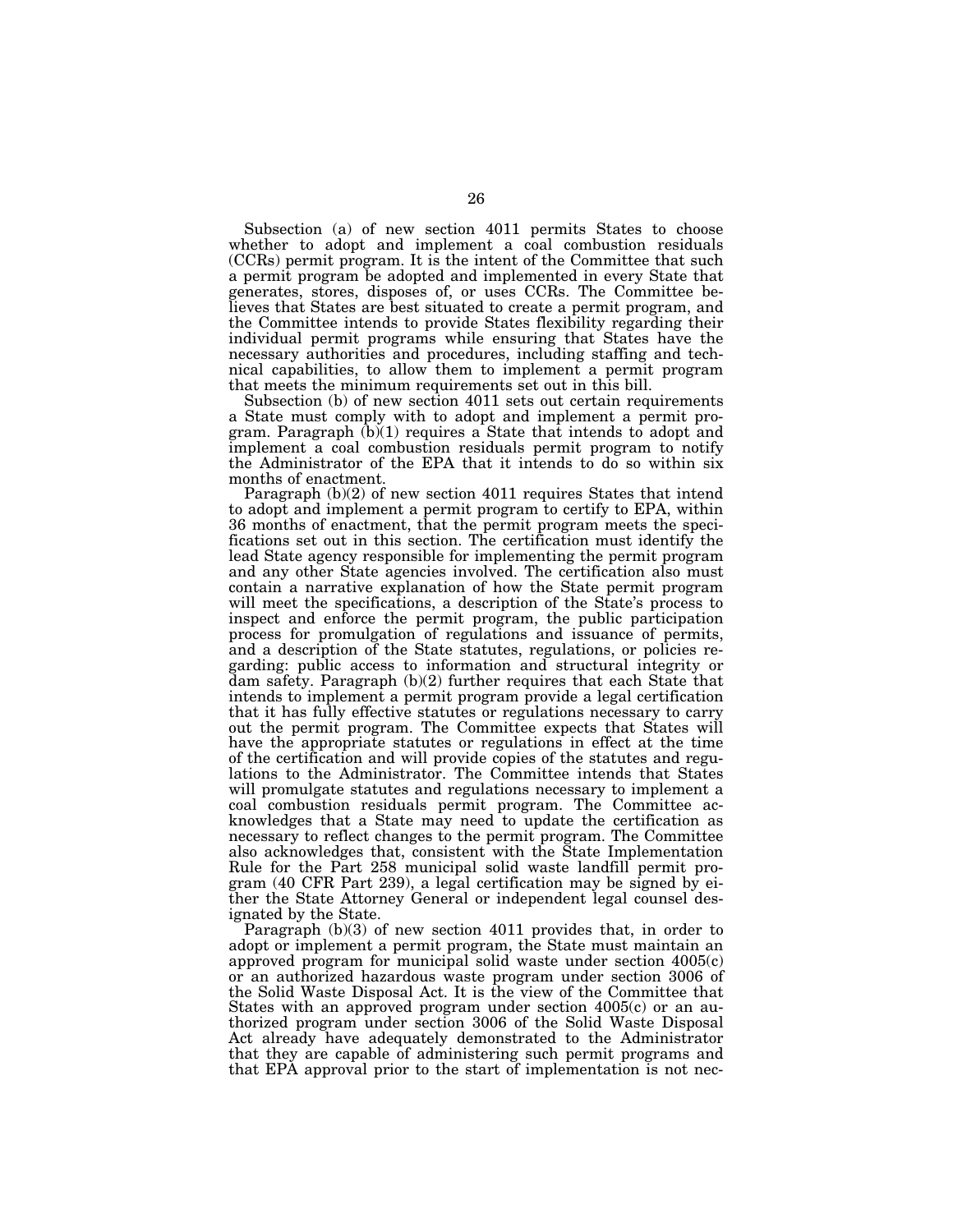Subsection (a) of new section 4011 permits States to choose whether to adopt and implement a coal combustion residuals (CCRs) permit program. It is the intent of the Committee that such a permit program be adopted and implemented in every State that generates, stores, disposes of, or uses CCRs. The Committee believes that States are best situated to create a permit program, and the Committee intends to provide States flexibility regarding their individual permit programs while ensuring that States have the necessary authorities and procedures, including staffing and technical capabilities, to allow them to implement a permit program that meets the minimum requirements set out in this bill.

Subsection (b) of new section 4011 sets out certain requirements a State must comply with to adopt and implement a permit program. Paragraph (b)(1) requires a State that intends to adopt and implement a coal combustion residuals permit program to notify the Administrator of the EPA that it intends to do so within six months of enactment.

Paragraph (b)(2) of new section 4011 requires States that intend to adopt and implement a permit program to certify to EPA, within 36 months of enactment, that the permit program meets the specifications set out in this section. The certification must identify the lead State agency responsible for implementing the permit program and any other State agencies involved. The certification also must contain a narrative explanation of how the State permit program will meet the specifications, a description of the State's process to inspect and enforce the permit program, the public participation process for promulgation of regulations and issuance of permits, and a description of the State statutes, regulations, or policies regarding: public access to information and structural integrity or dam safety. Paragraph (b)(2) further requires that each State that intends to implement a permit program provide a legal certification that it has fully effective statutes or regulations necessary to carry out the permit program. The Committee expects that States will have the appropriate statutes or regulations in effect at the time of the certification and will provide copies of the statutes and regulations to the Administrator. The Committee intends that States will promulgate statutes and regulations necessary to implement a coal combustion residuals permit program. The Committee acknowledges that a State may need to update the certification as necessary to reflect changes to the permit program. The Committee also acknowledges that, consistent with the State Implementation Rule for the Part 258 municipal solid waste landfill permit program (40 CFR Part 239), a legal certification may be signed by either the State Attorney General or independent legal counsel designated by the State.

Paragraph (b)(3) of new section 4011 provides that, in order to adopt or implement a permit program, the State must maintain an approved program for municipal solid waste under section 4005(c) or an authorized hazardous waste program under section 3006 of the Solid Waste Disposal Act. It is the view of the Committee that States with an approved program under section 4005(c) or an authorized program under section 3006 of the Solid Waste Disposal Act already have adequately demonstrated to the Administrator that they are capable of administering such permit programs and that EPA approval prior to the start of implementation is not nec-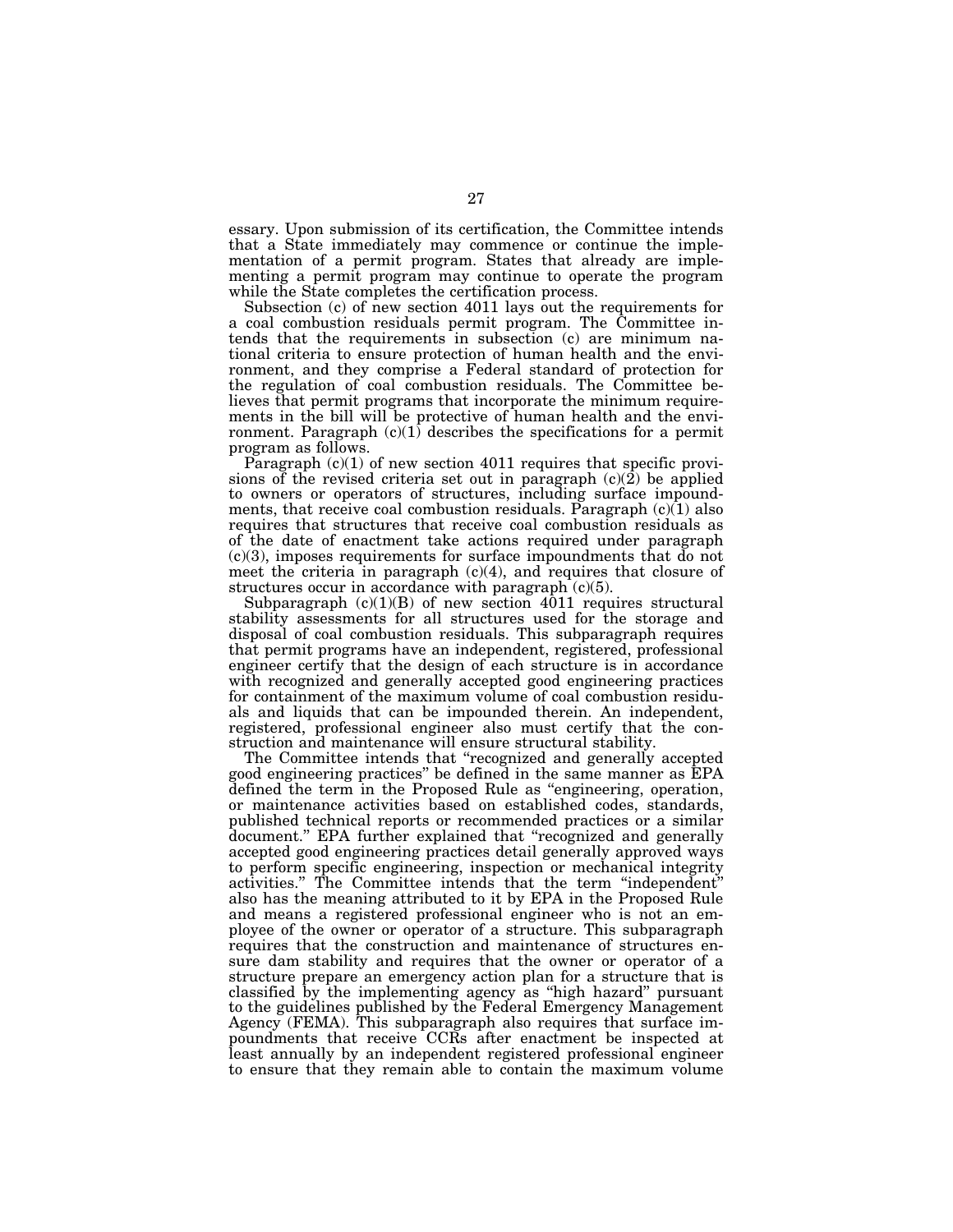essary. Upon submission of its certification, the Committee intends that a State immediately may commence or continue the implementation of a permit program. States that already are implementing a permit program may continue to operate the program while the State completes the certification process.

Subsection (c) of new section 4011 lays out the requirements for a coal combustion residuals permit program. The Committee intends that the requirements in subsection (c) are minimum national criteria to ensure protection of human health and the environment, and they comprise a Federal standard of protection for the regulation of coal combustion residuals. The Committee believes that permit programs that incorporate the minimum requirements in the bill will be protective of human health and the environment. Paragraph (c)(1) describes the specifications for a permit program as follows.

Paragraph (c)(1) of new section 4011 requires that specific provisions of the revised criteria set out in paragraph (c)(2) be applied to owners or operators of structures, including surface impoundments, that receive coal combustion residuals. Paragraph (c)(1) also requires that structures that receive coal combustion residuals as of the date of enactment take actions required under paragraph (c)(3), imposes requirements for surface impoundments that do not meet the criteria in paragraph (c)(4), and requires that closure of structures occur in accordance with paragraph (c)(5).

Subparagraph (c)(1)(B) of new section 4011 requires structural stability assessments for all structures used for the storage and disposal of coal combustion residuals. This subparagraph requires that permit programs have an independent, registered, professional engineer certify that the design of each structure is in accordance with recognized and generally accepted good engineering practices for containment of the maximum volume of coal combustion residuals and liquids that can be impounded therein. An independent, registered, professional engineer also must certify that the construction and maintenance will ensure structural stability.

The Committee intends that "recognized and generally accepted good engineering practices" be defined in the same manner as EPA defined the term in the Proposed Rule as "engineering, operation, or maintenance activities based on established codes, standards, published technical reports or recommended practices or a similar document." EPA further explained that "recognized and generally accepted good engineering practices detail generally approved ways to perform specific engineering, inspection or mechanical integrity activities." The Committee intends that the term "independent" also has the meaning attributed to it by EPA in the Proposed Rule and means a registered professional engineer who is not an employee of the owner or operator of a structure. This subparagraph requires that the construction and maintenance of structures ensure dam stability and requires that the owner or operator of a structure prepare an emergency action plan for a structure that is classified by the implementing agency as "high hazard" pursuant to the guidelines published by the Federal Emergency Management Agency (FEMA). This subparagraph also requires that surface impoundments that receive CCRs after enactment be inspected at least annually by an independent registered professional engineer to ensure that they remain able to contain the maximum volume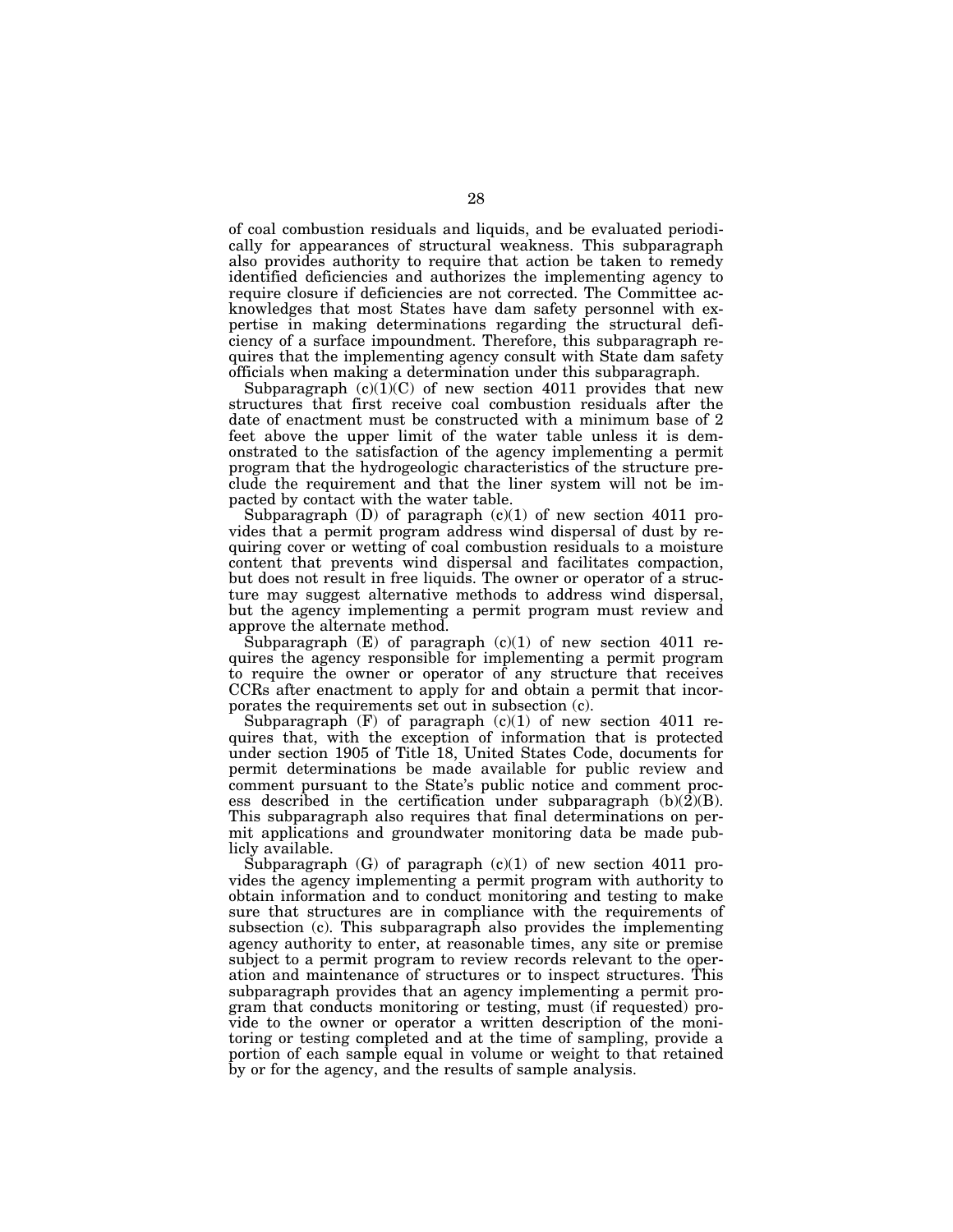of coal combustion residuals and liquids, and be evaluated periodically for appearances of structural weakness. This subparagraph also provides authority to require that action be taken to remedy identified deficiencies and authorizes the implementing agency to require closure if deficiencies are not corrected. The Committee acknowledges that most States have dam safety personnel with expertise in making determinations regarding the structural deficiency of a surface impoundment. Therefore, this subparagraph requires that the implementing agency consult with State dam safety officials when making a determination under this subparagraph.

Subparagraph (c)(1)(C) of new section 4011 provides that new structures that first receive coal combustion residuals after the date of enactment must be constructed with a minimum base of 2 feet above the upper limit of the water table unless it is demonstrated to the satisfaction of the agency implementing a permit program that the hydrogeologic characteristics of the structure preclude the requirement and that the liner system will not be impacted by contact with the water table.

Subparagraph (D) of paragraph (c)(1) of new section 4011 provides that a permit program address wind dispersal of dust by requiring cover or wetting of coal combustion residuals to a moisture content that prevents wind dispersal and facilitates compaction, but does not result in free liquids. The owner or operator of a structure may suggest alternative methods to address wind dispersal, but the agency implementing a permit program must review and approve the alternate method.

Subparagraph (E) of paragraph (c)(1) of new section 4011 requires the agency responsible for implementing a permit program to require the owner or operator of any structure that receives CCRs after enactment to apply for and obtain a permit that incorporates the requirements set out in subsection (c).

Subparagraph (F) of paragraph (c)(1) of new section 4011 requires that, with the exception of information that is protected under section 1905 of Title 18, United States Code, documents for permit determinations be made available for public review and comment pursuant to the State's public notice and comment process described in the certification under subparagraph (b)(2)(B). This subparagraph also requires that final determinations on permit applications and groundwater monitoring data be made publicly available.

Subparagraph (G) of paragraph (c)(1) of new section 4011 provides the agency implementing a permit program with authority to obtain information and to conduct monitoring and testing to make sure that structures are in compliance with the requirements of subsection (c). This subparagraph also provides the implementing agency authority to enter, at reasonable times, any site or premise subject to a permit program to review records relevant to the operation and maintenance of structures or to inspect structures. This subparagraph provides that an agency implementing a permit program that conducts monitoring or testing, must (if requested) provide to the owner or operator a written description of the monitoring or testing completed and at the time of sampling, provide a portion of each sample equal in volume or weight to that retained by or for the agency, and the results of sample analysis.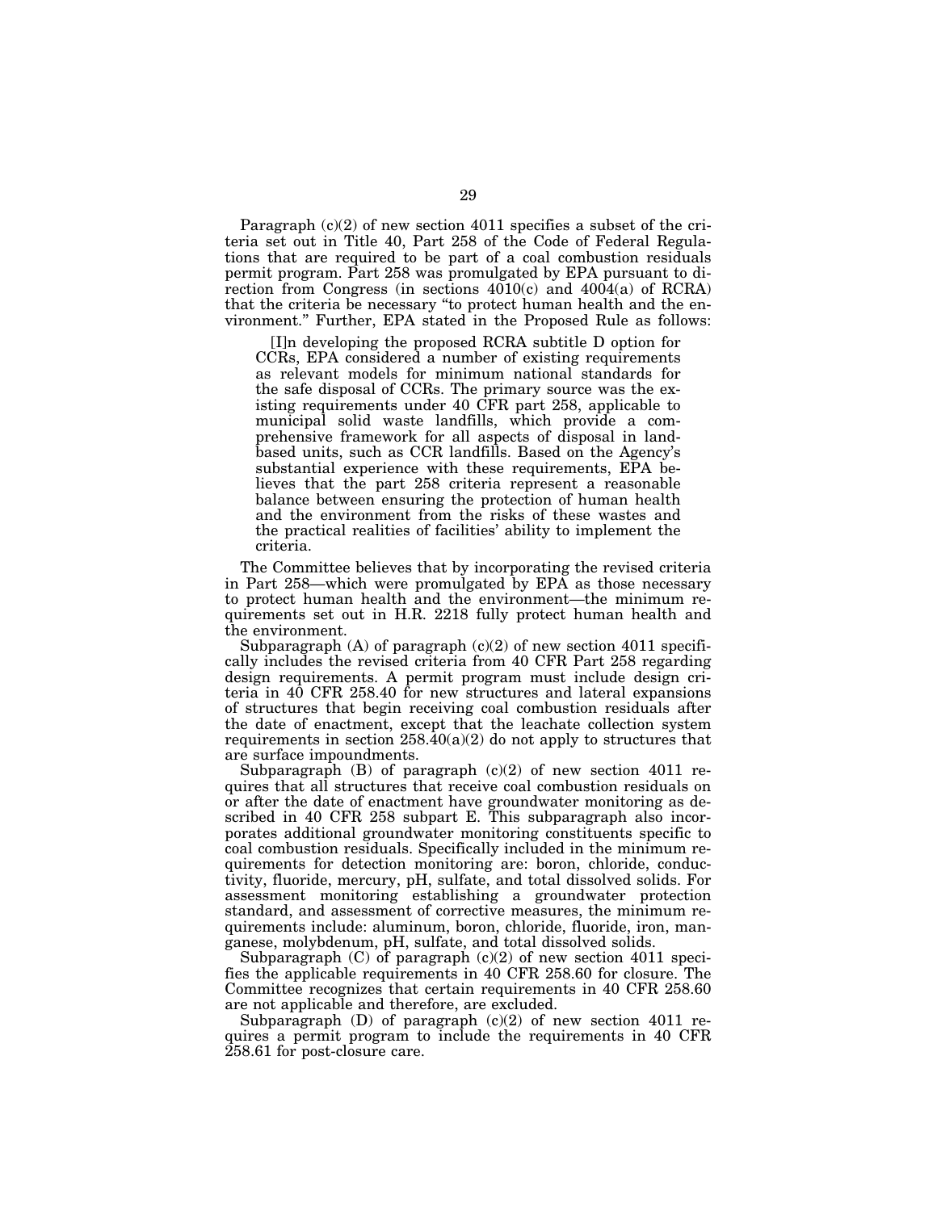Paragraph (c)(2) of new section 4011 specifies a subset of the criteria set out in Title 40, Part 258 of the Code of Federal Regulations that are required to be part of a coal combustion residuals permit program. Part 258 was promulgated by EPA pursuant to direction from Congress (in sections 4010(c) and 4004(a) of RCRA) that the criteria be necessary "to protect human health and the environment." Further, EPA stated in the Proposed Rule as follows:

> [I]n developing the proposed RCRA subtitle D option for CCRs, EPA considered a number of existing requirements as relevant models for minimum national standards for the safe disposal of CCRs. The primary source was the existing requirements under 40 CFR part 258, applicable to municipal solid waste landfills, which provide a comprehensive framework for all aspects of disposal in land-based units, such as CCR landfills. Based on the Agency's substantial experience with these requirements, EPA believes that the part 258 criteria represent a reasonable balance between ensuring the protection of human health and the environment from the risks of these wastes and the practical realities of facilities' ability to implement the criteria.

The Committee believes that by incorporating the revised criteria in Part 258—which were promulgated by EPA as those necessary to protect human health and the environment—the minimum requirements set out in H.R. 2218 fully protect human health and the environment.

Subparagraph (A) of paragraph (c)(2) of new section 4011 specifically includes the revised criteria from 40 CFR Part 258 regarding design requirements. A permit program must include design criteria in 40 CFR 258.40 for new structures and lateral expansions of structures that begin receiving coal combustion residuals after the date of enactment, except that the leachate collection system requirements in section 258.40(a)(2) do not apply to structures that are surface impoundments.

Subparagraph (B) of paragraph (c)(2) of new section 4011 requires that all structures that receive coal combustion residuals on or after the date of enactment have groundwater monitoring as described in 40 CFR 258 subpart E. This subparagraph also incorporates additional groundwater monitoring constituents specific to coal combustion residuals. Specifically included in the minimum requirements for detection monitoring are: boron, chloride, conductivity, fluoride, mercury, pH, sulfate, and total dissolved solids. For assessment monitoring establishing a groundwater protection standard, and assessment of corrective measures, the minimum requirements include: aluminum, boron, chloride, fluoride, iron, manganese, molybdenum, pH, sulfate, and total dissolved solids.

Subparagraph (C) of paragraph (c)(2) of new section 4011 specifies the applicable requirements in 40 CFR 258.60 for closure. The Committee recognizes that certain requirements in 40 CFR 258.60 are not applicable and therefore, are excluded.

Subparagraph (D) of paragraph (c)(2) of new section 4011 requires a permit program to include the requirements in 40 CFR 258.61 for post-closure care.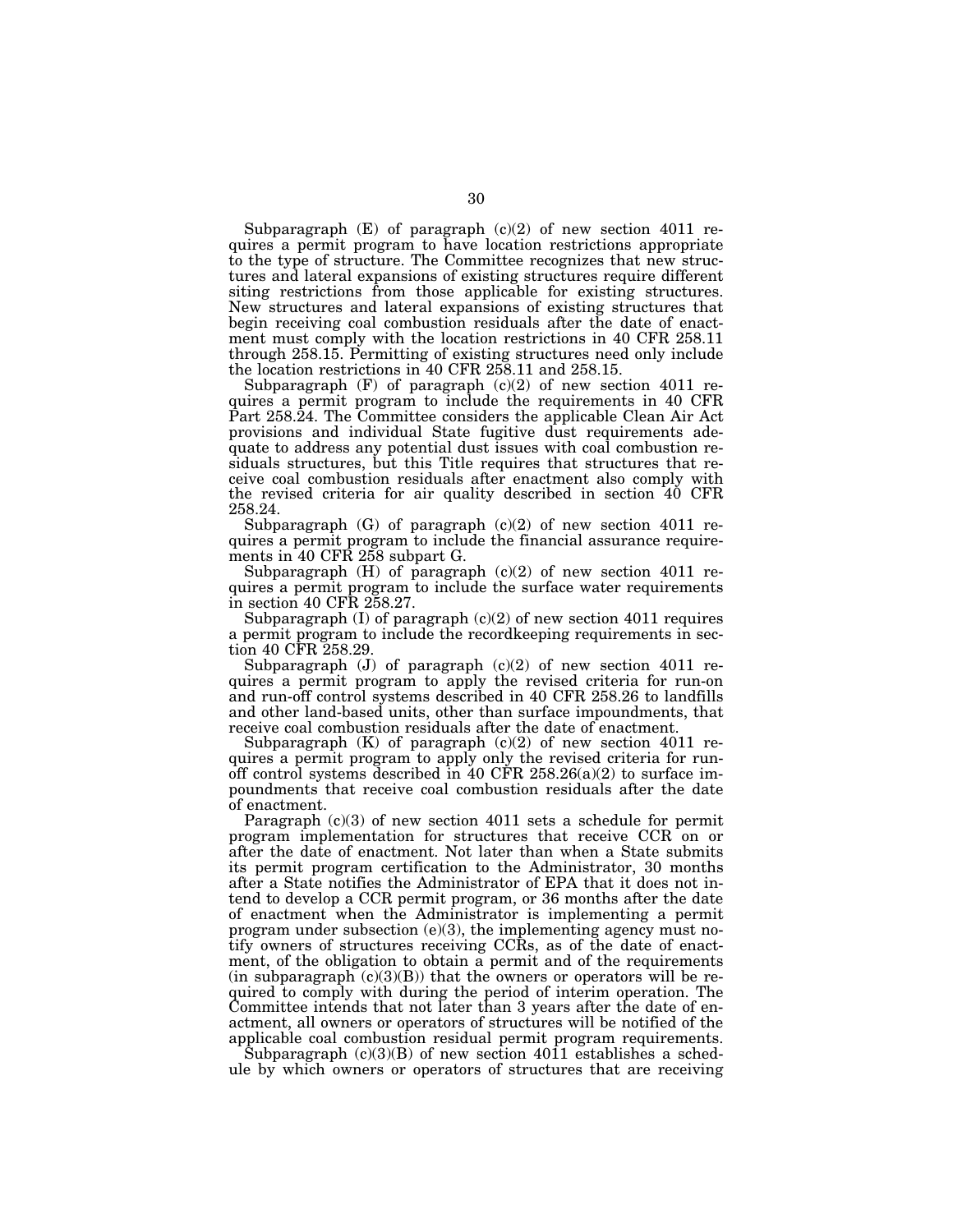Subparagraph (E) of paragraph (c)(2) of new section 4011 requires a permit program to have location restrictions appropriate to the type of structure. The Committee recognizes that new structures and lateral expansions of existing structures require different siting restrictions from those applicable for existing structures. New structures and lateral expansions of existing structures that begin receiving coal combustion residuals after the date of enactment must comply with the location restrictions in 40 CFR 258.11 through 258.15. Permitting of existing structures need only include the location restrictions in 40 CFR 258.11 and 258.15.

Subparagraph (F) of paragraph (c)(2) of new section 4011 requires a permit program to include the requirements in 40 CFR Part 258.24. The Committee considers the applicable Clean Air Act provisions and individual State fugitive dust requirements adequate to address any potential dust issues with coal combustion residuals structures, but this Title requires that structures that receive coal combustion residuals after enactment also comply with the revised criteria for air quality described in section 40 CFR 258.24.

Subparagraph (G) of paragraph (c)(2) of new section 4011 requires a permit program to include the financial assurance requirements in 40 CFR 258 subpart G.

Subparagraph (H) of paragraph (c)(2) of new section 4011 requires a permit program to include the surface water requirements in section 40 CFR 258.27.

Subparagraph (I) of paragraph (c)(2) of new section 4011 requires a permit program to include the recordkeeping requirements in section 40 CFR 258.29.

Subparagraph (J) of paragraph (c)(2) of new section 4011 requires a permit program to apply the revised criteria for run-on and run-off control systems described in 40 CFR 258.26 to landfills and other land-based units, other than surface impoundments, that receive coal combustion residuals after the date of enactment.

Subparagraph (K) of paragraph (c)(2) of new section 4011 requires a permit program to apply only the revised criteria for run-off control systems described in 40 CFR 258.26(a)(2) to surface impoundments that receive coal combustion residuals after the date of enactment.

Paragraph (c)(3) of new section 4011 sets a schedule for permit program implementation for structures that receive CCR on or after the date of enactment. Not later than when a State submits its permit program certification to the Administrator, 30 months after a State notifies the Administrator of EPA that it does not intend to develop a CCR permit program, or 36 months after the date of enactment when the Administrator is implementing a permit program under subsection (e)(3), the implementing agency must notify owners of structures receiving CCRs, as of the date of enactment, of the obligation to obtain a permit and of the requirements (in subparagraph (c)(3)(B)) that the owners or operators will be required to comply with during the period of interim operation. The Committee intends that not later than 3 years after the date of enactment, all owners or operators of structures will be notified of the applicable coal combustion residual permit program requirements.

Subparagraph (c)(3)(B) of new section 4011 establishes a schedule by which owners or operators of structures that are receiving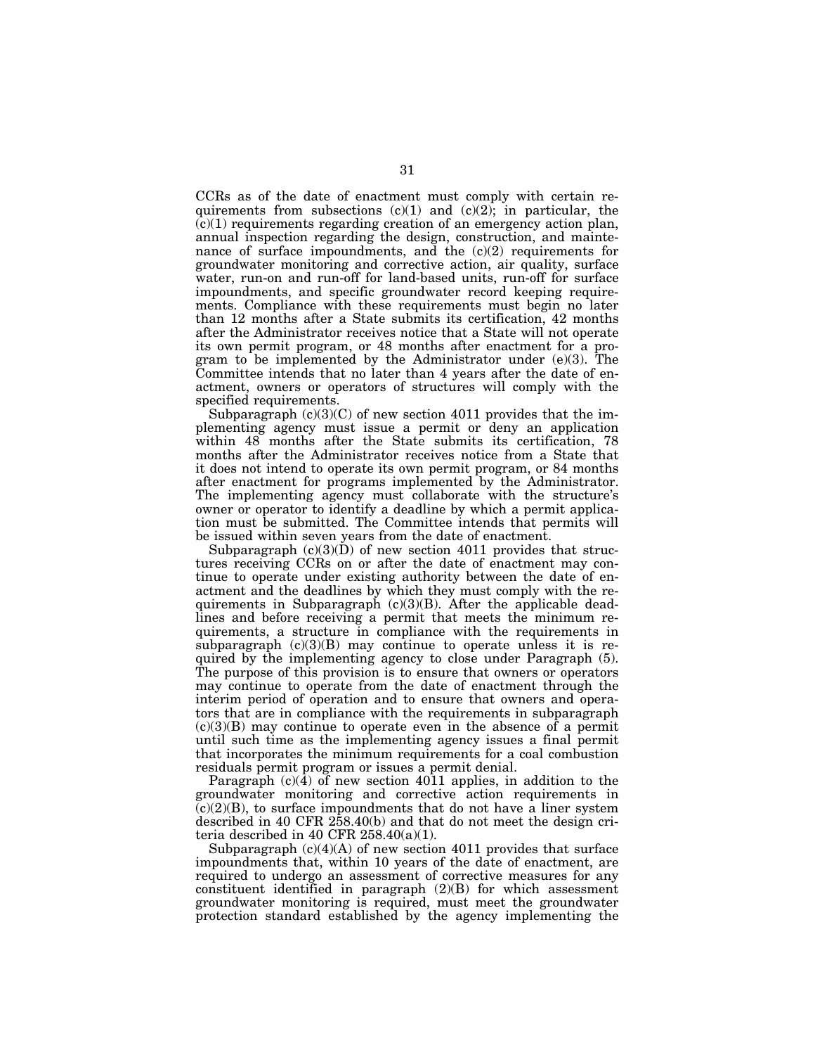CCRs as of the date of enactment must comply with certain requirements from subsections (c)(1) and (c)(2); in particular, the (c)(1) requirements regarding creation of an emergency action plan, annual inspection regarding the design, construction, and maintenance of surface impoundments, and the (c)(2) requirements for groundwater monitoring and corrective action, air quality, surface water, run-on and run-off for land-based units, run-off for surface impoundments, and specific groundwater record keeping requirements. Compliance with these requirements must begin no later than 12 months after a State submits its certification, 42 months after the Administrator receives notice that a State will not operate its own permit program, or 48 months after enactment for a program to be implemented by the Administrator under (e)(3). The Committee intends that no later than 4 years after the date of enactment, owners or operators of structures will comply with the specified requirements.

Subparagraph (c)(3)(C) of new section 4011 provides that the implementing agency must issue a permit or deny an application within 48 months after the State submits its certification, 78 months after the Administrator receives notice from a State that it does not intend to operate its own permit program, or 84 months after enactment for programs implemented by the Administrator. The implementing agency must collaborate with the structure's owner or operator to identify a deadline by which a permit application must be submitted. The Committee intends that permits will be issued within seven years from the date of enactment.

Subparagraph (c)(3)(D) of new section 4011 provides that structures receiving CCRs on or after the date of enactment may continue to operate under existing authority between the date of enactment and the deadlines by which they must comply with the requirements in Subparagraph (c)(3)(B). After the applicable deadlines and before receiving a permit that meets the minimum requirements, a structure in compliance with the requirements in subparagraph (c)(3)(B) may continue to operate unless it is required by the implementing agency to close under Paragraph (5). The purpose of this provision is to ensure that owners or operators may continue to operate from the date of enactment through the interim period of operation and to ensure that owners and operators that are in compliance with the requirements in subparagraph (c)(3)(B) may continue to operate even in the absence of a permit until such time as the implementing agency issues a final permit that incorporates the minimum requirements for a coal combustion residuals permit program or issues a permit denial.

Paragraph (c)(4) of new section 4011 applies, in addition to the groundwater monitoring and corrective action requirements in (c)(2)(B), to surface impoundments that do not have a liner system described in 40 CFR 258.40(b) and that do not meet the design criteria described in 40 CFR 258.40(a)(1).

Subparagraph (c)(4)(A) of new section 4011 provides that surface impoundments that, within 10 years of the date of enactment, are required to undergo an assessment of corrective measures for any constituent identified in paragraph (2)(B) for which assessment groundwater monitoring is required, must meet the groundwater protection standard established by the agency implementing the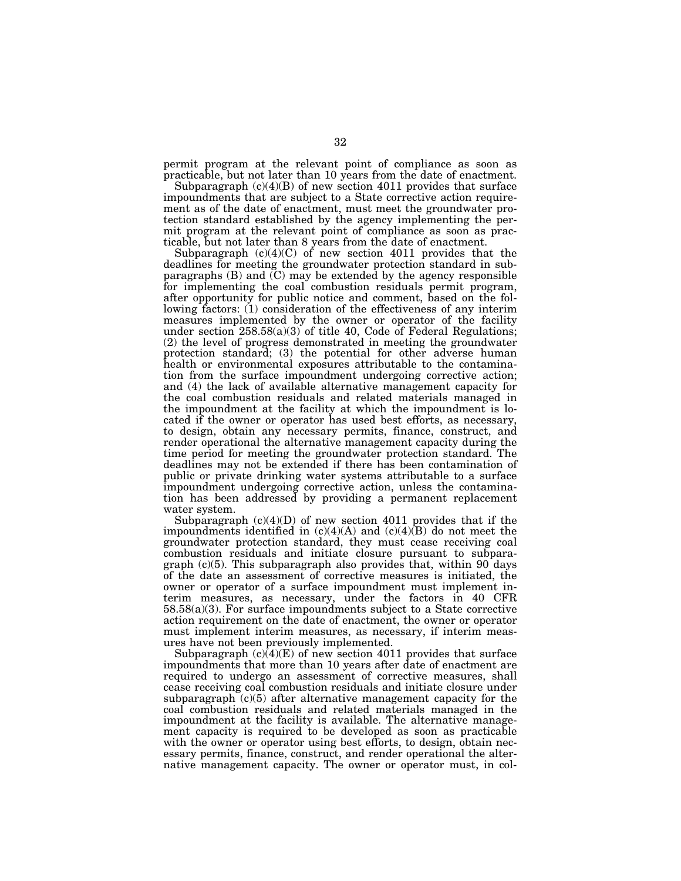permit program at the relevant point of compliance as soon as practicable, but not later than 10 years from the date of enactment.

Subparagraph (c)(4)(B) of new section 4011 provides that surface impoundments that are subject to a State corrective action requirement as of the date of enactment, must meet the groundwater protection standard established by the agency implementing the permit program at the relevant point of compliance as soon as practicable, but not later than 8 years from the date of enactment.

Subparagraph (c)(4)(C) of new section 4011 provides that the deadlines for meeting the groundwater protection standard in subparagraphs (B) and (C) may be extended by the agency responsible for implementing the coal combustion residuals permit program, after opportunity for public notice and comment, based on the following factors: (1) consideration of the effectiveness of any interim measures implemented by the owner or operator of the facility under section 258.58(a)(3) of title 40, Code of Federal Regulations; (2) the level of progress demonstrated in meeting the groundwater protection standard; (3) the potential for other adverse human health or environmental exposures attributable to the contamination from the surface impoundment undergoing corrective action; and (4) the lack of available alternative management capacity for the coal combustion residuals and related materials managed in the impoundment at the facility at which the impoundment is located if the owner or operator has used best efforts, as necessary, to design, obtain any necessary permits, finance, construct, and render operational the alternative management capacity during the time period for meeting the groundwater protection standard. The deadlines may not be extended if there has been contamination of public or private drinking water systems attributable to a surface impoundment undergoing corrective action, unless the contamination has been addressed by providing a permanent replacement water system.

Subparagraph (c)(4)(D) of new section 4011 provides that if the impoundments identified in (c)(4)(A) and (c)(4)(B) do not meet the groundwater protection standard, they must cease receiving coal combustion residuals and initiate closure pursuant to subparagraph (c)(5). This subparagraph also provides that, within 90 days of the date an assessment of corrective measures is initiated, the owner or operator of a surface impoundment must implement interim measures, as necessary, under the factors in 40 CFR 58.58(a)(3). For surface impoundments subject to a State corrective action requirement on the date of enactment, the owner or operator must implement interim measures, as necessary, if interim measures have not been previously implemented.

Subparagraph (c)(4)(E) of new section 4011 provides that surface impoundments that more than 10 years after date of enactment are required to undergo an assessment of corrective measures, shall cease receiving coal combustion residuals and initiate closure under subparagraph (c)(5) after alternative management capacity for the coal combustion residuals and related materials managed in the impoundment at the facility is available. The alternative management capacity is required to be developed as soon as practicable with the owner or operator using best efforts, to design, obtain necessary permits, finance, construct, and render operational the alternative management capacity. The owner or operator must, in col-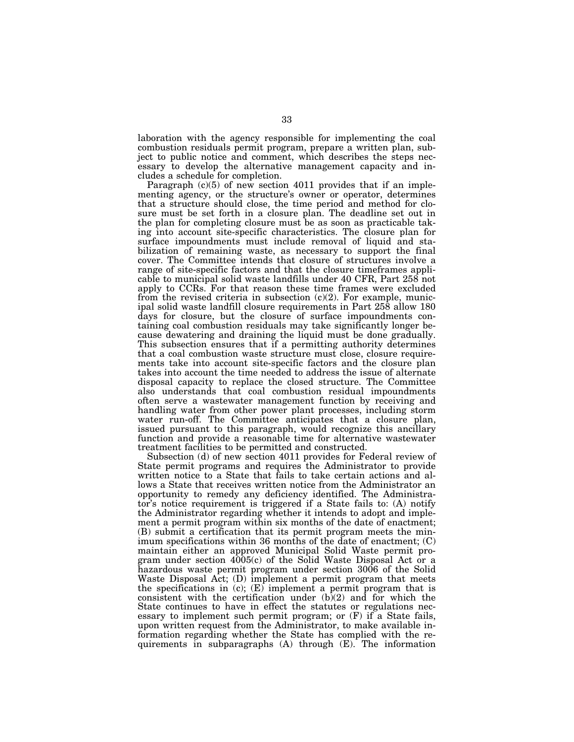laboration with the agency responsible for implementing the coal combustion residuals permit program, prepare a written plan, subject to public notice and comment, which describes the steps necessary to develop the alternative management capacity and includes a schedule for completion.

Paragraph (c)(5) of new section 4011 provides that if an implementing agency, or the structure's owner or operator, determines that a structure should close, the time period and method for closure must be set forth in a closure plan. The deadline set out in the plan for completing closure must be as soon as practicable taking into account site-specific characteristics. The closure plan for surface impoundments must include removal of liquid and stabilization of remaining waste, as necessary to support the final cover. The Committee intends that closure of structures involve a range of site-specific factors and that the closure timeframes applicable to municipal solid waste landfills under 40 CFR, Part 258 not apply to CCRs. For that reason these time frames were excluded from the revised criteria in subsection (c)(2). For example, municipal solid waste landfill closure requirements in Part 258 allow 180 days for closure, but the closure of surface impoundments containing coal combustion residuals may take significantly longer because dewatering and draining the liquid must be done gradually. This subsection ensures that if a permitting authority determines that a coal combustion waste structure must close, closure requirements take into account site-specific factors and the closure plan takes into account the time needed to address the issue of alternate disposal capacity to replace the closed structure. The Committee also understands that coal combustion residual impoundments often serve a wastewater management function by receiving and handling water from other power plant processes, including storm water run-off. The Committee anticipates that a closure plan, issued pursuant to this paragraph, would recognize this ancillary function and provide a reasonable time for alternative wastewater treatment facilities to be permitted and constructed.

Subsection (d) of new section 4011 provides for Federal review of State permit programs and requires the Administrator to provide written notice to a State that fails to take certain actions and allows a State that receives written notice from the Administrator an opportunity to remedy any deficiency identified. The Administrator's notice requirement is triggered if a State fails to: (A) notify the Administrator regarding whether it intends to adopt and implement a permit program within six months of the date of enactment; (B) submit a certification that its permit program meets the minimum specifications within 36 months of the date of enactment; (C) maintain either an approved Municipal Solid Waste permit program under section 4005(c) of the Solid Waste Disposal Act or a hazardous waste permit program under section 3006 of the Solid Waste Disposal Act; (D) implement a permit program that meets the specifications in (c); (E) implement a permit program that is consistent with the certification under (b)(2) and for which the State continues to have in effect the statutes or regulations necessary to implement such permit program; or (F) if a State fails, upon written request from the Administrator, to make available information regarding whether the State has complied with the requirements in subparagraphs (A) through (E). The information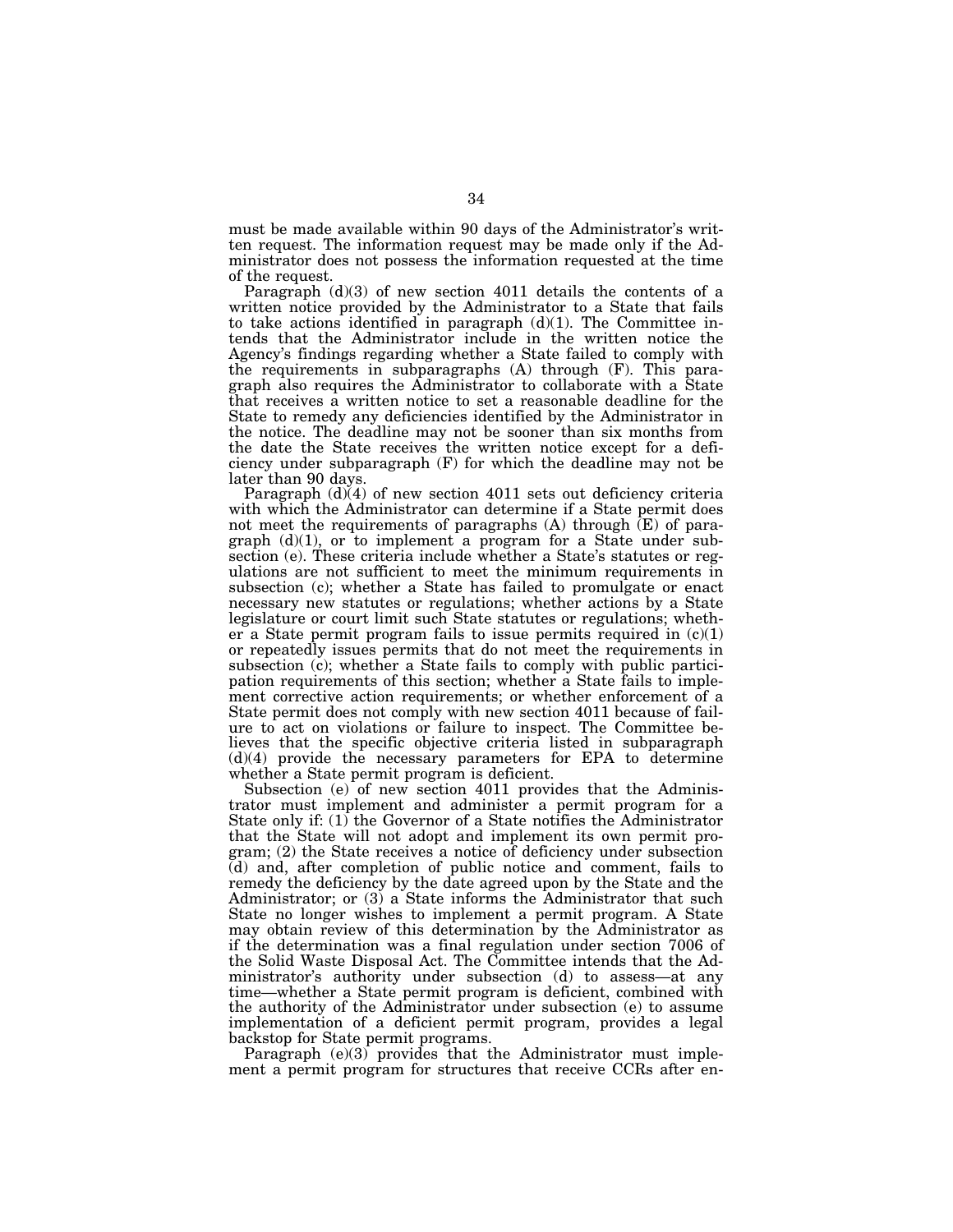must be made available within 90 days of the Administrator's written request. The information request may be made only if the Administrator does not possess the information requested at the time of the request.

Paragraph (d)(3) of new section 4011 details the contents of a written notice provided by the Administrator to a State that fails to take actions identified in paragraph (d)(1). The Committee intends that the Administrator include in the written notice the Agency's findings regarding whether a State failed to comply with the requirements in subparagraphs (A) through (F). This paragraph also requires the Administrator to collaborate with a State that receives a written notice to set a reasonable deadline for the State to remedy any deficiencies identified by the Administrator in the notice. The deadline may not be sooner than six months from the date the State receives the written notice except for a deficiency under subparagraph (F) for which the deadline may not be later than 90 days.

Paragraph (d)(4) of new section 4011 sets out deficiency criteria with which the Administrator can determine if a State permit does not meet the requirements of paragraphs (A) through (E) of paragraph (d)(1), or to implement a program for a State under subsection (e). These criteria include whether a State's statutes or regulations are not sufficient to meet the minimum requirements in subsection (c); whether a State has failed to promulgate or enact necessary new statutes or regulations; whether actions by a State legislature or court limit such State statutes or regulations; whether a State permit program fails to issue permits required in (c)(1) or repeatedly issues permits that do not meet the requirements in subsection (c); whether a State fails to comply with public participation requirements of this section; whether a State fails to implement corrective action requirements; or whether enforcement of a State permit does not comply with new section 4011 because of failure to act on violations or failure to inspect. The Committee believes that the specific objective criteria listed in subparagraph (d)(4) provide the necessary parameters for EPA to determine whether a State permit program is deficient.

Subsection (e) of new section 4011 provides that the Administrator must implement and administer a permit program for a State only if: (1) the Governor of a State notifies the Administrator that the State will not adopt and implement its own permit program; (2) the State receives a notice of deficiency under subsection (d) and, after completion of public notice and comment, fails to remedy the deficiency by the date agreed upon by the State and the Administrator; or (3) a State informs the Administrator that such State no longer wishes to implement a permit program. A State may obtain review of this determination by the Administrator as if the determination was a final regulation under section 7006 of the Solid Waste Disposal Act. The Committee intends that the Administrator's authority under subsection (d) to assess—at any time—whether a State permit program is deficient, combined with the authority of the Administrator under subsection (e) to assume implementation of a deficient permit program, provides a legal backstop for State permit programs.

Paragraph (e)(3) provides that the Administrator must implement a permit program for structures that receive CCRs after en-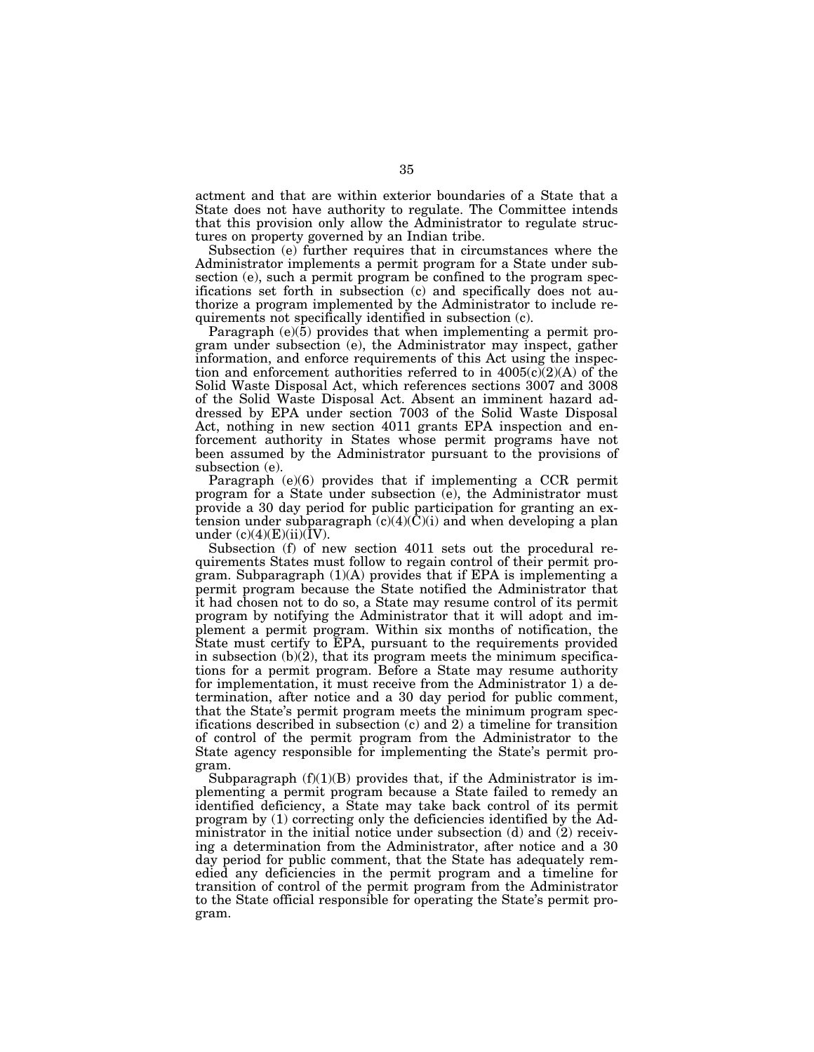actment and that are within exterior boundaries of a State that a State does not have authority to regulate. The Committee intends that this provision only allow the Administrator to regulate structures on property governed by an Indian tribe.

Subsection (e) further requires that in circumstances where the Administrator implements a permit program for a State under subsection (e), such a permit program be confined to the program specifications set forth in subsection (c) and specifically does not authorize a program implemented by the Administrator to include requirements not specifically identified in subsection (c).

Paragraph (e)(5) provides that when implementing a permit program under subsection (e), the Administrator may inspect, gather information, and enforce requirements of this Act using the inspection and enforcement authorities referred to in 4005(c)(2)(A) of the Solid Waste Disposal Act, which references sections 3007 and 3008 of the Solid Waste Disposal Act. Absent an imminent hazard addressed by EPA under section 7003 of the Solid Waste Disposal Act, nothing in new section 4011 grants EPA inspection and enforcement authority in States whose permit programs have not been assumed by the Administrator pursuant to the provisions of subsection (e).

Paragraph (e)(6) provides that if implementing a CCR permit program for a State under subsection (e), the Administrator must provide a 30 day period for public participation for granting an extension under subparagraph (c)(4)(C)(i) and when developing a plan under (c)(4)(E)(ii)(IV).

Subsection (f) of new section 4011 sets out the procedural requirements States must follow to regain control of their permit program. Subparagraph (1)(A) provides that if EPA is implementing a permit program because the State notified the Administrator that it had chosen not to do so, a State may resume control of its permit program by notifying the Administrator that it will adopt and implement a permit program. Within six months of notification, the State must certify to EPA, pursuant to the requirements provided in subsection (b)(2), that its program meets the minimum specifications for a permit program. Before a State may resume authority for implementation, it must receive from the Administrator 1) a determination, after notice and a 30 day period for public comment, that the State's permit program meets the minimum program specifications described in subsection (c) and 2) a timeline for transition of control of the permit program from the Administrator to the State agency responsible for implementing the State's permit program.

Subparagraph (f)(1)(B) provides that, if the Administrator is implementing a permit program because a State failed to remedy an identified deficiency, a State may take back control of its permit program by (1) correcting only the deficiencies identified by the Administrator in the initial notice under subsection (d) and (2) receiving a determination from the Administrator, after notice and a 30 day period for public comment, that the State has adequately remedied any deficiencies in the permit program and a timeline for transition of control of the permit program from the Administrator to the State official responsible for operating the State's permit program.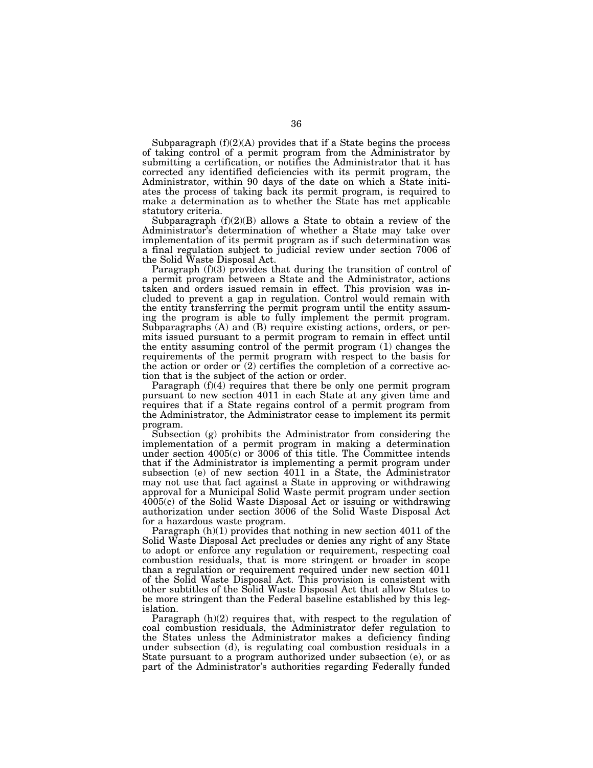Subparagraph (f)(2)(A) provides that if a State begins the process of taking control of a permit program from the Administrator by submitting a certification, or notifies the Administrator that it has corrected any identified deficiencies with its permit program, the Administrator, within 90 days of the date on which a State initiates the process of taking back its permit program, is required to make a determination as to whether the State has met applicable statutory criteria.

Subparagraph (f)(2)(B) allows a State to obtain a review of the Administrator's determination of whether a State may take over implementation of its permit program as if such determination was a final regulation subject to judicial review under section 7006 of the Solid Waste Disposal Act.

Paragraph (f)(3) provides that during the transition of control of a permit program between a State and the Administrator, actions taken and orders issued remain in effect. This provision was included to prevent a gap in regulation. Control would remain with the entity transferring the permit program until the entity assuming the program is able to fully implement the permit program. Subparagraphs (A) and (B) require existing actions, orders, or permits issued pursuant to a permit program to remain in effect until the entity assuming control of the permit program (1) changes the requirements of the permit program with respect to the basis for the action or order or (2) certifies the completion of a corrective action that is the subject of the action or order.

Paragraph (f)(4) requires that there be only one permit program pursuant to new section 4011 in each State at any given time and requires that if a State regains control of a permit program from the Administrator, the Administrator cease to implement its permit program.

Subsection (g) prohibits the Administrator from considering the implementation of a permit program in making a determination under section 4005(c) or 3006 of this title. The Committee intends that if the Administrator is implementing a permit program under subsection (e) of new section 4011 in a State, the Administrator may not use that fact against a State in approving or withdrawing approval for a Municipal Solid Waste permit program under section 4005(c) of the Solid Waste Disposal Act or issuing or withdrawing authorization under section 3006 of the Solid Waste Disposal Act for a hazardous waste program.

Paragraph (h)(1) provides that nothing in new section 4011 of the Solid Waste Disposal Act precludes or denies any right of any State to adopt or enforce any regulation or requirement, respecting coal combustion residuals, that is more stringent or broader in scope than a regulation or requirement required under new section 4011 of the Solid Waste Disposal Act. This provision is consistent with other subtitles of the Solid Waste Disposal Act that allow States to be more stringent than the Federal baseline established by this legislation.

Paragraph (h)(2) requires that, with respect to the regulation of coal combustion residuals, the Administrator defer regulation to the States unless the Administrator makes a deficiency finding under subsection (d), is regulating coal combustion residuals in a State pursuant to a program authorized under subsection (e), or as part of the Administrator's authorities regarding Federally funded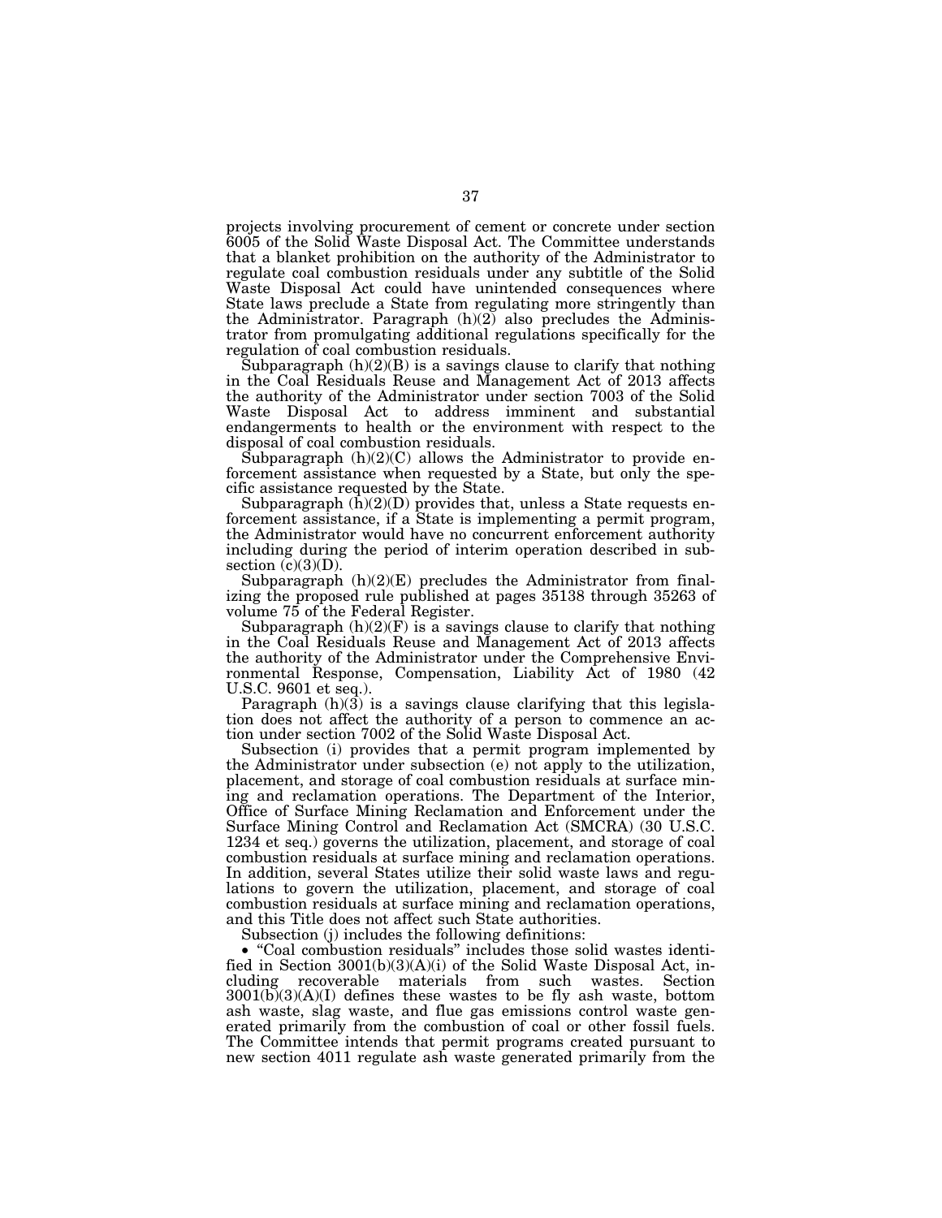projects involving procurement of cement or concrete under section 6005 of the Solid Waste Disposal Act. The Committee understands that a blanket prohibition on the authority of the Administrator to regulate coal combustion residuals under any subtitle of the Solid Waste Disposal Act could have unintended consequences where State laws preclude a State from regulating more stringently than the Administrator. Paragraph (h)(2) also precludes the Administrator from promulgating additional regulations specifically for the regulation of coal combustion residuals.

Subparagraph (h)(2)(B) is a savings clause to clarify that nothing in the Coal Residuals Reuse and Management Act of 2013 affects the authority of the Administrator under section 7003 of the Solid Waste Disposal Act to address imminent and substantial endangerments to health or the environment with respect to the disposal of coal combustion residuals.

Subparagraph (h)(2)(C) allows the Administrator to provide enforcement assistance when requested by a State, but only the specific assistance requested by the State.

Subparagraph (h)(2)(D) provides that, unless a State requests enforcement assistance, if a State is implementing a permit program, the Administrator would have no concurrent enforcement authority including during the period of interim operation described in subsection (c)(3)(D).

Subparagraph (h)(2)(E) precludes the Administrator from finalizing the proposed rule published at pages 35138 through 35263 of volume 75 of the Federal Register.

Subparagraph (h)(2)(F) is a savings clause to clarify that nothing in the Coal Residuals Reuse and Management Act of 2013 affects the authority of the Administrator under the Comprehensive Environmental Response, Compensation, Liability Act of 1980 (42 U.S.C. 9601 et seq.).

Paragraph (h)(3) is a savings clause clarifying that this legislation does not affect the authority of a person to commence an action under section 7002 of the Solid Waste Disposal Act.

Subsection (i) provides that a permit program implemented by the Administrator under subsection (e) not apply to the utilization, placement, and storage of coal combustion residuals at surface mining and reclamation operations. The Department of the Interior, Office of Surface Mining Reclamation and Enforcement under the Surface Mining Control and Reclamation Act (SMCRA) (30 U.S.C. 1234 et seq.) governs the utilization, placement, and storage of coal combustion residuals at surface mining and reclamation operations. In addition, several States utilize their solid waste laws and regulations to govern the utilization, placement, and storage of coal combustion residuals at surface mining and reclamation operations, and this Title does not affect such State authorities.

Subsection (j) includes the following definitions:

- "Coal combustion residuals" includes those solid wastes identified in Section 3001(b)(3)(A)(i) of the Solid Waste Disposal Act, including recoverable materials from such wastes. Section 3001(b)(3)(A)(I) defines these wastes to be fly ash waste, bottom ash waste, slag waste, and flue gas emissions control waste generated primarily from the combustion of coal or other fossil fuels. The Committee intends that permit programs created pursuant to new section 4011 regulate ash waste generated primarily from the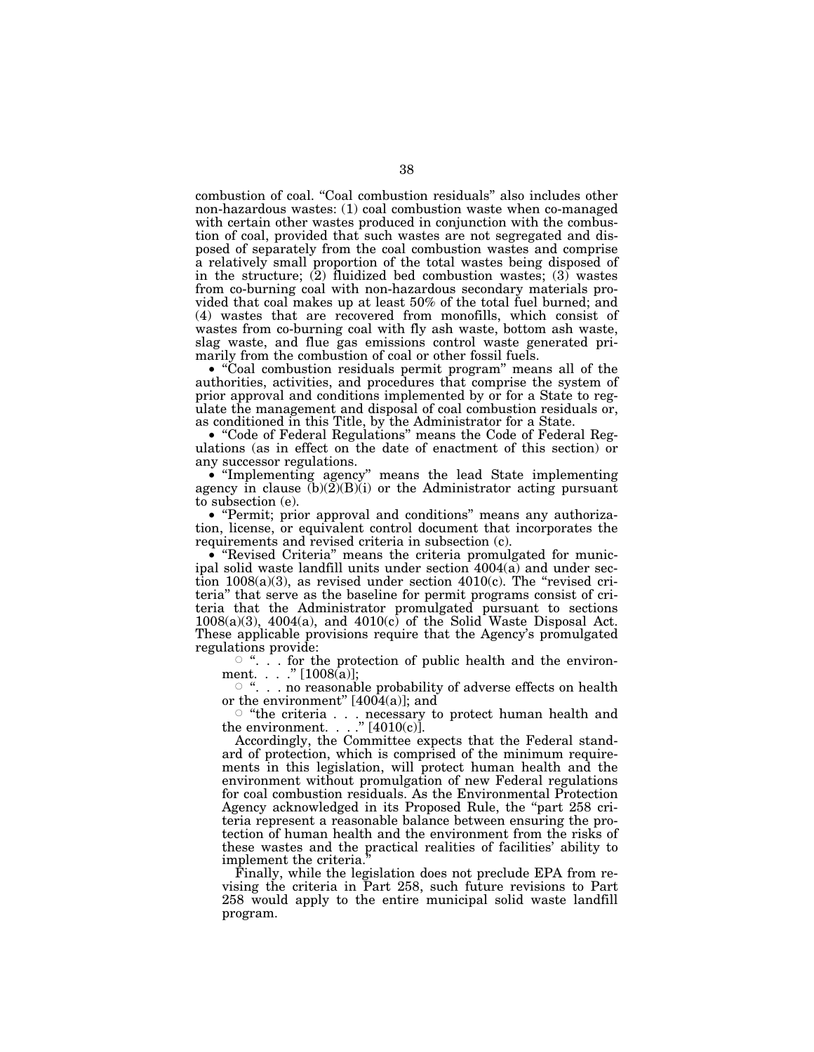combustion of coal. "Coal combustion residuals" also includes other non-hazardous wastes: (1) coal combustion waste when co-managed with certain other wastes produced in conjunction with the combustion of coal, provided that such wastes are not segregated and disposed of separately from the coal combustion wastes and comprise a relatively small proportion of the total wastes being disposed of in the structure; (2) fluidized bed combustion wastes; (3) wastes from co-burning coal with non-hazardous secondary materials provided that coal makes up at least 50% of the total fuel burned; and (4) wastes that are recovered from monofills, which consist of wastes from co-burning coal with fly ash waste, bottom ash waste, slag waste, and flue gas emissions control waste generated primarily from the combustion of coal or other fossil fuels.

- "Coal combustion residuals permit program" means all of the authorities, activities, and procedures that comprise the system of prior approval and conditions implemented by or for a State to regulate the management and disposal of coal combustion residuals or, as conditioned in this Title, by the Administrator for a State.
- "Code of Federal Regulations" means the Code of Federal Regulations (as in effect on the date of enactment of this section) or any successor regulations.
- "Implementing agency" means the lead State implementing agency in clause (b)(2)(B)(i) or the Administrator acting pursuant to subsection (e).
- "Permit; prior approval and conditions" means any authorization, license, or equivalent control document that incorporates the requirements and revised criteria in subsection (c).
- "Revised Criteria" means the criteria promulgated for municipal solid waste landfill units under section 4004(a) and under section 1008(a)(3), as revised under section 4010(c). The "revised criteria" that serve as the baseline for permit programs consist of criteria that the Administrator promulgated pursuant to sections 1008(a)(3), 4004(a), and 4010(c) of the Solid Waste Disposal Act. These applicable provisions require that the Agency's promulgated regulations provide:
    - ". . . for the protection of public health and the environment. . . ." [1008(a)];
    - ". . . no reasonable probability of adverse effects on health or the environment" [4004(a)]; and
    - "the criteria . . . necessary to protect human health and the environment. . . ." [4010(c)].

Accordingly, the Committee expects that the Federal standard of protection, which is comprised of the minimum requirements in this legislation, will protect human health and the environment without promulgation of new Federal regulations for coal combustion residuals. As the Environmental Protection Agency acknowledged in its Proposed Rule, the "part 258 criteria represent a reasonable balance between ensuring the protection of human health and the environment from the risks of these wastes and the practical realities of facilities' ability to implement the criteria."

Finally, while the legislation does not preclude EPA from revising the criteria in Part 258, such future revisions to Part 258 would apply to the entire municipal solid waste landfill program.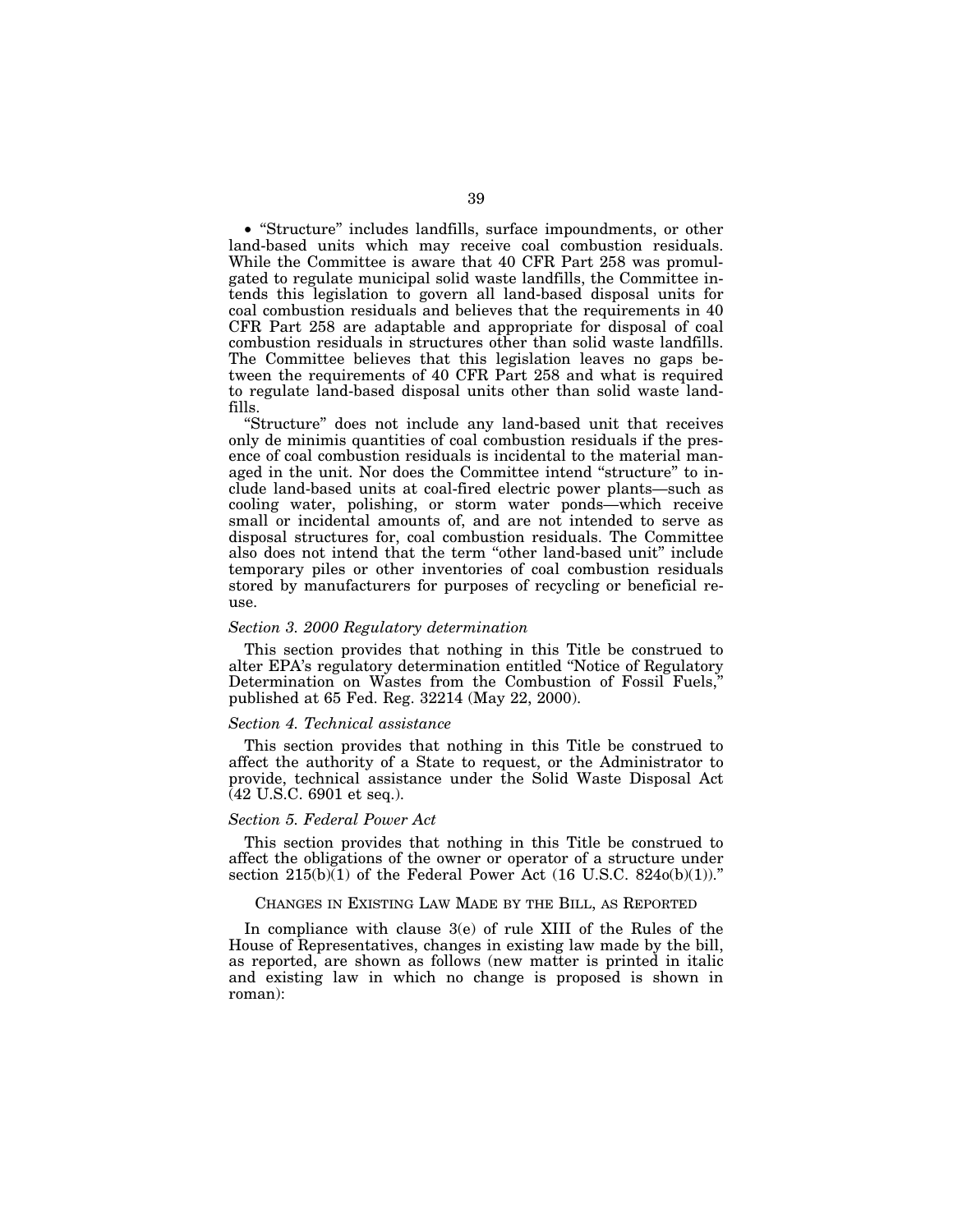- "Structure" includes landfills, surface impoundments, or other land-based units which may receive coal combustion residuals. While the Committee is aware that 40 CFR Part 258 was promulgated to regulate municipal solid waste landfills, the Committee intends this legislation to govern all land-based disposal units for coal combustion residuals and believes that the requirements in 40 CFR Part 258 are adaptable and appropriate for disposal of coal combustion residuals in structures other than solid waste landfills. The Committee believes that this legislation leaves no gaps between the requirements of 40 CFR Part 258 and what is required to regulate land-based disposal units other than solid waste landfills.

"Structure" does not include any land-based unit that receives only de minimis quantities of coal combustion residuals if the presence of coal combustion residuals is incidental to the material managed in the unit. Nor does the Committee intend "structure" to include land-based units at coal-fired electric power plants—such as cooling water, polishing, or storm water ponds—which receive small or incidental amounts of, and are not intended to serve as disposal structures for, coal combustion residuals. The Committee also does not intend that the term "other land-based unit" include temporary piles or other inventories of coal combustion residuals stored by manufacturers for purposes of recycling or beneficial reuse.

*Section 3. 2000 Regulatory determination*

This section provides that nothing in this Title be construed to alter EPA's regulatory determination entitled "Notice of Regulatory Determination on Wastes from the Combustion of Fossil Fuels," published at 65 Fed. Reg. 32214 (May 22, 2000).

*Section 4. Technical assistance*

This section provides that nothing in this Title be construed to affect the authority of a State to request, or the Administrator to provide, technical assistance under the Solid Waste Disposal Act (42 U.S.C. 6901 et seq.).

*Section 5. Federal Power Act*

This section provides that nothing in this Title be construed to affect the obligations of the owner or operator of a structure under section 215(b)(1) of the Federal Power Act (16 U.S.C. 824o(b)(1))."

CHANGES IN EXISTING LAW MADE BY THE BILL, AS REPORTED

In compliance with clause 3(e) of rule XIII of the Rules of the House of Representatives, changes in existing law made by the bill, as reported, are shown as follows (new matter is printed in italic and existing law in which no change is proposed is shown in roman):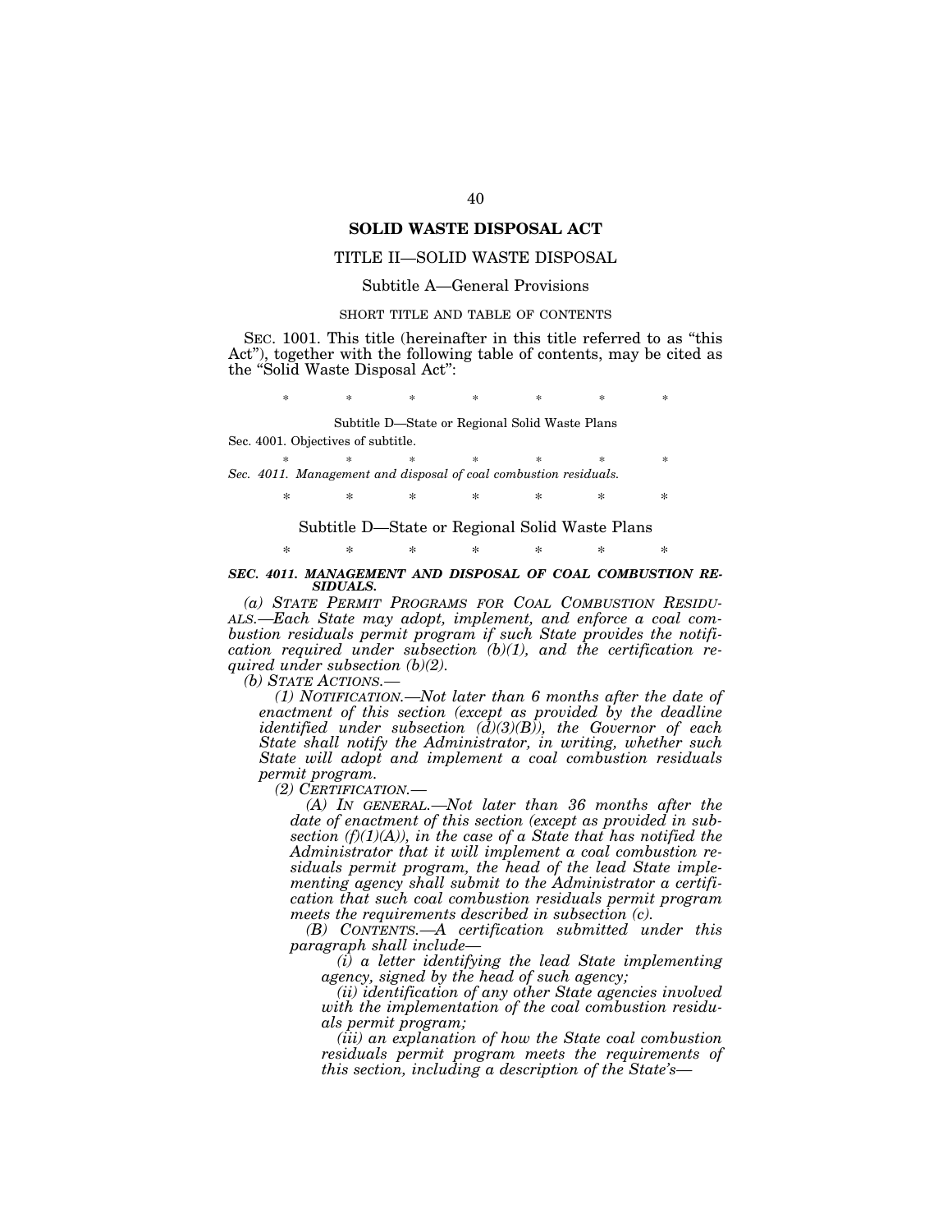# SOLID WASTE DISPOSAL ACT

## TITLE II—SOLID WASTE DISPOSAL

### Subtitle A—General Provisions

SHORT TITLE AND TABLE OF CONTENTS

SEC. 1001. This title (hereinafter in this title referred to as "this Act"), together with the following table of contents, may be cited as the "Solid Waste Disposal Act":

\* \* \* \* \* \* \*

Subtitle D—State or Regional Solid Waste Plans

Sec. 4001. Objectives of subtitle.

\* \* \* \* \* \* \*

*Sec. 4011. Management and disposal of coal combustion residuals.*

\* \* \* \* \* \* \*

### Subtitle D—State or Regional Solid Waste Plans

\* \* \* \* \* \* \*

***SEC. 4011. MANAGEMENT AND DISPOSAL OF COAL COMBUSTION RESIDUALS.***

*(a) STATE PERMIT PROGRAMS FOR COAL COMBUSTION RESIDUALS.—Each State may adopt, implement, and enforce a coal combustion residuals permit program if such State provides the notification required under subsection (b)(1), and the certification required under subsection (b)(2).*

*(b) STATE ACTIONS.—*

*(1) NOTIFICATION.—Not later than 6 months after the date of enactment of this section (except as provided by the deadline identified under subsection (d)(3)(B)), the Governor of each State shall notify the Administrator, in writing, whether such State will adopt and implement a coal combustion residuals permit program.*

*(2) CERTIFICATION.—*

*(A) IN GENERAL.—Not later than 36 months after the date of enactment of this section (except as provided in subsection (f)(1)(A)), in the case of a State that has notified the Administrator that it will implement a coal combustion residuals permit program, the head of the lead State implementing agency shall submit to the Administrator a certification that such coal combustion residuals permit program meets the requirements described in subsection (c).*

*(B) CONTENTS.—A certification submitted under this paragraph shall include—*

*(i) a letter identifying the lead State implementing agency, signed by the head of such agency;*

*(ii) identification of any other State agencies involved with the implementation of the coal combustion residuals permit program;*

*(iii) an explanation of how the State coal combustion residuals permit program meets the requirements of this section, including a description of the State's—*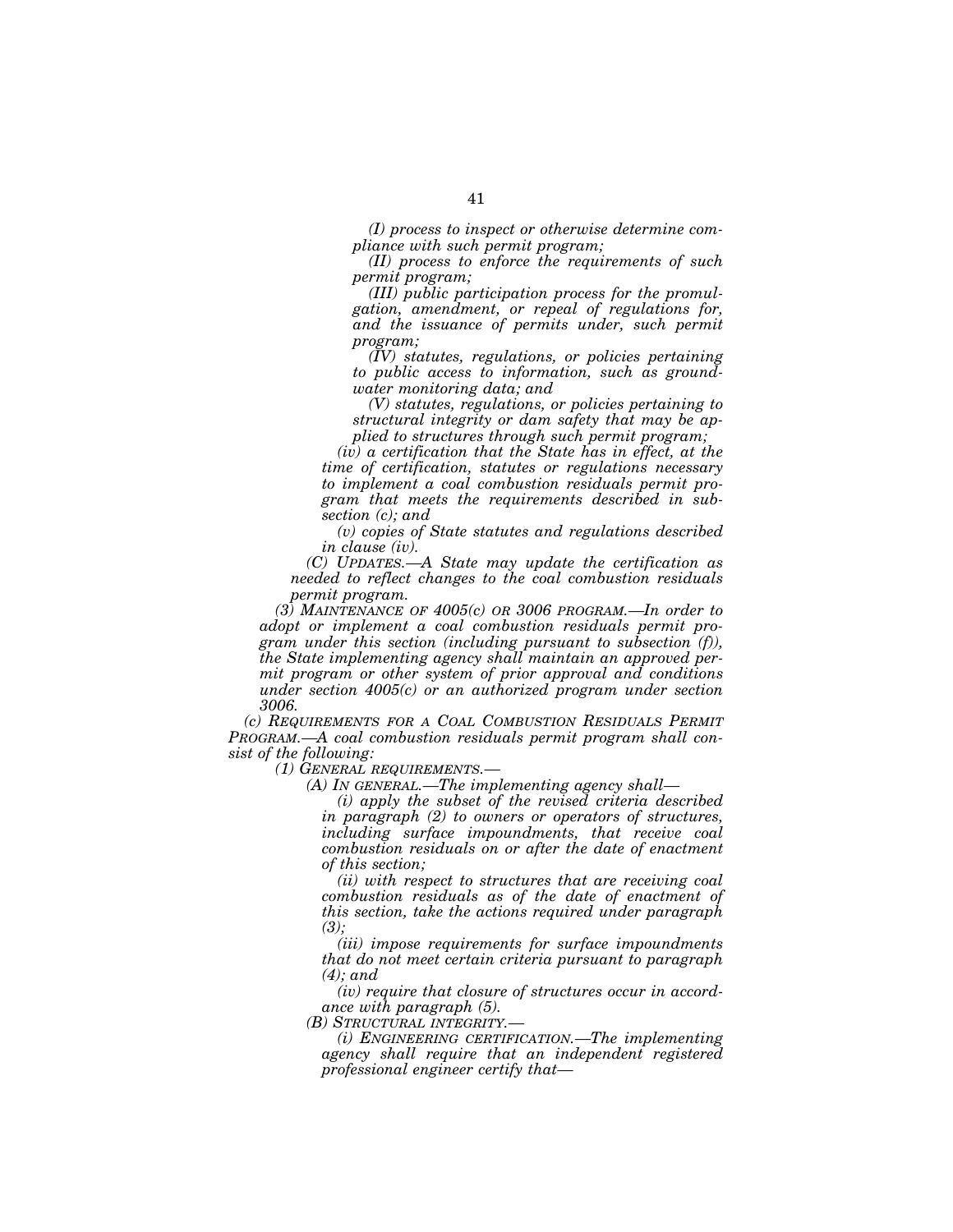*(I) process to inspect or otherwise determine compliance with such permit program;*

*(II) process to enforce the requirements of such permit program;*

*(III) public participation process for the promulgation, amendment, or repeal of regulations for, and the issuance of permits under, such permit program;*

*(IV) statutes, regulations, or policies pertaining to public access to information, such as groundwater monitoring data; and*

*(V) statutes, regulations, or policies pertaining to structural integrity or dam safety that may be applied to structures through such permit program;*

*(iv) a certification that the State has in effect, at the time of certification, statutes or regulations necessary to implement a coal combustion residuals permit program that meets the requirements described in subsection (c); and*

*(v) copies of State statutes and regulations described in clause (iv).*

*(C) UPDATES.—A State may update the certification as needed to reflect changes to the coal combustion residuals permit program.*

*(3) MAINTENANCE OF 4005(c) OR 3006 PROGRAM.—In order to adopt or implement a coal combustion residuals permit program under this section (including pursuant to subsection (f)), the State implementing agency shall maintain an approved permit program or other system of prior approval and conditions under section 4005(c) or an authorized program under section 3006.*

*(c) REQUIREMENTS FOR A COAL COMBUSTION RESIDUALS PERMIT PROGRAM.—A coal combustion residuals permit program shall consist of the following:*

*(1) GENERAL REQUIREMENTS.—*

*(A) IN GENERAL.—The implementing agency shall—*

*(i) apply the subset of the revised criteria described in paragraph (2) to owners or operators of structures, including surface impoundments, that receive coal combustion residuals on or after the date of enactment of this section;*

*(ii) with respect to structures that are receiving coal combustion residuals as of the date of enactment of this section, take the actions required under paragraph (3);*

*(iii) impose requirements for surface impoundments that do not meet certain criteria pursuant to paragraph (4); and*

*(iv) require that closure of structures occur in accordance with paragraph (5).*

*(B) STRUCTURAL INTEGRITY.—*

*(i) ENGINEERING CERTIFICATION.—The implementing agency shall require that an independent registered professional engineer certify that—*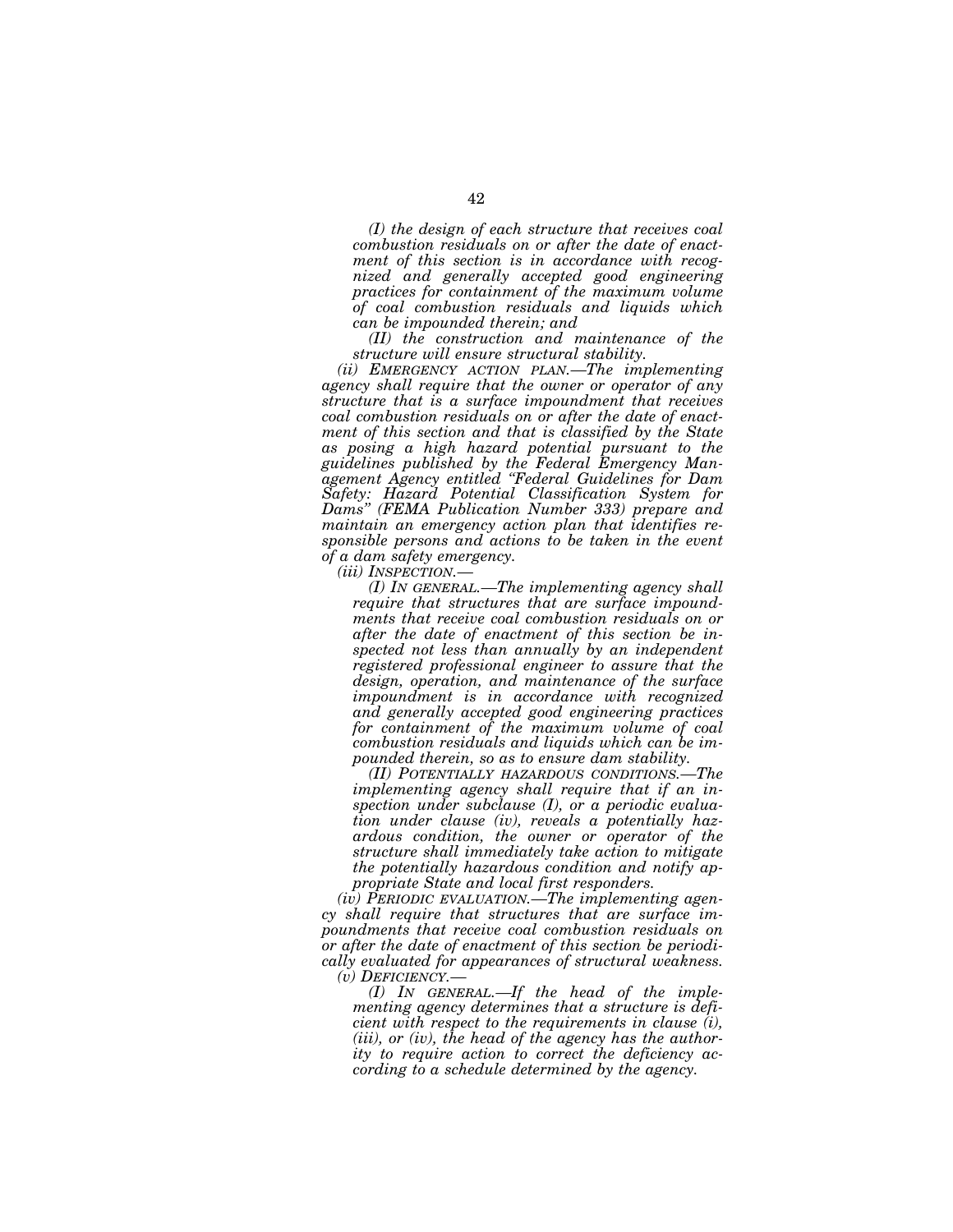*(I) the design of each structure that receives coal combustion residuals on or after the date of enactment of this section is in accordance with recognized and generally accepted good engineering practices for containment of the maximum volume of coal combustion residuals and liquids which can be impounded therein; and*

*(II) the construction and maintenance of the structure will ensure structural stability.*

*(ii) EMERGENCY ACTION PLAN.—The implementing agency shall require that the owner or operator of any structure that is a surface impoundment that receives coal combustion residuals on or after the date of enactment of this section and that is classified by the State as posing a high hazard potential pursuant to the guidelines published by the Federal Emergency Management Agency entitled "Federal Guidelines for Dam Safety: Hazard Potential Classification System for Dams" (FEMA Publication Number 333) prepare and maintain an emergency action plan that identifies responsible persons and actions to be taken in the event of a dam safety emergency.*

*(iii) INSPECTION.—*

*(I) IN GENERAL.—The implementing agency shall require that structures that are surface impoundments that receive coal combustion residuals on or after the date of enactment of this section be inspected not less than annually by an independent registered professional engineer to assure that the design, operation, and maintenance of the surface impoundment is in accordance with recognized and generally accepted good engineering practices for containment of the maximum volume of coal combustion residuals and liquids which can be impounded therein, so as to ensure dam stability.*

*(II) POTENTIALLY HAZARDOUS CONDITIONS.—The implementing agency shall require that if an inspection under subclause (I), or a periodic evaluation under clause (iv), reveals a potentially hazardous condition, the owner or operator of the structure shall immediately take action to mitigate the potentially hazardous condition and notify appropriate State and local first responders.*

*(iv) PERIODIC EVALUATION.—The implementing agency shall require that structures that are surface impoundments that receive coal combustion residuals on or after the date of enactment of this section be periodically evaluated for appearances of structural weakness.*

*(v) DEFICIENCY.—*

*(I) IN GENERAL.—If the head of the implementing agency determines that a structure is deficient with respect to the requirements in clause (i), (iii), or (iv), the head of the agency has the authority to require action to correct the deficiency according to a schedule determined by the agency.*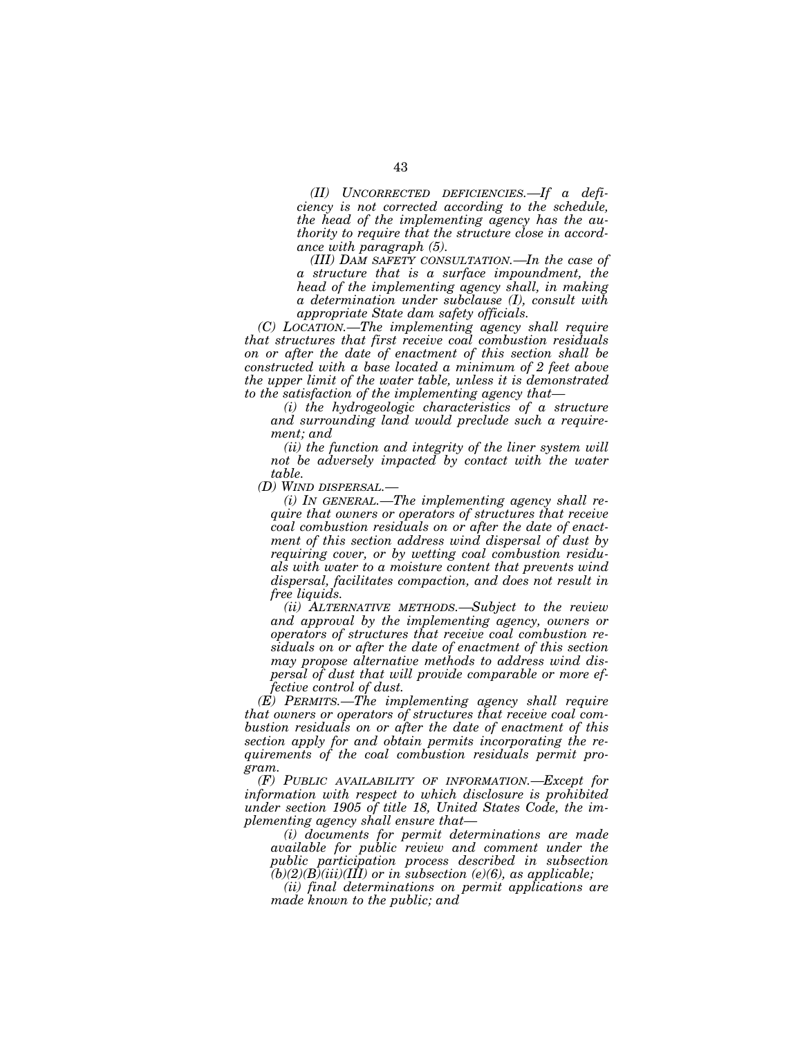*(II) UNCORRECTED DEFICIENCIES.—If a deficiency is not corrected according to the schedule, the head of the implementing agency has the authority to require that the structure close in accordance with paragraph (5).*

*(III) DAM SAFETY CONSULTATION.—In the case of a structure that is a surface impoundment, the head of the implementing agency shall, in making a determination under subclause (I), consult with appropriate State dam safety officials.*

*(C) LOCATION.—The implementing agency shall require that structures that first receive coal combustion residuals on or after the date of enactment of this section shall be constructed with a base located a minimum of 2 feet above the upper limit of the water table, unless it is demonstrated to the satisfaction of the implementing agency that—*

*(i) the hydrogeologic characteristics of a structure and surrounding land would preclude such a requirement; and*

*(ii) the function and integrity of the liner system will not be adversely impacted by contact with the water table.*

*(D) WIND DISPERSAL.—*

*(i) IN GENERAL.—The implementing agency shall require that owners or operators of structures that receive coal combustion residuals on or after the date of enactment of this section address wind dispersal of dust by requiring cover, or by wetting coal combustion residuals with water to a moisture content that prevents wind dispersal, facilitates compaction, and does not result in free liquids.*

*(ii) ALTERNATIVE METHODS.—Subject to the review and approval by the implementing agency, owners or operators of structures that receive coal combustion residuals on or after the date of enactment of this section may propose alternative methods to address wind dispersal of dust that will provide comparable or more effective control of dust.*

*(E) PERMITS.—The implementing agency shall require that owners or operators of structures that receive coal combustion residuals on or after the date of enactment of this section apply for and obtain permits incorporating the requirements of the coal combustion residuals permit program.*

*(F) PUBLIC AVAILABILITY OF INFORMATION.—Except for information with respect to which disclosure is prohibited under section 1905 of title 18, United States Code, the implementing agency shall ensure that—*

*(i) documents for permit determinations are made available for public review and comment under the public participation process described in subsection (b)(2)(B)(iii)(III) or in subsection (e)(6), as applicable;*

*(ii) final determinations on permit applications are made known to the public; and*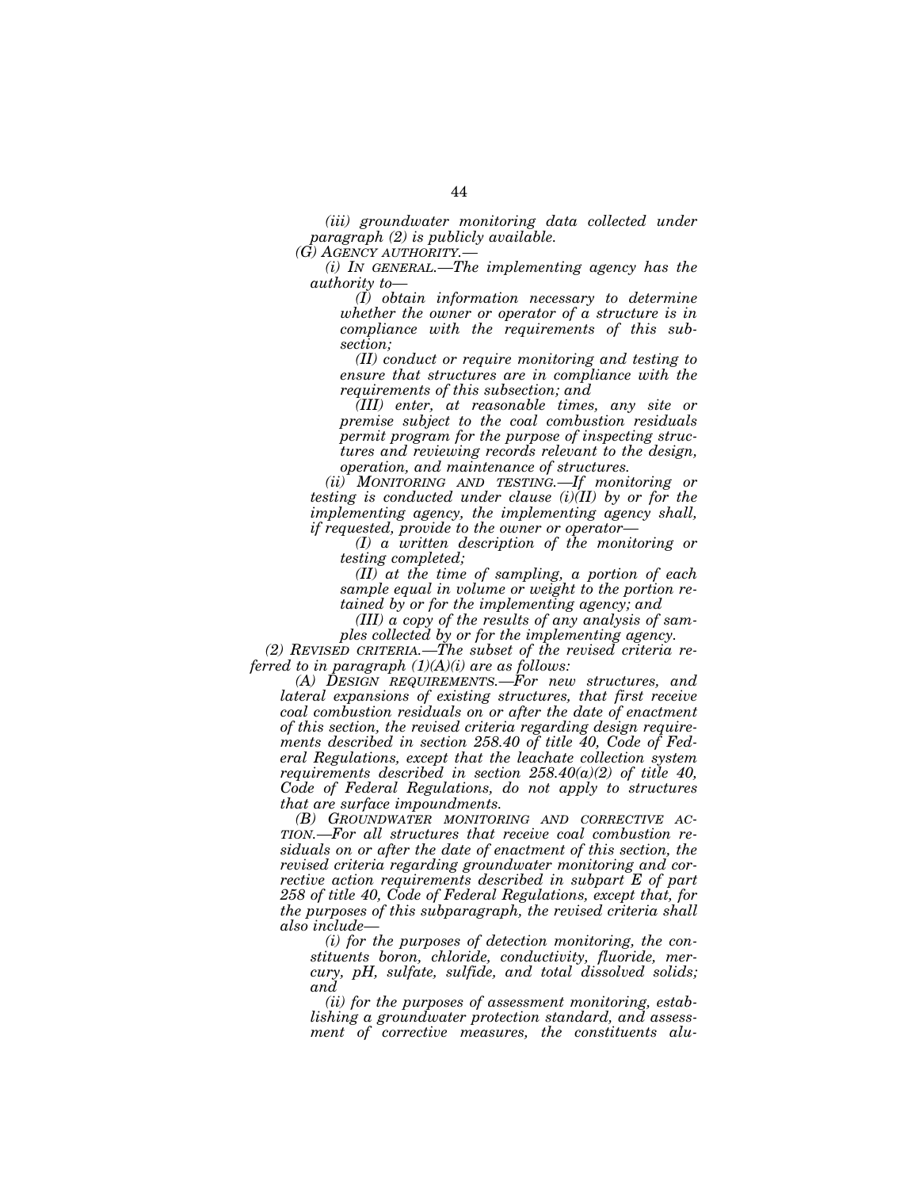*(iii) groundwater monitoring data collected under paragraph (2) is publicly available.*

*(G) AGENCY AUTHORITY.—*

*(i) IN GENERAL.—The implementing agency has the authority to—*

*(I) obtain information necessary to determine whether the owner or operator of a structure is in compliance with the requirements of this subsection;*

*(II) conduct or require monitoring and testing to ensure that structures are in compliance with the requirements of this subsection; and*

*(III) enter, at reasonable times, any site or premise subject to the coal combustion residuals permit program for the purpose of inspecting structures and reviewing records relevant to the design, operation, and maintenance of structures.*

*(ii) MONITORING AND TESTING.—If monitoring or testing is conducted under clause (i)(II) by or for the implementing agency, the implementing agency shall, if requested, provide to the owner or operator—*

*(I) a written description of the monitoring or testing completed;*

*(II) at the time of sampling, a portion of each sample equal in volume or weight to the portion retained by or for the implementing agency; and*

*(III) a copy of the results of any analysis of samples collected by or for the implementing agency.*

*(2) REVISED CRITERIA.—The subset of the revised criteria referred to in paragraph (1)(A)(i) are as follows:*

*(A) DESIGN REQUIREMENTS.—For new structures, and lateral expansions of existing structures, that first receive coal combustion residuals on or after the date of enactment of this section, the revised criteria regarding design requirements described in section 258.40 of title 40, Code of Federal Regulations, except that the leachate collection system requirements described in section 258.40(a)(2) of title 40, Code of Federal Regulations, do not apply to structures that are surface impoundments.*

*(B) GROUNDWATER MONITORING AND CORRECTIVE ACTION.—For all structures that receive coal combustion residuals on or after the date of enactment of this section, the revised criteria regarding groundwater monitoring and corrective action requirements described in subpart E of part 258 of title 40, Code of Federal Regulations, except that, for the purposes of this subparagraph, the revised criteria shall also include—*

*(i) for the purposes of detection monitoring, the constituents boron, chloride, conductivity, fluoride, mercury, pH, sulfate, sulfide, and total dissolved solids; and*

*(ii) for the purposes of assessment monitoring, establishing a groundwater protection standard, and assessment of corrective measures, the constituents alu-*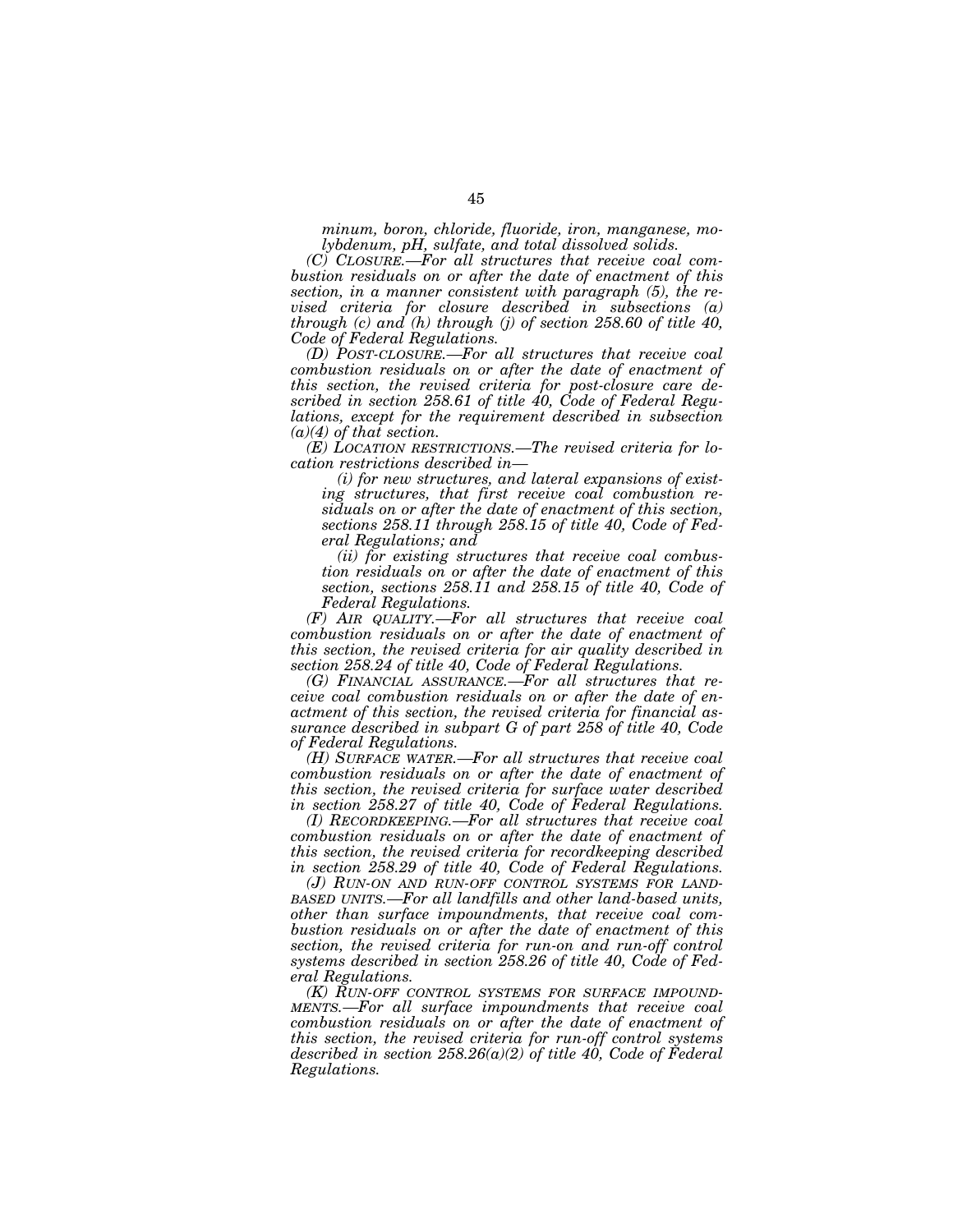*minum, boron, chloride, fluoride, iron, manganese, molybdenum, pH, sulfate, and total dissolved solids.*

*(C) CLOSURE.—For all structures that receive coal combustion residuals on or after the date of enactment of this section, in a manner consistent with paragraph (5), the revised criteria for closure described in subsections (a) through (c) and (h) through (j) of section 258.60 of title 40, Code of Federal Regulations.*

*(D) POST-CLOSURE.—For all structures that receive coal combustion residuals on or after the date of enactment of this section, the revised criteria for post-closure care described in section 258.61 of title 40, Code of Federal Regulations, except for the requirement described in subsection (a)(4) of that section.*

*(E) LOCATION RESTRICTIONS.—The revised criteria for location restrictions described in—*

*(i) for new structures, and lateral expansions of existing structures, that first receive coal combustion residuals on or after the date of enactment of this section, sections 258.11 through 258.15 of title 40, Code of Federal Regulations; and*

*(ii) for existing structures that receive coal combustion residuals on or after the date of enactment of this section, sections 258.11 and 258.15 of title 40, Code of Federal Regulations.*

*(F) AIR QUALITY.—For all structures that receive coal combustion residuals on or after the date of enactment of this section, the revised criteria for air quality described in section 258.24 of title 40, Code of Federal Regulations.*

*(G) FINANCIAL ASSURANCE.—For all structures that receive coal combustion residuals on or after the date of enactment of this section, the revised criteria for financial assurance described in subpart G of part 258 of title 40, Code of Federal Regulations.*

*(H) SURFACE WATER.—For all structures that receive coal combustion residuals on or after the date of enactment of this section, the revised criteria for surface water described in section 258.27 of title 40, Code of Federal Regulations.*

*(I) RECORDKEEPING.—For all structures that receive coal combustion residuals on or after the date of enactment of this section, the revised criteria for recordkeeping described in section 258.29 of title 40, Code of Federal Regulations.*

*(J) RUN-ON AND RUN-OFF CONTROL SYSTEMS FOR LAND-BASED UNITS.—For all landfills and other land-based units, other than surface impoundments, that receive coal combustion residuals on or after the date of enactment of this section, the revised criteria for run-on and run-off control systems described in section 258.26 of title 40, Code of Federal Regulations.*

*(K) RUN-OFF CONTROL SYSTEMS FOR SURFACE IMPOUNDMENTS.—For all surface impoundments that receive coal combustion residuals on or after the date of enactment of this section, the revised criteria for run-off control systems described in section 258.26(a)(2) of title 40, Code of Federal Regulations.*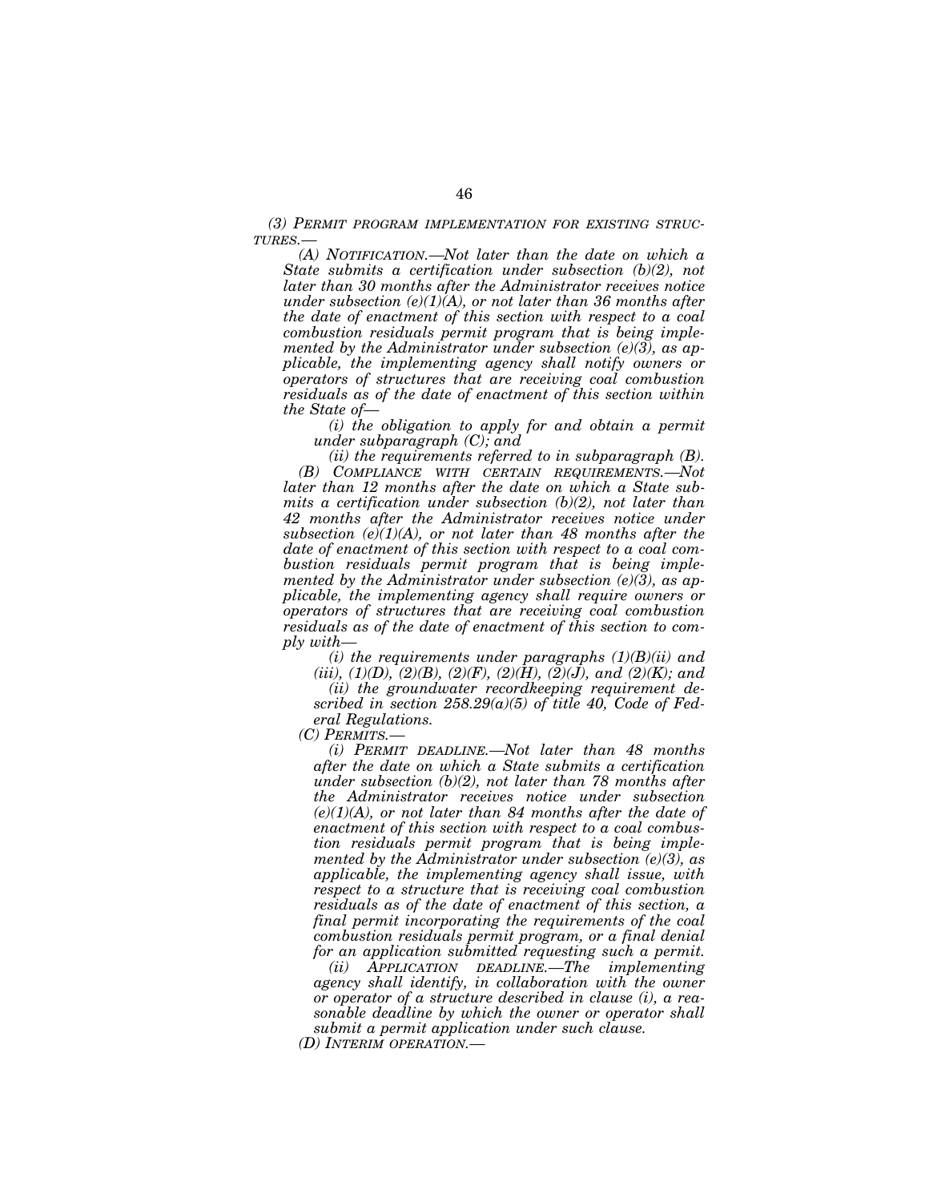*(3) PERMIT PROGRAM IMPLEMENTATION FOR EXISTING STRUCTURES.—*

*(A) NOTIFICATION.—Not later than the date on which a State submits a certification under subsection (b)(2), not later than 30 months after the Administrator receives notice under subsection (e)(1)(A), or not later than 36 months after the date of enactment of this section with respect to a coal combustion residuals permit program that is being implemented by the Administrator under subsection (e)(3), as applicable, the implementing agency shall notify owners or operators of structures that are receiving coal combustion residuals as of the date of enactment of this section within the State of—*

*(i) the obligation to apply for and obtain a permit under subparagraph (C); and*

*(ii) the requirements referred to in subparagraph (B).*

*(B) COMPLIANCE WITH CERTAIN REQUIREMENTS.—Not later than 12 months after the date on which a State submits a certification under subsection (b)(2), not later than 42 months after the Administrator receives notice under subsection (e)(1)(A), or not later than 48 months after the date of enactment of this section with respect to a coal combustion residuals permit program that is being implemented by the Administrator under subsection (e)(3), as applicable, the implementing agency shall require owners or operators of structures that are receiving coal combustion residuals as of the date of enactment of this section to comply with—*

*(i) the requirements under paragraphs (1)(B)(ii) and (iii), (1)(D), (2)(B), (2)(F), (2)(H), (2)(J), and (2)(K); and*

*(ii) the groundwater recordkeeping requirement described in section 258.29(a)(5) of title 40, Code of Federal Regulations.*

*(C) PERMITS.—*

*(i) PERMIT DEADLINE.—Not later than 48 months after the date on which a State submits a certification under subsection (b)(2), not later than 78 months after the Administrator receives notice under subsection (e)(1)(A), or not later than 84 months after the date of enactment of this section with respect to a coal combustion residuals permit program that is being implemented by the Administrator under subsection (e)(3), as applicable, the implementing agency shall issue, with respect to a structure that is receiving coal combustion residuals as of the date of enactment of this section, a final permit incorporating the requirements of the coal combustion residuals permit program, or a final denial for an application submitted requesting such a permit.*

*(ii) APPLICATION DEADLINE.—The implementing agency shall identify, in collaboration with the owner or operator of a structure described in clause (i), a reasonable deadline by which the owner or operator shall submit a permit application under such clause.*

*(D) INTERIM OPERATION.—*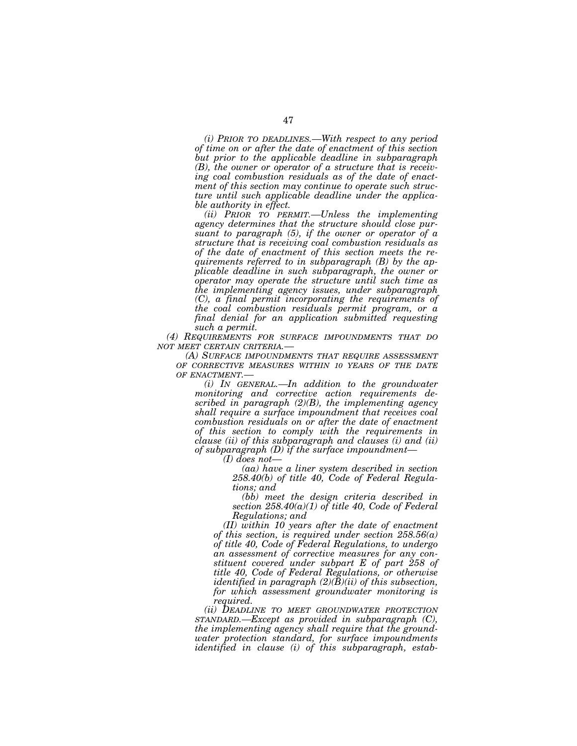*(i) PRIOR TO DEADLINES.—With respect to any period of time on or after the date of enactment of this section but prior to the applicable deadline in subparagraph (B), the owner or operator of a structure that is receiving coal combustion residuals as of the date of enactment of this section may continue to operate such structure until such applicable deadline under the applicable authority in effect.*

*(ii) PRIOR TO PERMIT.—Unless the implementing agency determines that the structure should close pursuant to paragraph (5), if the owner or operator of a structure that is receiving coal combustion residuals as of the date of enactment of this section meets the requirements referred to in subparagraph (B) by the applicable deadline in such subparagraph, the owner or operator may operate the structure until such time as the implementing agency issues, under subparagraph (C), a final permit incorporating the requirements of the coal combustion residuals permit program, or a final denial for an application submitted requesting such a permit.*

*(4) REQUIREMENTS FOR SURFACE IMPOUNDMENTS THAT DO NOT MEET CERTAIN CRITERIA.—*

*(A) SURFACE IMPOUNDMENTS THAT REQUIRE ASSESSMENT OF CORRECTIVE MEASURES WITHIN 10 YEARS OF THE DATE OF ENACTMENT.—*

*(i) IN GENERAL.—In addition to the groundwater monitoring and corrective action requirements described in paragraph (2)(B), the implementing agency shall require a surface impoundment that receives coal combustion residuals on or after the date of enactment of this section to comply with the requirements in clause (ii) of this subparagraph and clauses (i) and (ii) of subparagraph (D) if the surface impoundment—*

*(I) does not—*

*(aa) have a liner system described in section 258.40(b) of title 40, Code of Federal Regulations; and*

*(bb) meet the design criteria described in section 258.40(a)(1) of title 40, Code of Federal Regulations; and*

*(II) within 10 years after the date of enactment of this section, is required under section 258.56(a) of title 40, Code of Federal Regulations, to undergo an assessment of corrective measures for any constituent covered under subpart E of part 258 of title 40, Code of Federal Regulations, or otherwise identified in paragraph (2)(B)(ii) of this subsection, for which assessment groundwater monitoring is required.*

*(ii) DEADLINE TO MEET GROUNDWATER PROTECTION STANDARD.—Except as provided in subparagraph (C), the implementing agency shall require that the groundwater protection standard, for surface impoundments identified in clause (i) of this subparagraph, estab-*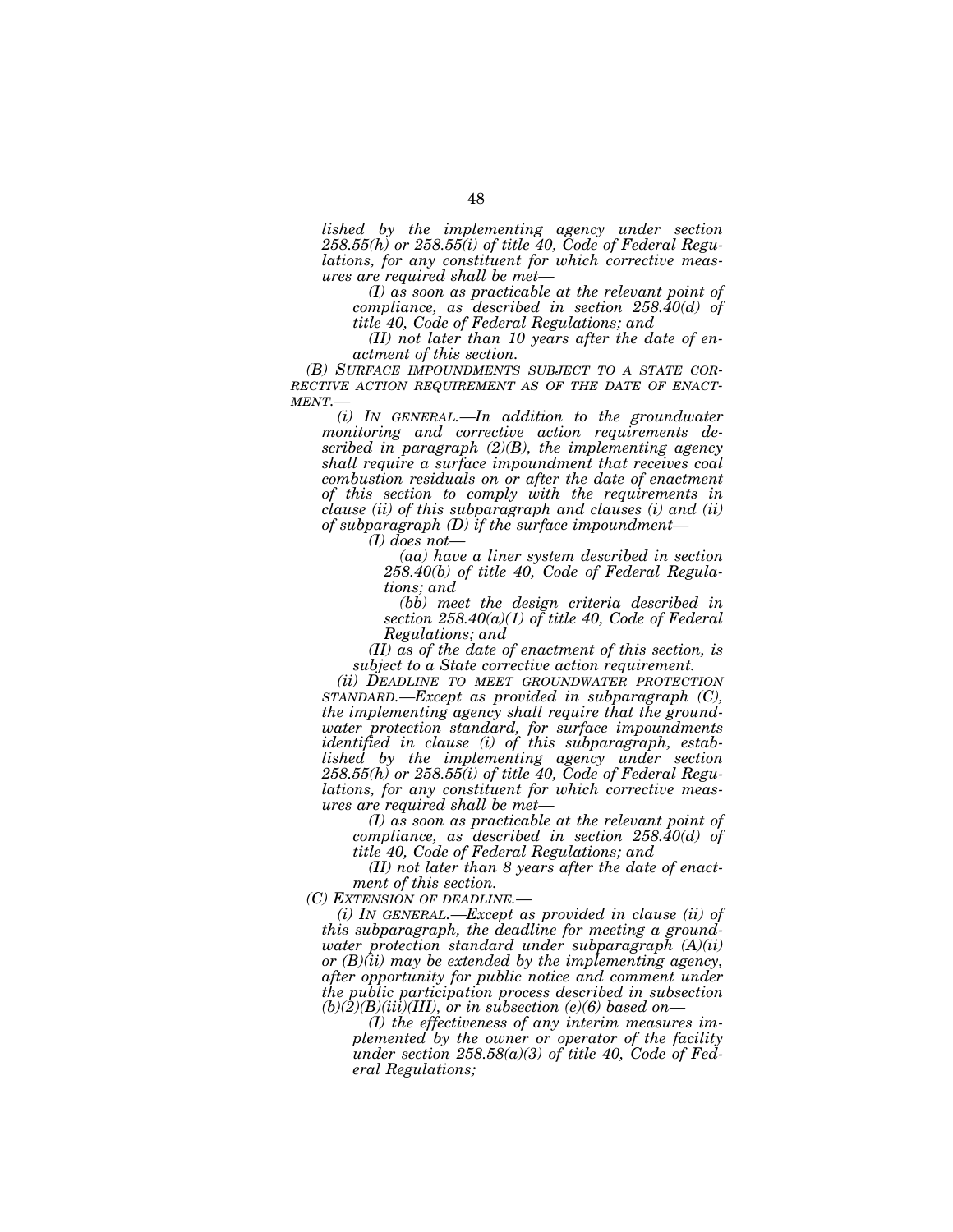*lished by the implementing agency under section 258.55(h) or 258.55(i) of title 40, Code of Federal Regulations, for any constituent for which corrective measures are required shall be met—*

*(I) as soon as practicable at the relevant point of compliance, as described in section 258.40(d) of title 40, Code of Federal Regulations; and*

*(II) not later than 10 years after the date of enactment of this section.*

*(B) SURFACE IMPOUNDMENTS SUBJECT TO A STATE CORRECTIVE ACTION REQUIREMENT AS OF THE DATE OF ENACTMENT.—*

*(i) IN GENERAL.—In addition to the groundwater monitoring and corrective action requirements described in paragraph (2)(B), the implementing agency shall require a surface impoundment that receives coal combustion residuals on or after the date of enactment of this section to comply with the requirements in clause (ii) of this subparagraph and clauses (i) and (ii) of subparagraph (D) if the surface impoundment—*

*(I) does not—*

*(aa) have a liner system described in section 258.40(b) of title 40, Code of Federal Regulations; and*

*(bb) meet the design criteria described in section 258.40(a)(1) of title 40, Code of Federal Regulations; and*

*(II) as of the date of enactment of this section, is subject to a State corrective action requirement.*

*(ii) DEADLINE TO MEET GROUNDWATER PROTECTION STANDARD.—Except as provided in subparagraph (C), the implementing agency shall require that the groundwater protection standard, for surface impoundments identified in clause (i) of this subparagraph, established by the implementing agency under section 258.55(h) or 258.55(i) of title 40, Code of Federal Regulations, for any constituent for which corrective measures are required shall be met—*

*(I) as soon as practicable at the relevant point of compliance, as described in section 258.40(d) of title 40, Code of Federal Regulations; and*

*(II) not later than 8 years after the date of enactment of this section.*

*(C) EXTENSION OF DEADLINE.—*

*(i) IN GENERAL.—Except as provided in clause (ii) of this subparagraph, the deadline for meeting a groundwater protection standard under subparagraph (A)(ii) or (B)(ii) may be extended by the implementing agency, after opportunity for public notice and comment under the public participation process described in subsection (b)(2)(B)(iii)(III), or in subsection (e)(6) based on—*

*(I) the effectiveness of any interim measures implemented by the owner or operator of the facility under section 258.58(a)(3) of title 40, Code of Federal Regulations;*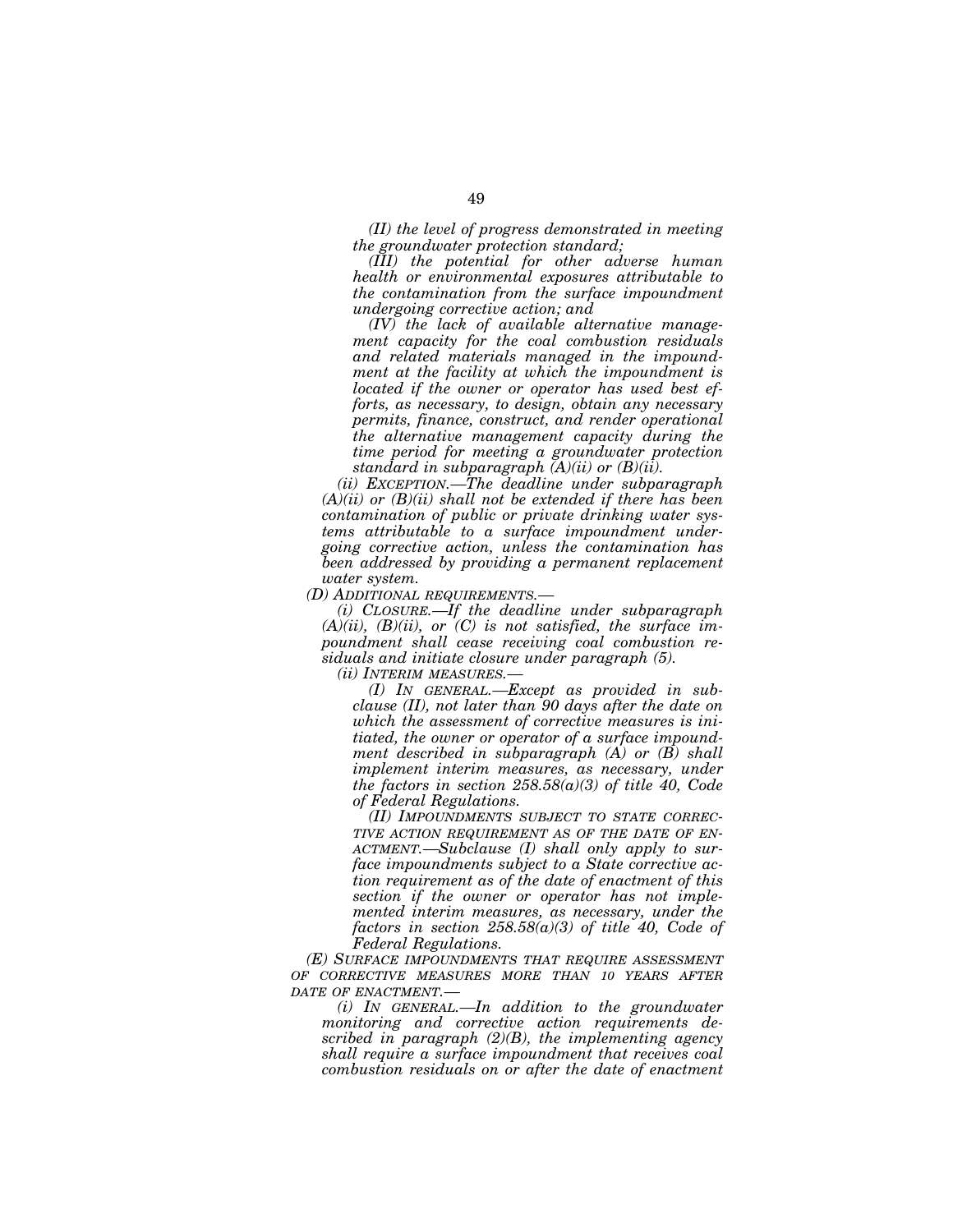*(II) the level of progress demonstrated in meeting the groundwater protection standard;*

*(III) the potential for other adverse human health or environmental exposures attributable to the contamination from the surface impoundment undergoing corrective action; and*

*(IV) the lack of available alternative management capacity for the coal combustion residuals and related materials managed in the impoundment at the facility at which the impoundment is located if the owner or operator has used best efforts, as necessary, to design, obtain any necessary permits, finance, construct, and render operational the alternative management capacity during the time period for meeting a groundwater protection standard in subparagraph (A)(ii) or (B)(ii).*

*(ii) EXCEPTION.—The deadline under subparagraph (A)(ii) or (B)(ii) shall not be extended if there has been contamination of public or private drinking water systems attributable to a surface impoundment undergoing corrective action, unless the contamination has been addressed by providing a permanent replacement water system.*

*(D) ADDITIONAL REQUIREMENTS.—*

*(i) CLOSURE.—If the deadline under subparagraph (A)(ii), (B)(ii), or (C) is not satisfied, the surface impoundment shall cease receiving coal combustion residuals and initiate closure under paragraph (5).*

*(ii) INTERIM MEASURES.—*

*(I) IN GENERAL.—Except as provided in subclause (II), not later than 90 days after the date on which the assessment of corrective measures is initiated, the owner or operator of a surface impoundment described in subparagraph (A) or (B) shall implement interim measures, as necessary, under the factors in section 258.58(a)(3) of title 40, Code of Federal Regulations.*

*(II) IMPOUNDMENTS SUBJECT TO STATE CORRECTIVE ACTION REQUIREMENT AS OF THE DATE OF ENACTMENT.—Subclause (I) shall only apply to surface impoundments subject to a State corrective action requirement as of the date of enactment of this section if the owner or operator has not implemented interim measures, as necessary, under the factors in section 258.58(a)(3) of title 40, Code of Federal Regulations.*

*(E) SURFACE IMPOUNDMENTS THAT REQUIRE ASSESSMENT OF CORRECTIVE MEASURES MORE THAN 10 YEARS AFTER DATE OF ENACTMENT.—*

*(i) IN GENERAL.—In addition to the groundwater monitoring and corrective action requirements described in paragraph (2)(B), the implementing agency shall require a surface impoundment that receives coal combustion residuals on or after the date of enactment*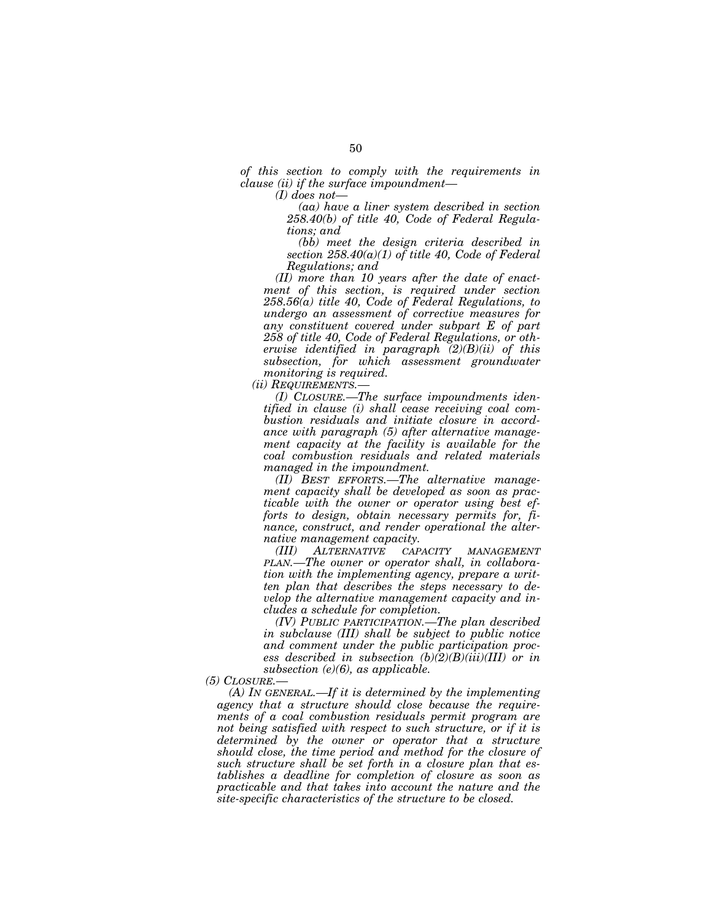*of this section to comply with the requirements in clause (ii) if the surface impoundment—*

*(I) does not—*

*(aa) have a liner system described in section 258.40(b) of title 40, Code of Federal Regulations; and*

*(bb) meet the design criteria described in section 258.40(a)(1) of title 40, Code of Federal Regulations; and*

*(II) more than 10 years after the date of enactment of this section, is required under section 258.56(a) title 40, Code of Federal Regulations, to undergo an assessment of corrective measures for any constituent covered under subpart E of part 258 of title 40, Code of Federal Regulations, or otherwise identified in paragraph (2)(B)(ii) of this subsection, for which assessment groundwater monitoring is required.*

*(ii) REQUIREMENTS.—*

*(I) CLOSURE.—The surface impoundments identified in clause (i) shall cease receiving coal combustion residuals and initiate closure in accordance with paragraph (5) after alternative management capacity at the facility is available for the coal combustion residuals and related materials managed in the impoundment.*

*(II) BEST EFFORTS.—The alternative management capacity shall be developed as soon as practicable with the owner or operator using best efforts to design, obtain necessary permits for, finance, construct, and render operational the alternative management capacity.*

*(III) ALTERNATIVE CAPACITY MANAGEMENT PLAN.—The owner or operator shall, in collaboration with the implementing agency, prepare a written plan that describes the steps necessary to develop the alternative management capacity and includes a schedule for completion.*

*(IV) PUBLIC PARTICIPATION.—The plan described in subclause (III) shall be subject to public notice and comment under the public participation process described in subsection (b)(2)(B)(iii)(III) or in subsection (e)(6), as applicable.*

*(5) CLOSURE.—*

*(A) IN GENERAL.—If it is determined by the implementing agency that a structure should close because the requirements of a coal combustion residuals permit program are not being satisfied with respect to such structure, or if it is determined by the owner or operator that a structure should close, the time period and method for the closure of such structure shall be set forth in a closure plan that establishes a deadline for completion of closure as soon as practicable and that takes into account the nature and the site-specific characteristics of the structure to be closed.*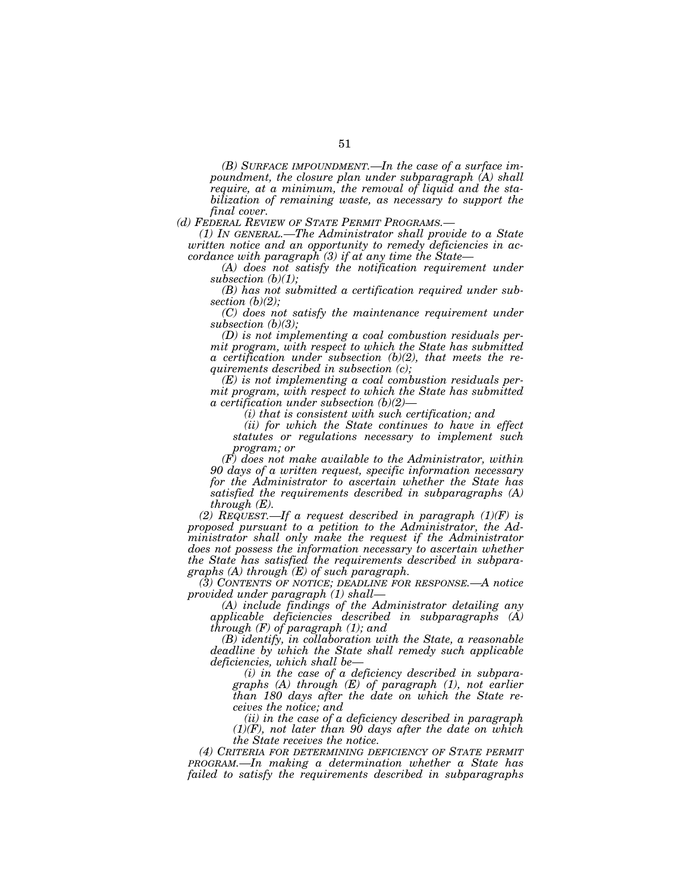*(B) SURFACE IMPOUNDMENT.—In the case of a surface impoundment, the closure plan under subparagraph (A) shall require, at a minimum, the removal of liquid and the stabilization of remaining waste, as necessary to support the final cover.*

*(d) FEDERAL REVIEW OF STATE PERMIT PROGRAMS.—*

*(1) IN GENERAL.—The Administrator shall provide to a State written notice and an opportunity to remedy deficiencies in accordance with paragraph (3) if at any time the State—*

*(A) does not satisfy the notification requirement under subsection (b)(1);*

*(B) has not submitted a certification required under subsection (b)(2);*

*(C) does not satisfy the maintenance requirement under subsection (b)(3);*

*(D) is not implementing a coal combustion residuals permit program, with respect to which the State has submitted a certification under subsection (b)(2), that meets the requirements described in subsection (c);*

*(E) is not implementing a coal combustion residuals permit program, with respect to which the State has submitted a certification under subsection (b)(2)—*

*(i) that is consistent with such certification; and*

*(ii) for which the State continues to have in effect statutes or regulations necessary to implement such program; or*

*(F) does not make available to the Administrator, within 90 days of a written request, specific information necessary for the Administrator to ascertain whether the State has satisfied the requirements described in subparagraphs (A) through (E).*

*(2) REQUEST.—If a request described in paragraph (1)(F) is proposed pursuant to a petition to the Administrator, the Administrator shall only make the request if the Administrator does not possess the information necessary to ascertain whether the State has satisfied the requirements described in subparagraphs (A) through (E) of such paragraph.*

*(3) CONTENTS OF NOTICE; DEADLINE FOR RESPONSE.—A notice provided under paragraph (1) shall—*

*(A) include findings of the Administrator detailing any applicable deficiencies described in subparagraphs (A) through (F) of paragraph (1); and*

*(B) identify, in collaboration with the State, a reasonable deadline by which the State shall remedy such applicable deficiencies, which shall be—*

*(i) in the case of a deficiency described in subparagraphs (A) through (E) of paragraph (1), not earlier than 180 days after the date on which the State receives the notice; and*

*(ii) in the case of a deficiency described in paragraph (1)(F), not later than 90 days after the date on which the State receives the notice.*

*(4) CRITERIA FOR DETERMINING DEFICIENCY OF STATE PERMIT PROGRAM.—In making a determination whether a State has failed to satisfy the requirements described in subparagraphs*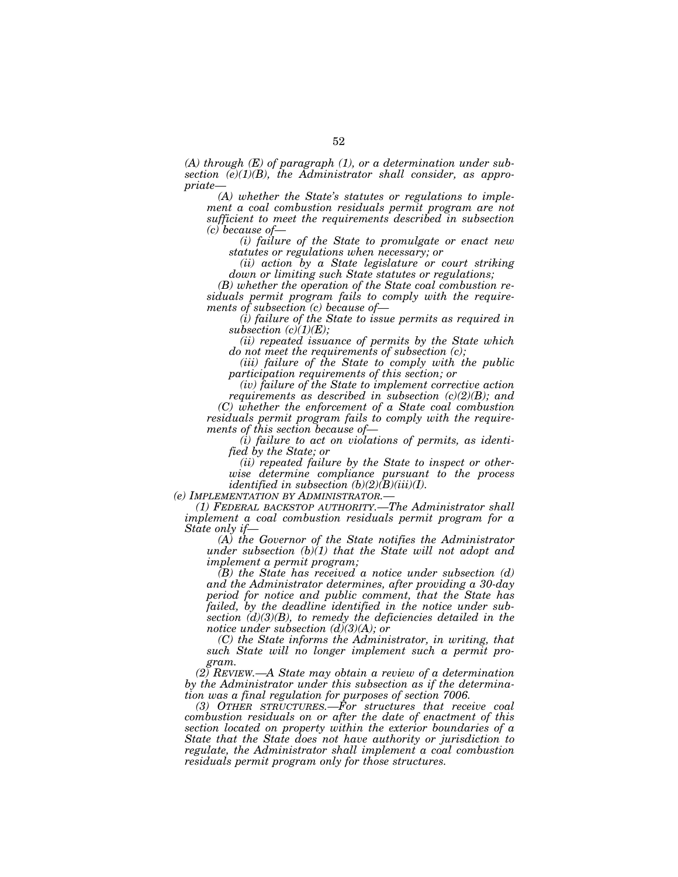*(A) through (E) of paragraph (1), or a determination under subsection (e)(1)(B), the Administrator shall consider, as appropriate—*

*(A) whether the State's statutes or regulations to implement a coal combustion residuals permit program are not sufficient to meet the requirements described in subsection (c) because of—*

*(i) failure of the State to promulgate or enact new statutes or regulations when necessary; or*

*(ii) action by a State legislature or court striking down or limiting such State statutes or regulations;*

*(B) whether the operation of the State coal combustion residuals permit program fails to comply with the requirements of subsection (c) because of—*

*(i) failure of the State to issue permits as required in subsection (c)(1)(E);*

*(ii) repeated issuance of permits by the State which do not meet the requirements of subsection (c);*

*(iii) failure of the State to comply with the public participation requirements of this section; or*

*(iv) failure of the State to implement corrective action requirements as described in subsection (c)(2)(B); and*

*(C) whether the enforcement of a State coal combustion residuals permit program fails to comply with the requirements of this section because of—*

*(i) failure to act on violations of permits, as identified by the State; or*

*(ii) repeated failure by the State to inspect or otherwise determine compliance pursuant to the process identified in subsection (b)(2)(B)(iii)(I).*

*(e) IMPLEMENTATION BY ADMINISTRATOR.—*

*(1) FEDERAL BACKSTOP AUTHORITY.—The Administrator shall implement a coal combustion residuals permit program for a State only if—*

*(A) the Governor of the State notifies the Administrator under subsection (b)(1) that the State will not adopt and implement a permit program;*

*(B) the State has received a notice under subsection (d) and the Administrator determines, after providing a 30-day period for notice and public comment, that the State has failed, by the deadline identified in the notice under subsection (d)(3)(B), to remedy the deficiencies detailed in the notice under subsection (d)(3)(A); or*

*(C) the State informs the Administrator, in writing, that such State will no longer implement such a permit program.*

*(2) REVIEW.—A State may obtain a review of a determination by the Administrator under this subsection as if the determination was a final regulation for purposes of section 7006.*

*(3) OTHER STRUCTURES.—For structures that receive coal combustion residuals on or after the date of enactment of this section located on property within the exterior boundaries of a State that the State does not have authority or jurisdiction to regulate, the Administrator shall implement a coal combustion residuals permit program only for those structures.*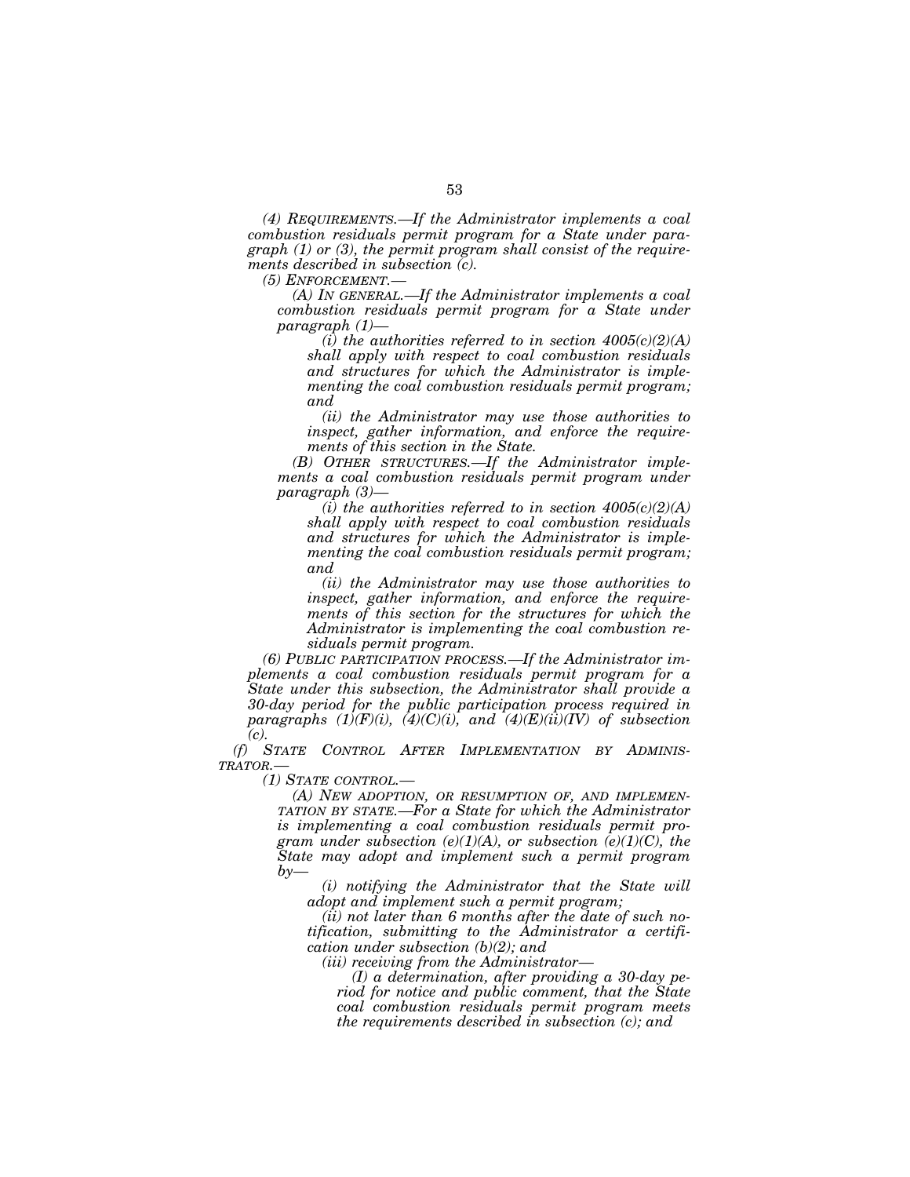*(4) REQUIREMENTS.—If the Administrator implements a coal combustion residuals permit program for a State under paragraph (1) or (3), the permit program shall consist of the requirements described in subsection (c).*

*(5) ENFORCEMENT.—*

*(A) IN GENERAL.—If the Administrator implements a coal combustion residuals permit program for a State under paragraph (1)—*

*(i) the authorities referred to in section 4005(c)(2)(A) shall apply with respect to coal combustion residuals and structures for which the Administrator is implementing the coal combustion residuals permit program; and*

*(ii) the Administrator may use those authorities to inspect, gather information, and enforce the requirements of this section in the State.*

*(B) OTHER STRUCTURES.—If the Administrator implements a coal combustion residuals permit program under paragraph (3)—*

*(i) the authorities referred to in section 4005(c)(2)(A) shall apply with respect to coal combustion residuals and structures for which the Administrator is implementing the coal combustion residuals permit program; and*

*(ii) the Administrator may use those authorities to inspect, gather information, and enforce the requirements of this section for the structures for which the Administrator is implementing the coal combustion residuals permit program.*

*(6) PUBLIC PARTICIPATION PROCESS.—If the Administrator implements a coal combustion residuals permit program for a State under this subsection, the Administrator shall provide a 30-day period for the public participation process required in paragraphs (1)(F)(i), (4)(C)(i), and (4)(E)(ii)(IV) of subsection (c).*

*(f) STATE CONTROL AFTER IMPLEMENTATION BY ADMINISTRATOR.—*

*(1) STATE CONTROL.—*

*(A) NEW ADOPTION, OR RESUMPTION OF, AND IMPLEMENTATION BY STATE.—For a State for which the Administrator is implementing a coal combustion residuals permit program under subsection (e)(1)(A), or subsection (e)(1)(C), the State may adopt and implement such a permit program by—*

*(i) notifying the Administrator that the State will adopt and implement such a permit program;*

*(ii) not later than 6 months after the date of such notification, submitting to the Administrator a certification under subsection (b)(2); and*

*(iii) receiving from the Administrator—*

*(I) a determination, after providing a 30-day period for notice and public comment, that the State coal combustion residuals permit program meets the requirements described in subsection (c); and*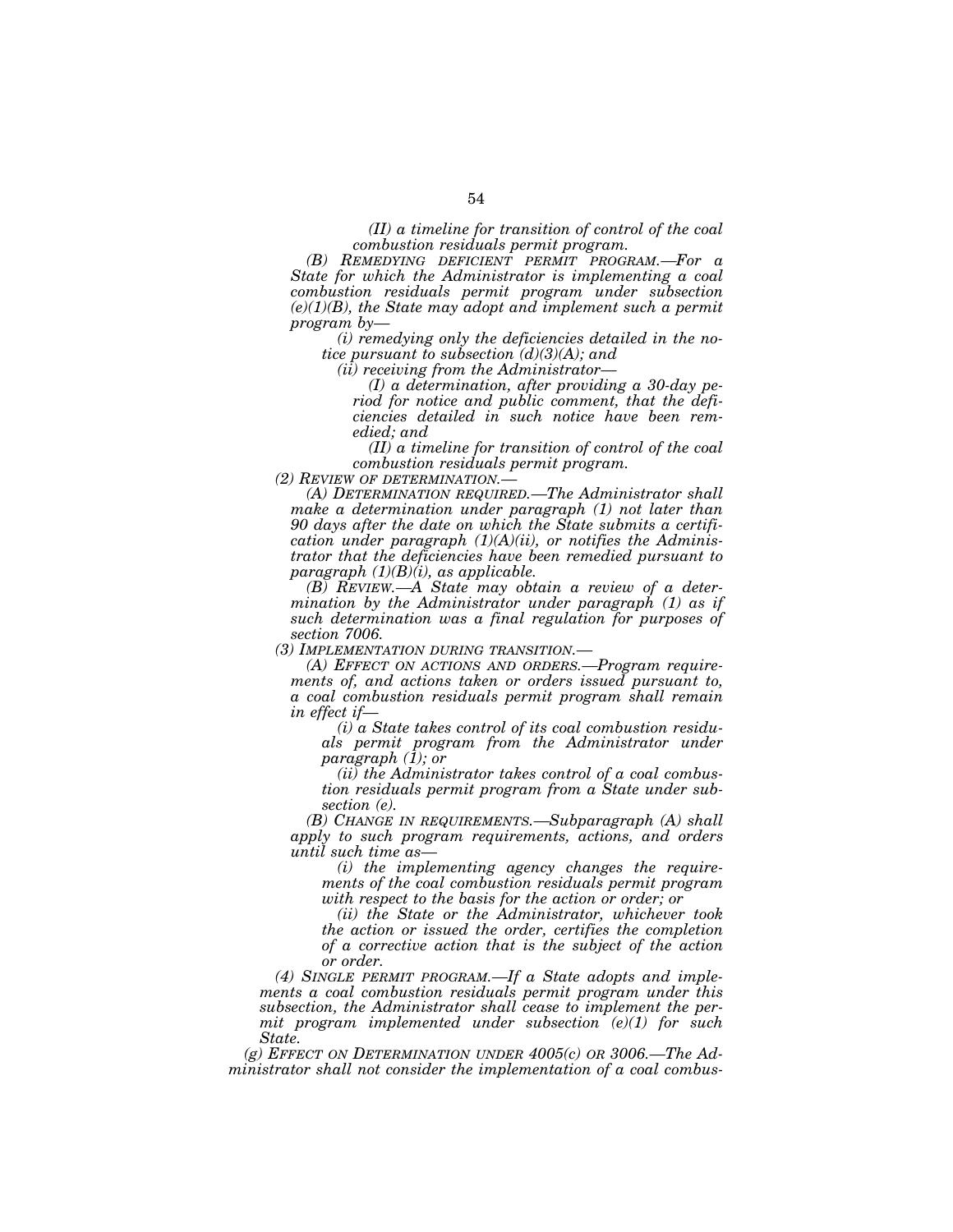*(II) a timeline for transition of control of the coal combustion residuals permit program.*

*(B) REMEDYING DEFICIENT PERMIT PROGRAM.—For a State for which the Administrator is implementing a coal combustion residuals permit program under subsection (e)(1)(B), the State may adopt and implement such a permit program by—*

*(i) remedying only the deficiencies detailed in the notice pursuant to subsection (d)(3)(A); and*

*(ii) receiving from the Administrator—*

*(I) a determination, after providing a 30-day period for notice and public comment, that the deficiencies detailed in such notice have been remedied; and*

*(II) a timeline for transition of control of the coal combustion residuals permit program.*

*(2) REVIEW OF DETERMINATION.—*

*(A) DETERMINATION REQUIRED.—The Administrator shall make a determination under paragraph (1) not later than 90 days after the date on which the State submits a certification under paragraph (1)(A)(ii), or notifies the Administrator that the deficiencies have been remedied pursuant to paragraph (1)(B)(i), as applicable.*

*(B) REVIEW.—A State may obtain a review of a determination by the Administrator under paragraph (1) as if such determination was a final regulation for purposes of section 7006.*

*(3) IMPLEMENTATION DURING TRANSITION.—*

*(A) EFFECT ON ACTIONS AND ORDERS.—Program requirements of, and actions taken or orders issued pursuant to, a coal combustion residuals permit program shall remain in effect if—*

*(i) a State takes control of its coal combustion residuals permit program from the Administrator under paragraph (1); or*

*(ii) the Administrator takes control of a coal combustion residuals permit program from a State under subsection (e).*

*(B) CHANGE IN REQUIREMENTS.—Subparagraph (A) shall apply to such program requirements, actions, and orders until such time as—*

*(i) the implementing agency changes the requirements of the coal combustion residuals permit program with respect to the basis for the action or order; or*

*(ii) the State or the Administrator, whichever took the action or issued the order, certifies the completion of a corrective action that is the subject of the action or order.*

*(4) SINGLE PERMIT PROGRAM.—If a State adopts and implements a coal combustion residuals permit program under this subsection, the Administrator shall cease to implement the permit program implemented under subsection (e)(1) for such State.*

*(g) EFFECT ON DETERMINATION UNDER 4005(c) OR 3006.—The Administrator shall not consider the implementation of a coal combus-*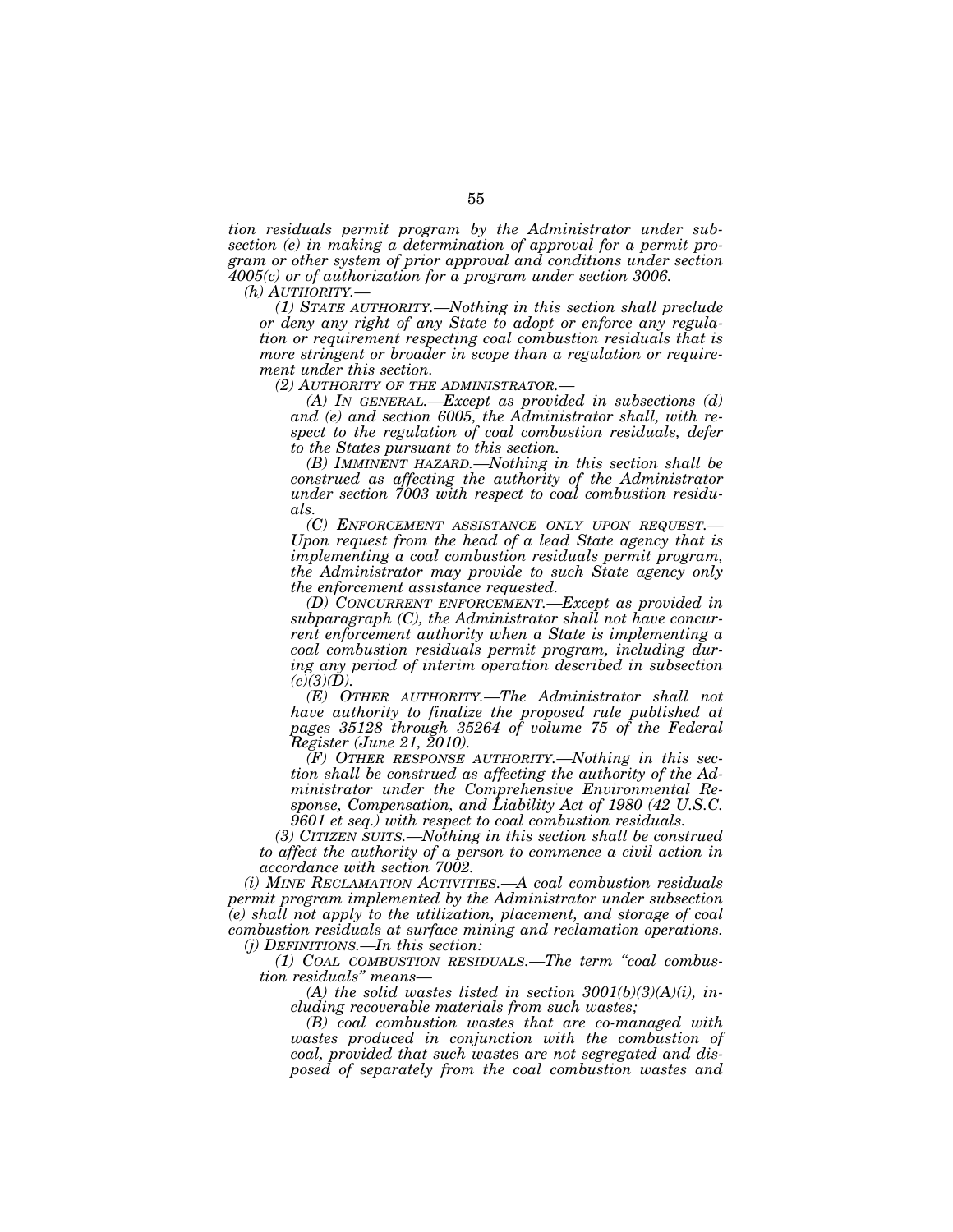*tion residuals permit program by the Administrator under subsection (e) in making a determination of approval for a permit program or other system of prior approval and conditions under section 4005(c) or of authorization for a program under section 3006.*

*(h) AUTHORITY.—*

*(1) STATE AUTHORITY.—Nothing in this section shall preclude or deny any right of any State to adopt or enforce any regulation or requirement respecting coal combustion residuals that is more stringent or broader in scope than a regulation or requirement under this section.*

*(2) AUTHORITY OF THE ADMINISTRATOR.—*

*(A) IN GENERAL.—Except as provided in subsections (d) and (e) and section 6005, the Administrator shall, with respect to the regulation of coal combustion residuals, defer to the States pursuant to this section.*

*(B) IMMINENT HAZARD.—Nothing in this section shall be construed as affecting the authority of the Administrator under section 7003 with respect to coal combustion residuals.*

*(C) ENFORCEMENT ASSISTANCE ONLY UPON REQUEST.—Upon request from the head of a lead State agency that is implementing a coal combustion residuals permit program, the Administrator may provide to such State agency only the enforcement assistance requested.*

*(D) CONCURRENT ENFORCEMENT.—Except as provided in subparagraph (C), the Administrator shall not have concurrent enforcement authority when a State is implementing a coal combustion residuals permit program, including during any period of interim operation described in subsection (c)(3)(D).*

*(E) OTHER AUTHORITY.—The Administrator shall not have authority to finalize the proposed rule published at pages 35128 through 35264 of volume 75 of the Federal Register (June 21, 2010).*

*(F) OTHER RESPONSE AUTHORITY.—Nothing in this section shall be construed as affecting the authority of the Administrator under the Comprehensive Environmental Response, Compensation, and Liability Act of 1980 (42 U.S.C. 9601 et seq.) with respect to coal combustion residuals.*

*(3) CITIZEN SUITS.—Nothing in this section shall be construed to affect the authority of a person to commence a civil action in accordance with section 7002.*

*(i) MINE RECLAMATION ACTIVITIES.—A coal combustion residuals permit program implemented by the Administrator under subsection (e) shall not apply to the utilization, placement, and storage of coal combustion residuals at surface mining and reclamation operations.*

*(j) DEFINITIONS.—In this section:*

*(1) COAL COMBUSTION RESIDUALS.—The term "coal combustion residuals" means—*

*(A) the solid wastes listed in section 3001(b)(3)(A)(i), including recoverable materials from such wastes;*

*(B) coal combustion wastes that are co-managed with wastes produced in conjunction with the combustion of coal, provided that such wastes are not segregated and disposed of separately from the coal combustion wastes and*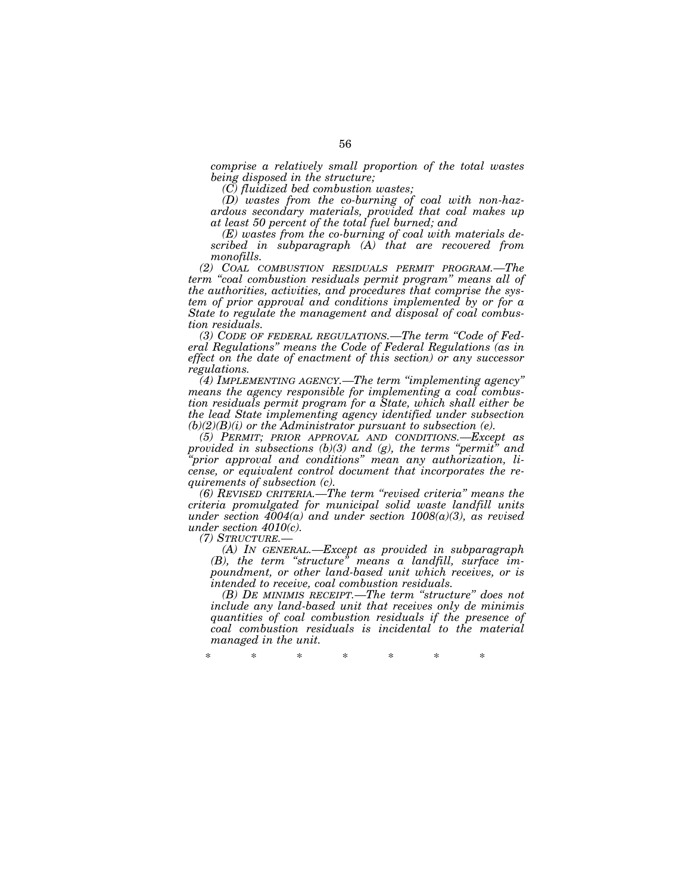*comprise a relatively small proportion of the total wastes being disposed in the structure;*

*(C) fluidized bed combustion wastes;*

*(D) wastes from the co-burning of coal with non-hazardous secondary materials, provided that coal makes up at least 50 percent of the total fuel burned; and*

*(E) wastes from the co-burning of coal with materials described in subparagraph (A) that are recovered from monofills.*

*(2) COAL COMBUSTION RESIDUALS PERMIT PROGRAM.—The term "coal combustion residuals permit program" means all of the authorities, activities, and procedures that comprise the system of prior approval and conditions implemented by or for a State to regulate the management and disposal of coal combustion residuals.*

*(3) CODE OF FEDERAL REGULATIONS.—The term "Code of Federal Regulations" means the Code of Federal Regulations (as in effect on the date of enactment of this section) or any successor regulations.*

*(4) IMPLEMENTING AGENCY.—The term "implementing agency" means the agency responsible for implementing a coal combustion residuals permit program for a State, which shall either be the lead State implementing agency identified under subsection (b)(2)(B)(i) or the Administrator pursuant to subsection (e).*

*(5) PERMIT; PRIOR APPROVAL AND CONDITIONS.—Except as provided in subsections (b)(3) and (g), the terms "permit" and "prior approval and conditions" mean any authorization, license, or equivalent control document that incorporates the requirements of subsection (c).*

*(6) REVISED CRITERIA.—The term "revised criteria" means the criteria promulgated for municipal solid waste landfill units under section 4004(a) and under section 1008(a)(3), as revised under section 4010(c).*

*(7) STRUCTURE.—*

*(A) IN GENERAL.—Except as provided in subparagraph (B), the term "structure" means a landfill, surface impoundment, or other land-based unit which receives, or is intended to receive, coal combustion residuals.*

*(B) DE MINIMIS RECEIPT.—The term "structure" does not include any land-based unit that receives only de minimis quantities of coal combustion residuals if the presence of coal combustion residuals is incidental to the material managed in the unit.*

\* \* \* \* \* \* \*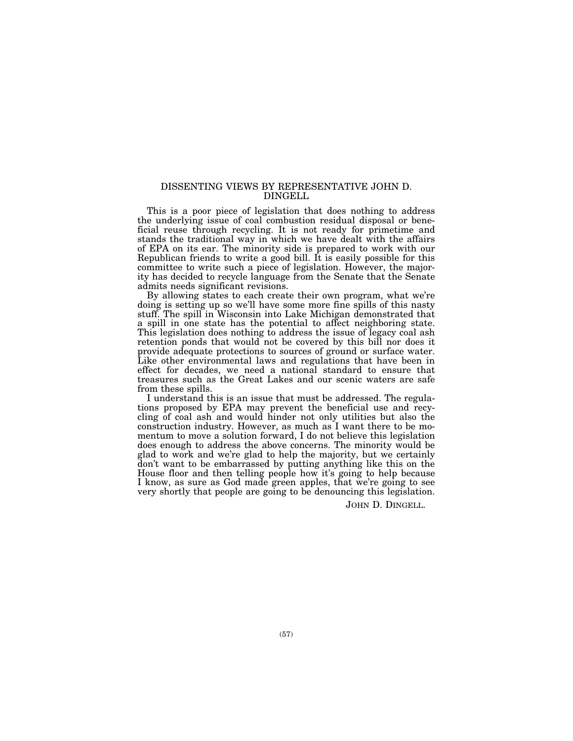## DISSENTING VIEWS BY REPRESENTATIVE JOHN D. DINGELL

This is a poor piece of legislation that does nothing to address the underlying issue of coal combustion residual disposal or beneficial reuse through recycling. It is not ready for primetime and stands the traditional way in which we have dealt with the affairs of EPA on its ear. The minority side is prepared to work with our Republican friends to write a good bill. It is easily possible for this committee to write such a piece of legislation. However, the majority has decided to recycle language from the Senate that the Senate admits needs significant revisions.

By allowing states to each create their own program, what we're doing is setting up so we'll have some more fine spills of this nasty stuff. The spill in Wisconsin into Lake Michigan demonstrated that a spill in one state has the potential to affect neighboring state. This legislation does nothing to address the issue of legacy coal ash retention ponds that would not be covered by this bill nor does it provide adequate protections to sources of ground or surface water. Like other environmental laws and regulations that have been in effect for decades, we need a national standard to ensure that treasures such as the Great Lakes and our scenic waters are safe from these spills.

I understand this is an issue that must be addressed. The regulations proposed by EPA may prevent the beneficial use and recycling of coal ash and would hinder not only utilities but also the construction industry. However, as much as I want there to be momentum to move a solution forward, I do not believe this legislation does enough to address the above concerns. The minority would be glad to work and we're glad to help the majority, but we certainly don't want to be embarrassed by putting anything like this on the House floor and then telling people how it's going to help because I know, as sure as God made green apples, that we're going to see very shortly that people are going to be denouncing this legislation.

JOHN D. DINGELL.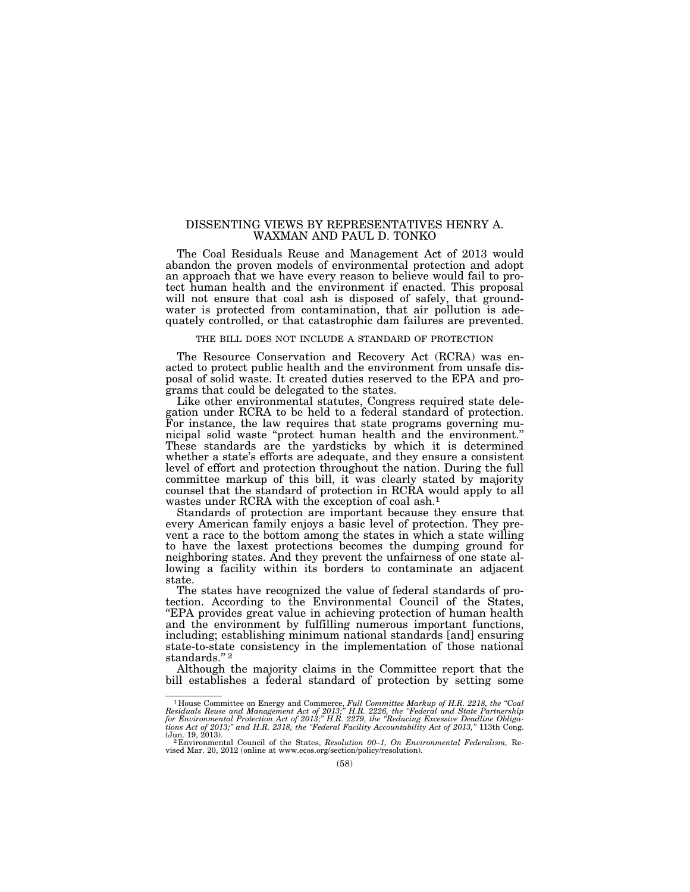# DISSENTING VIEWS BY REPRESENTATIVES HENRY A. WAXMAN AND PAUL D. TONKO

The Coal Residuals Reuse and Management Act of 2013 would abandon the proven models of environmental protection and adopt an approach that we have every reason to believe would fail to protect human health and the environment if enacted. This proposal will not ensure that coal ash is disposed of safely, that groundwater is protected from contamination, that air pollution is adequately controlled, or that catastrophic dam failures are prevented.

## THE BILL DOES NOT INCLUDE A STANDARD OF PROTECTION

The Resource Conservation and Recovery Act (RCRA) was enacted to protect public health and the environment from unsafe disposal of solid waste. It created duties reserved to the EPA and programs that could be delegated to the states.

Like other environmental statutes, Congress required state delegation under RCRA to be held to a federal standard of protection. For instance, the law requires that state programs governing municipal solid waste "protect human health and the environment." These standards are the yardsticks by which it is determined whether a state's efforts are adequate, and they ensure a consistent level of effort and protection throughout the nation. During the full committee markup of this bill, it was clearly stated by majority counsel that the standard of protection in RCRA would apply to all wastes under RCRA with the exception of coal ash.[1]

Standards of protection are important because they ensure that every American family enjoys a basic level of protection. They prevent a race to the bottom among the states in which a state willing to have the laxest protections becomes the dumping ground for neighboring states. And they prevent the unfairness of one state allowing a facility within its borders to contaminate an adjacent state.

The states have recognized the value of federal standards of protection. According to the Environmental Council of the States, "EPA provides great value in achieving protection of human health and the environment by fulfilling numerous important functions, including; establishing minimum national standards [and] ensuring state-to-state consistency in the implementation of those national standards."[2]

Although the majority claims in the Committee report that the bill establishes a federal standard of protection by setting some

---

[1] House Committee on Energy and Commerce, *Full Committee Markup of H.R. 2218, the "Coal Residuals Reuse and Management Act of 2013;" H.R. 2226, the "Federal and State Partnership for Environmental Protection Act of 2013;" H.R. 2279, the "Reducing Excessive Deadline Obligations Act of 2013;" and H.R. 2318, the "Federal Facility Accountability Act of 2013,"* 113th Cong. (Jun. 19, 2013).

[2] Environmental Council of the States, *Resolution 00–1, On Environmental Federalism,* Revised Mar. 20, 2012 (online at www.ecos.org/section/policy/resolution).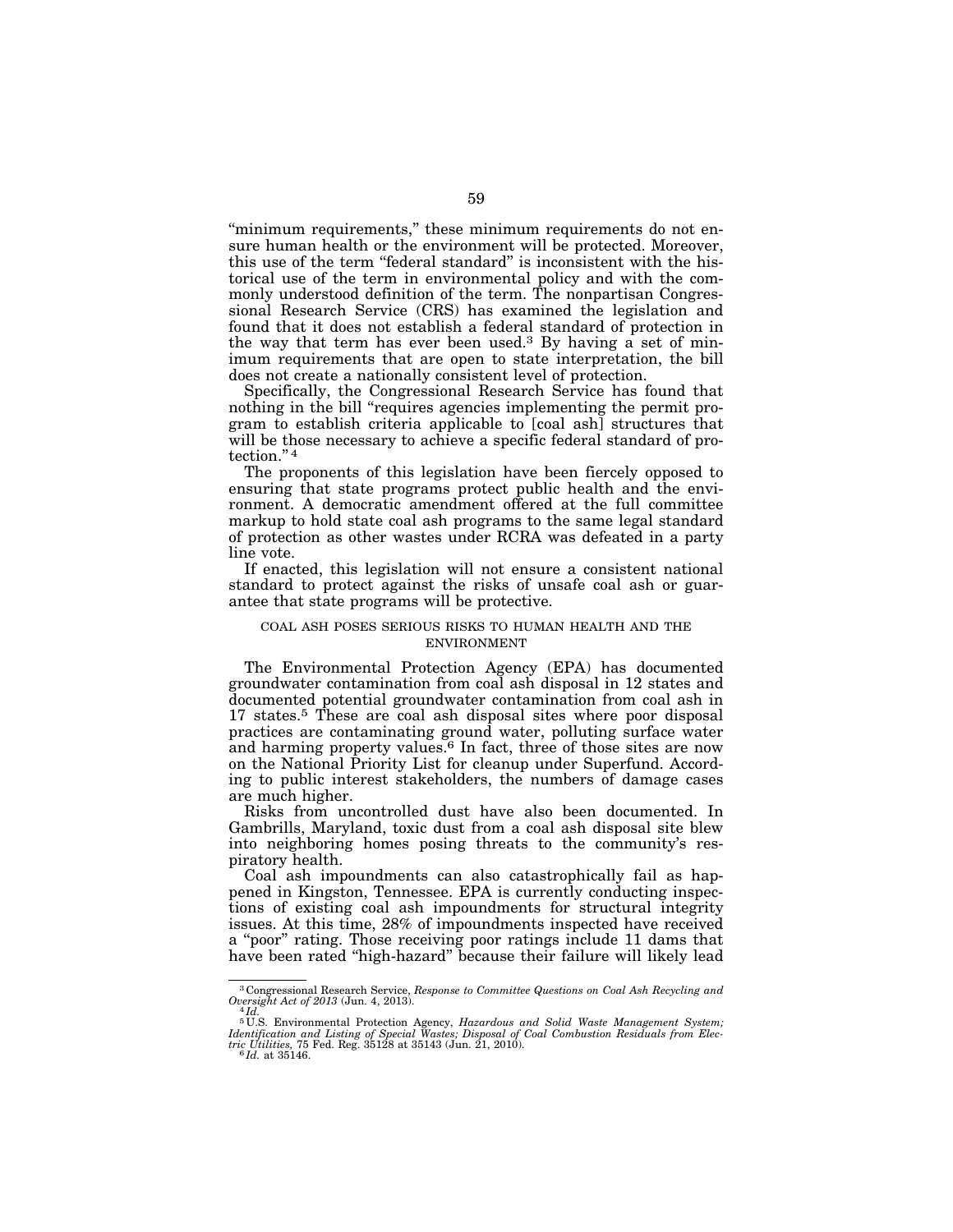"minimum requirements," these minimum requirements do not ensure human health or the environment will be protected. Moreover, this use of the term "federal standard" is inconsistent with the historical use of the term in environmental policy and with the commonly understood definition of the term. The nonpartisan Congressional Research Service (CRS) has examined the legislation and found that it does not establish a federal standard of protection in the way that term has ever been used.[3] By having a set of minimum requirements that are open to state interpretation, the bill does not create a nationally consistent level of protection.

Specifically, the Congressional Research Service has found that nothing in the bill "requires agencies implementing the permit program to establish criteria applicable to [coal ash] structures that will be those necessary to achieve a specific federal standard of protection."[4]

The proponents of this legislation have been fiercely opposed to ensuring that state programs protect public health and the environment. A democratic amendment offered at the full committee markup to hold state coal ash programs to the same legal standard of protection as other wastes under RCRA was defeated in a party line vote.

If enacted, this legislation will not ensure a consistent national standard to protect against the risks of unsafe coal ash or guarantee that state programs will be protective.

### COAL ASH POSES SERIOUS RISKS TO HUMAN HEALTH AND THE ENVIRONMENT

The Environmental Protection Agency (EPA) has documented groundwater contamination from coal ash disposal in 12 states and documented potential groundwater contamination from coal ash in 17 states.[5] These are coal ash disposal sites where poor disposal practices are contaminating ground water, polluting surface water and harming property values.[6] In fact, three of those sites are now on the National Priority List for cleanup under Superfund. According to public interest stakeholders, the numbers of damage cases are much higher.

Risks from uncontrolled dust have also been documented. In Gambrills, Maryland, toxic dust from a coal ash disposal site blew into neighboring homes posing threats to the community's respiratory health.

Coal ash impoundments can also catastrophically fail as happened in Kingston, Tennessee. EPA is currently conducting inspections of existing coal ash impoundments for structural integrity issues. At this time, 28% of impoundments inspected have received a "poor" rating. Those receiving poor ratings include 11 dams that have been rated "high-hazard" because their failure will likely lead

---

[3] Congressional Research Service, *Response to Committee Questions on Coal Ash Recycling and Oversight Act of 2013* (Jun. 4, 2013).

[4] *Id.*

[5] U.S. Environmental Protection Agency, *Hazardous and Solid Waste Management System; Identification and Listing of Special Wastes; Disposal of Coal Combustion Residuals from Electric Utilities,* 75 Fed. Reg. 35128 at 35143 (Jun. 21, 2010).

[6] *Id.* at 35146.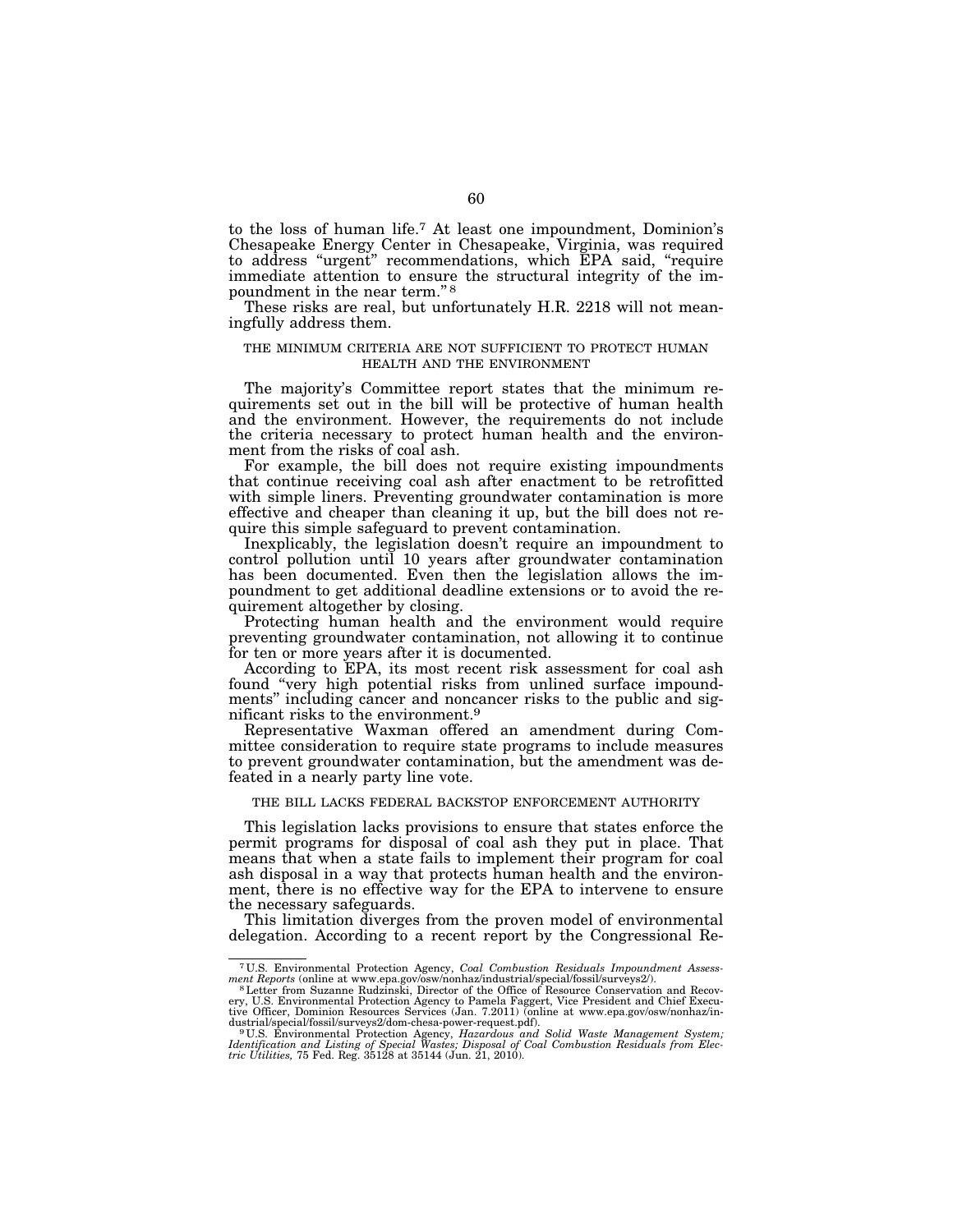to the loss of human life.[7] At least one impoundment, Dominion's Chesapeake Energy Center in Chesapeake, Virginia, was required to address "urgent" recommendations, which EPA said, "require immediate attention to ensure the structural integrity of the impoundment in the near term."[8]

These risks are real, but unfortunately H.R. 2218 will not meaningfully address them.

## THE MINIMUM CRITERIA ARE NOT SUFFICIENT TO PROTECT HUMAN HEALTH AND THE ENVIRONMENT

The majority's Committee report states that the minimum requirements set out in the bill will be protective of human health and the environment. However, the requirements do not include the criteria necessary to protect human health and the environment from the risks of coal ash.

For example, the bill does not require existing impoundments that continue receiving coal ash after enactment to be retrofitted with simple liners. Preventing groundwater contamination is more effective and cheaper than cleaning it up, but the bill does not require this simple safeguard to prevent contamination.

Inexplicably, the legislation doesn't require an impoundment to control pollution until 10 years after groundwater contamination has been documented. Even then the legislation allows the impoundment to get additional deadline extensions or to avoid the requirement altogether by closing.

Protecting human health and the environment would require preventing groundwater contamination, not allowing it to continue for ten or more years after it is documented.

According to EPA, its most recent risk assessment for coal ash found "very high potential risks from unlined surface impoundments" including cancer and noncancer risks to the public and significant risks to the environment.[9]

Representative Waxman offered an amendment during Committee consideration to require state programs to include measures to prevent groundwater contamination, but the amendment was defeated in a nearly party line vote.

## THE BILL LACKS FEDERAL BACKSTOP ENFORCEMENT AUTHORITY

This legislation lacks provisions to ensure that states enforce the permit programs for disposal of coal ash they put in place. That means that when a state fails to implement their program for coal ash disposal in a way that protects human health and the environment, there is no effective way for the EPA to intervene to ensure the necessary safeguards.

This limitation diverges from the proven model of environmental delegation. According to a recent report by the Congressional Re-

---

[7] U.S. Environmental Protection Agency, *Coal Combustion Residuals Impoundment Assessment Reports* (online at www.epa.gov/osw/nonhaz/industrial/special/fossil/surveys2/).

[8] Letter from Suzanne Rudzinski, Director of the Office of Resource Conservation and Recovery, U.S. Environmental Protection Agency to Pamela Faggert, Vice President and Chief Executive Officer, Dominion Resources Services (Jan. 7.2011) (online at www.epa.gov/osw/nonhaz/industrial/special/fossil/surveys2/dom-chesa-power-request.pdf).

[9] U.S. Environmental Protection Agency, *Hazardous and Solid Waste Management System; Identification and Listing of Special Wastes; Disposal of Coal Combustion Residuals from Electric Utilities,* 75 Fed. Reg. 35128 at 35144 (Jun. 21, 2010).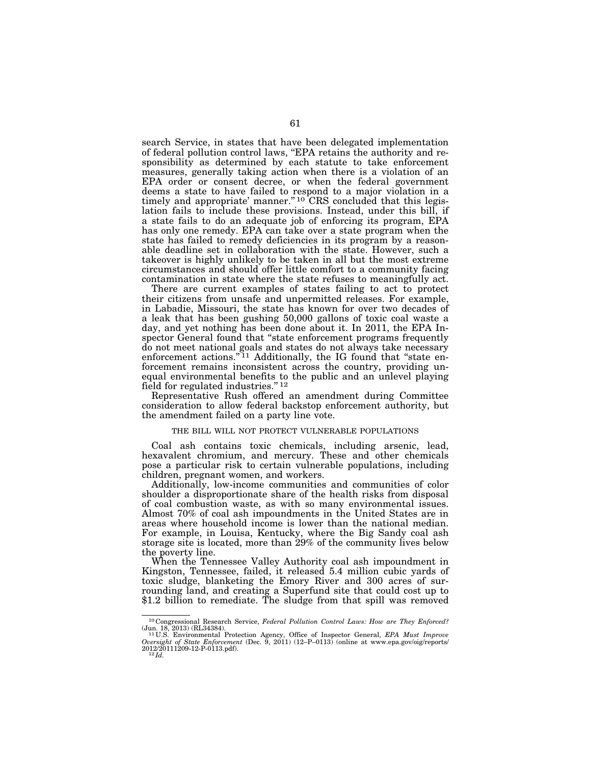search Service, in states that have been delegated implementation of federal pollution control laws, "EPA retains the authority and responsibility as determined by each statute to take enforcement measures, generally taking action when there is a violation of an EPA order or consent decree, or when the federal government deems a state to have failed to respond to a major violation in a timely and appropriate' manner."[10] CRS concluded that this legislation fails to include these provisions. Instead, under this bill, if a state fails to do an adequate job of enforcing its program, EPA has only one remedy. EPA can take over a state program when the state has failed to remedy deficiencies in its program by a reasonable deadline set in collaboration with the state. However, such a takeover is highly unlikely to be taken in all but the most extreme circumstances and should offer little comfort to a community facing contamination in state where the state refuses to meaningfully act.

There are current examples of states failing to act to protect their citizens from unsafe and unpermitted releases. For example, in Labadie, Missouri, the state has known for over two decades of a leak that has been gushing 50,000 gallons of toxic coal waste a day, and yet nothing has been done about it. In 2011, the EPA Inspector General found that "state enforcement programs frequently do not meet national goals and states do not always take necessary enforcement actions."[11] Additionally, the IG found that "state enforcement remains inconsistent across the country, providing unequal environmental benefits to the public and an unlevel playing field for regulated industries."[12]

Representative Rush offered an amendment during Committee consideration to allow federal backstop enforcement authority, but the amendment failed on a party line vote.

## THE BILL WILL NOT PROTECT VULNERABLE POPULATIONS

Coal ash contains toxic chemicals, including arsenic, lead, hexavalent chromium, and mercury. These and other chemicals pose a particular risk to certain vulnerable populations, including children, pregnant women, and workers.

Additionally, low-income communities and communities of color shoulder a disproportionate share of the health risks from disposal of coal combustion waste, as with so many environmental issues. Almost 70% of coal ash impoundments in the United States are in areas where household income is lower than the national median. For example, in Louisa, Kentucky, where the Big Sandy coal ash storage site is located, more than 29% of the community lives below the poverty line.

When the Tennessee Valley Authority coal ash impoundment in Kingston, Tennessee, failed, it released 5.4 million cubic yards of toxic sludge, blanketing the Emory River and 300 acres of surrounding land, and creating a Superfund site that could cost up to $1.2 billion to remediate. The sludge from that spill was removed

---

[10] Congressional Research Service, *Federal Pollution Control Laws: How are They Enforced?* (Jun. 18, 2013) (RL34384).

[11] U.S. Environmental Protection Agency, Office of Inspector General, *EPA Must Improve Oversight of State Enforcement* (Dec. 9, 2011) (12–P–0113) (online at www.epa.gov/oig/reports/2012/20111209-12-P-0113.pdf).

[12] *Id.*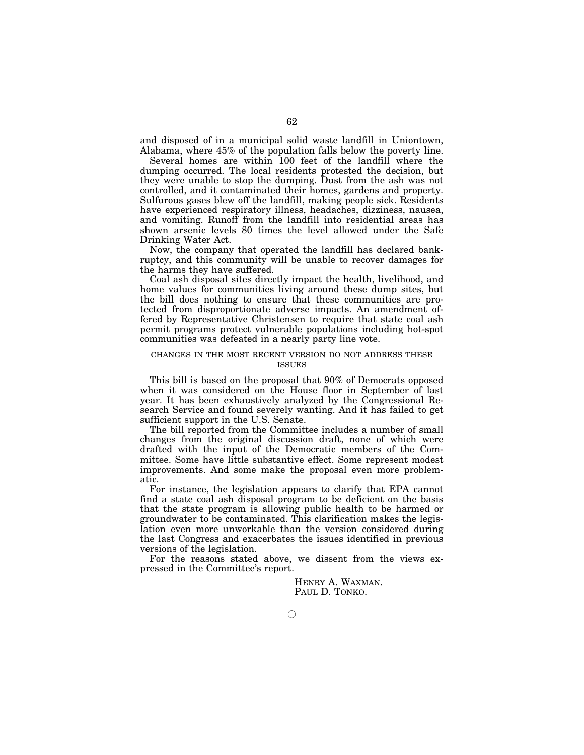and disposed of in a municipal solid waste landfill in Uniontown, Alabama, where 45% of the population falls below the poverty line.

Several homes are within 100 feet of the landfill where the dumping occurred. The local residents protested the decision, but they were unable to stop the dumping. Dust from the ash was not controlled, and it contaminated their homes, gardens and property. Sulfurous gases blew off the landfill, making people sick. Residents have experienced respiratory illness, headaches, dizziness, nausea, and vomiting. Runoff from the landfill into residential areas has shown arsenic levels 80 times the level allowed under the Safe Drinking Water Act.

Now, the company that operated the landfill has declared bankruptcy, and this community will be unable to recover damages for the harms they have suffered.

Coal ash disposal sites directly impact the health, livelihood, and home values for communities living around these dump sites, but the bill does nothing to ensure that these communities are protected from disproportionate adverse impacts. An amendment offered by Representative Christensen to require that state coal ash permit programs protect vulnerable populations including hot-spot communities was defeated in a nearly party line vote.

## CHANGES IN THE MOST RECENT VERSION DO NOT ADDRESS THESE ISSUES

This bill is based on the proposal that 90% of Democrats opposed when it was considered on the House floor in September of last year. It has been exhaustively analyzed by the Congressional Research Service and found severely wanting. And it has failed to get sufficient support in the U.S. Senate.

The bill reported from the Committee includes a number of small changes from the original discussion draft, none of which were drafted with the input of the Democratic members of the Committee. Some have little substantive effect. Some represent modest improvements. And some make the proposal even more problematic.

For instance, the legislation appears to clarify that EPA cannot find a state coal ash disposal program to be deficient on the basis that the state program is allowing public health to be harmed or groundwater to be contaminated. This clarification makes the legislation even more unworkable than the version considered during the last Congress and exacerbates the issues identified in previous versions of the legislation.

For the reasons stated above, we dissent from the views expressed in the Committee's report.

HENRY A. WAXMAN.
PAUL D. TONKO.